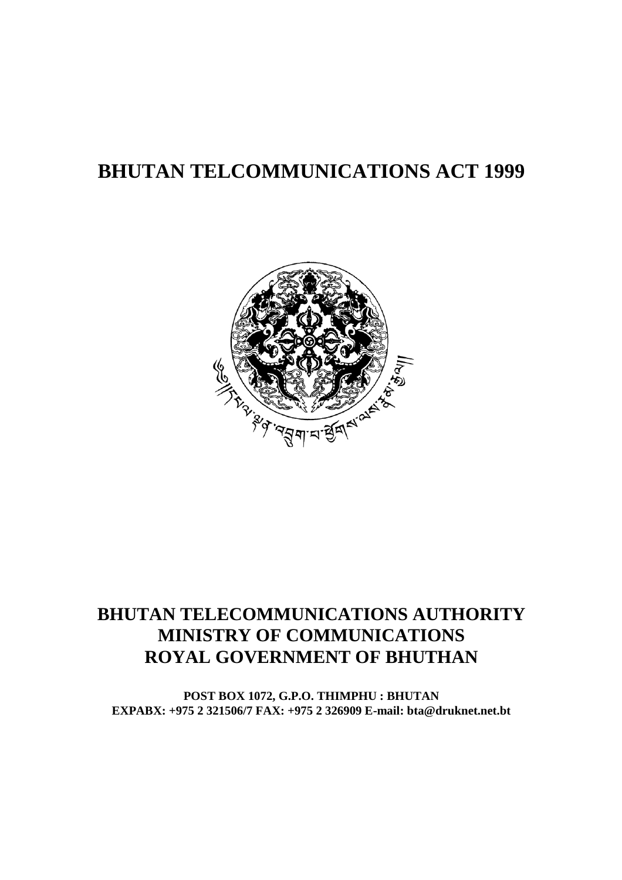# BHUTAN TELCOMMUNICATIONS ACT 1999

## BHUTAN TELECOMMUNICATIONS AUTHORITY
## MINISTRY OF COMMUNICATIONS
## ROYAL GOVERNMENT OF BHUTHAN

**POST BOX 1072, G.P.O. THIMPHU : BHUTAN**
**EXPABX: +975 2 321506/7 FAX: +975 2 326909 E-mail: bta@druknet.net.bt**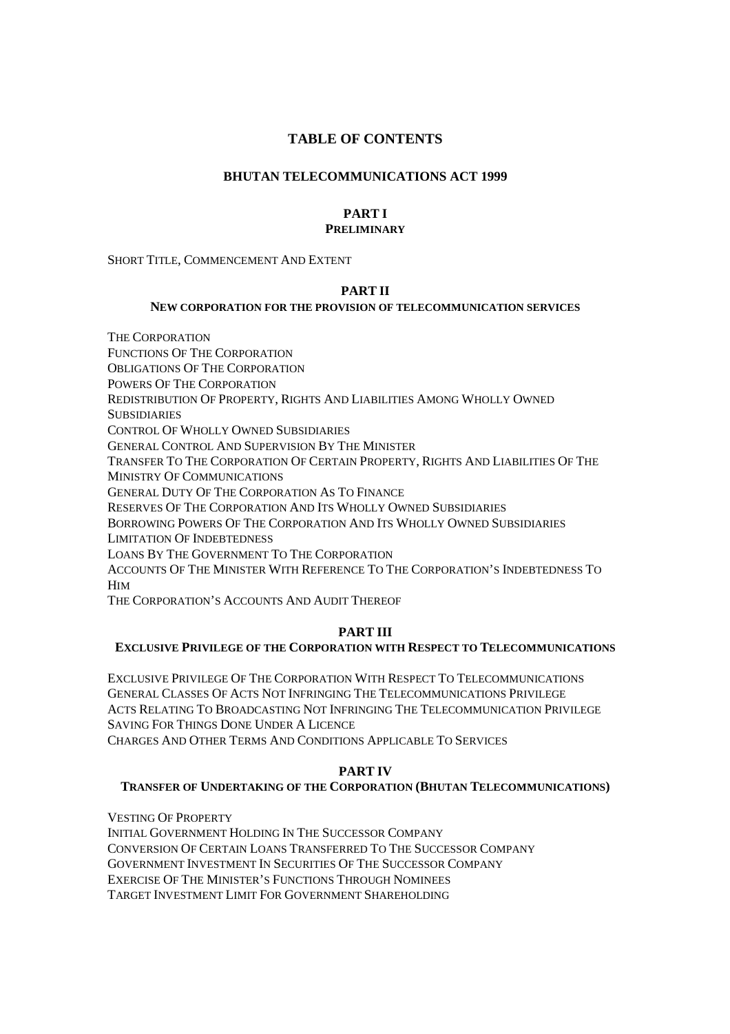# TABLE OF CONTENTS

## BHUTAN TELECOMMUNICATIONS ACT 1999

### PART I
**PRELIMINARY**

SHORT TITLE, COMMENCEMENT AND EXTENT

### PART II
**NEW CORPORATION FOR THE PROVISION OF TELECOMMUNICATION SERVICES**

THE CORPORATION
FUNCTIONS OF THE CORPORATION
OBLIGATIONS OF THE CORPORATION
POWERS OF THE CORPORATION
REDISTRIBUTION OF PROPERTY, RIGHTS AND LIABILITIES AMONG WHOLLY OWNED SUBSIDIARIES
CONTROL OF WHOLLY OWNED SUBSIDIARIES
GENERAL CONTROL AND SUPERVISION BY THE MINISTER
TRANSFER TO THE CORPORATION OF CERTAIN PROPERTY, RIGHTS AND LIABILITIES OF THE MINISTRY OF COMMUNICATIONS
GENERAL DUTY OF THE CORPORATION AS TO FINANCE
RESERVES OF THE CORPORATION AND ITS WHOLLY OWNED SUBSIDIARIES
BORROWING POWERS OF THE CORPORATION AND ITS WHOLLY OWNED SUBSIDIARIES
LIMITATION OF INDEBTEDNESS
LOANS BY THE GOVERNMENT TO THE CORPORATION
ACCOUNTS OF THE MINISTER WITH REFERENCE TO THE CORPORATION'S INDEBTEDNESS TO HIM
THE CORPORATION'S ACCOUNTS AND AUDIT THEREOF

### PART III
**EXCLUSIVE PRIVILEGE OF THE CORPORATION WITH RESPECT TO TELECOMMUNICATIONS**

EXCLUSIVE PRIVILEGE OF THE CORPORATION WITH RESPECT TO TELECOMMUNICATIONS
GENERAL CLASSES OF ACTS NOT INFRINGING THE TELECOMMUNICATIONS PRIVILEGE
ACTS RELATING TO BROADCASTING NOT INFRINGING THE TELECOMMUNICATION PRIVILEGE
SAVING FOR THINGS DONE UNDER A LICENCE
CHARGES AND OTHER TERMS AND CONDITIONS APPLICABLE TO SERVICES

### PART IV
**TRANSFER OF UNDERTAKING OF THE CORPORATION (BHUTAN TELECOMMUNICATIONS)**

VESTING OF PROPERTY
INITIAL GOVERNMENT HOLDING IN THE SUCCESSOR COMPANY
CONVERSION OF CERTAIN LOANS TRANSFERRED TO THE SUCCESSOR COMPANY
GOVERNMENT INVESTMENT IN SECURITIES OF THE SUCCESSOR COMPANY
EXERCISE OF THE MINISTER'S FUNCTIONS THROUGH NOMINEES
TARGET INVESTMENT LIMIT FOR GOVERNMENT SHAREHOLDING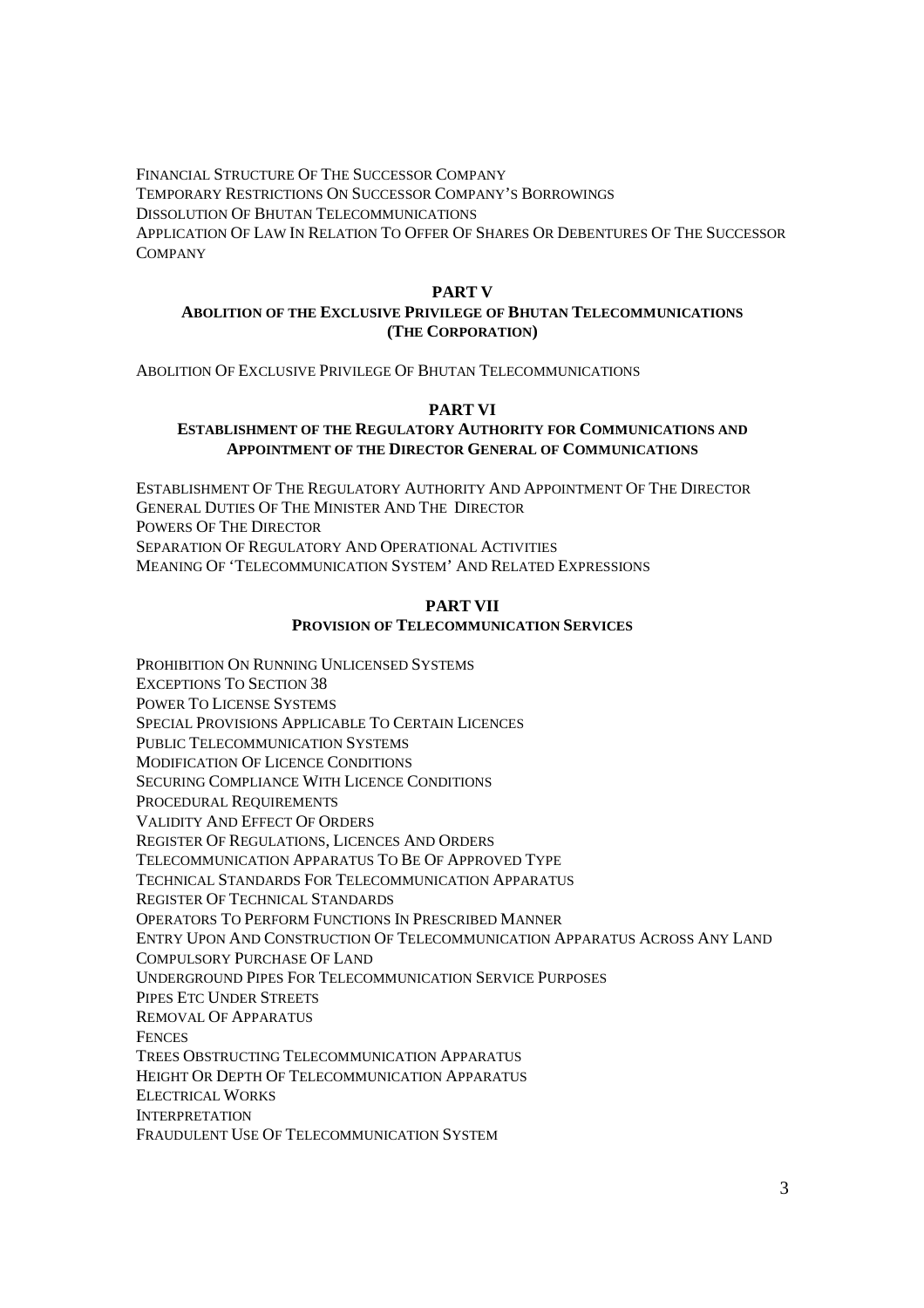Financial Structure Of The Successor Company
Temporary Restrictions On Successor Company's Borrowings
Dissolution Of Bhutan Telecommunications
Application Of Law In Relation To Offer Of Shares Or Debentures Of The Successor Company

## PART V
### Abolition of the Exclusive Privilege of Bhutan Telecommunications (The Corporation)

Abolition Of Exclusive Privilege Of Bhutan Telecommunications

## PART VI
### Establishment of the Regulatory Authority for Communications and Appointment of the Director General of Communications

Establishment Of The Regulatory Authority And Appointment Of The Director
General Duties Of The Minister And The Director
Powers Of The Director
Separation Of Regulatory And Operational Activities
Meaning Of 'Telecommunication System' And Related Expressions

## PART VII
### Provision of Telecommunication Services

Prohibition On Running Unlicensed Systems
Exceptions To Section 38
Power To License Systems
Special Provisions Applicable To Certain Licences
Public Telecommunication Systems
Modification Of Licence Conditions
Securing Compliance With Licence Conditions
Procedural Requirements
Validity And Effect Of Orders
Register Of Regulations, Licences And Orders
Telecommunication Apparatus To Be Of Approved Type
Technical Standards For Telecommunication Apparatus
Register Of Technical Standards
Operators To Perform Functions In Prescribed Manner
Entry Upon And Construction Of Telecommunication Apparatus Across Any Land
Compulsory Purchase Of Land
Underground Pipes For Telecommunication Service Purposes
Pipes Etc Under Streets
Removal Of Apparatus
Fences
Trees Obstructing Telecommunication Apparatus
Height Or Depth Of Telecommunication Apparatus
Electrical Works
Interpretation
Fraudulent Use Of Telecommunication System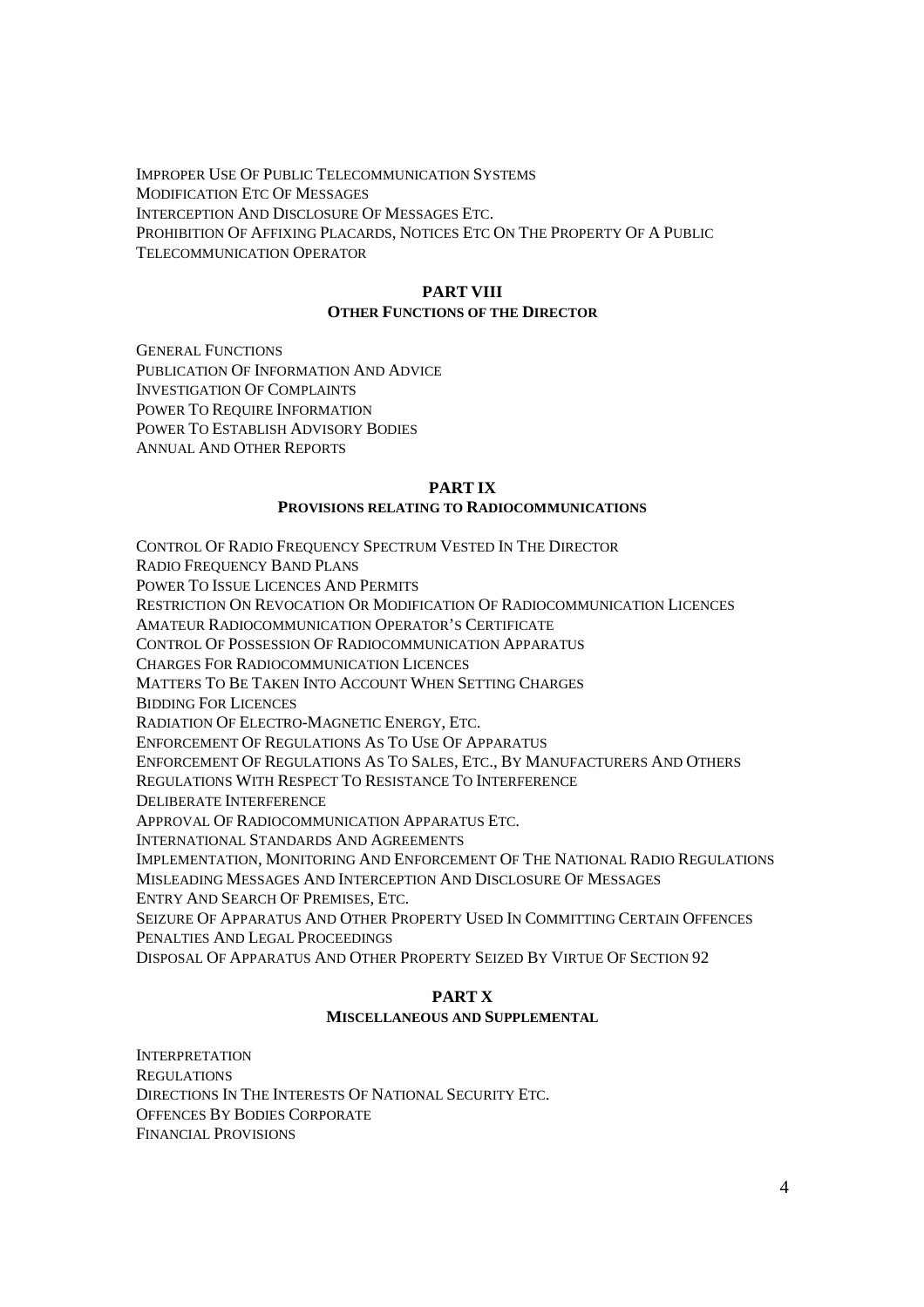IMPROPER USE OF PUBLIC TELECOMMUNICATION SYSTEMS
MODIFICATION ETC OF MESSAGES
INTERCEPTION AND DISCLOSURE OF MESSAGES ETC.
PROHIBITION OF AFFIXING PLACARDS, NOTICES ETC ON THE PROPERTY OF A PUBLIC TELECOMMUNICATION OPERATOR

## PART VIII
### OTHER FUNCTIONS OF THE DIRECTOR

GENERAL FUNCTIONS
PUBLICATION OF INFORMATION AND ADVICE
INVESTIGATION OF COMPLAINTS
POWER TO REQUIRE INFORMATION
POWER TO ESTABLISH ADVISORY BODIES
ANNUAL AND OTHER REPORTS

## PART IX
### PROVISIONS RELATING TO RADIOCOMMUNICATIONS

CONTROL OF RADIO FREQUENCY SPECTRUM VESTED IN THE DIRECTOR
RADIO FREQUENCY BAND PLANS
POWER TO ISSUE LICENCES AND PERMITS
RESTRICTION ON REVOCATION OR MODIFICATION OF RADIOCOMMUNICATION LICENCES
AMATEUR RADIOCOMMUNICATION OPERATOR'S CERTIFICATE
CONTROL OF POSSESSION OF RADIOCOMMUNICATION APPARATUS
CHARGES FOR RADIOCOMMUNICATION LICENCES
MATTERS TO BE TAKEN INTO ACCOUNT WHEN SETTING CHARGES
BIDDING FOR LICENCES
RADIATION OF ELECTRO-MAGNETIC ENERGY, ETC.
ENFORCEMENT OF REGULATIONS AS TO USE OF APPARATUS
ENFORCEMENT OF REGULATIONS AS TO SALES, ETC., BY MANUFACTURERS AND OTHERS
REGULATIONS WITH RESPECT TO RESISTANCE TO INTERFERENCE
DELIBERATE INTERFERENCE
APPROVAL OF RADIOCOMMUNICATION APPARATUS ETC.
INTERNATIONAL STANDARDS AND AGREEMENTS
IMPLEMENTATION, MONITORING AND ENFORCEMENT OF THE NATIONAL RADIO REGULATIONS
MISLEADING MESSAGES AND INTERCEPTION AND DISCLOSURE OF MESSAGES
ENTRY AND SEARCH OF PREMISES, ETC.
SEIZURE OF APPARATUS AND OTHER PROPERTY USED IN COMMITTING CERTAIN OFFENCES
PENALTIES AND LEGAL PROCEEDINGS
DISPOSAL OF APPARATUS AND OTHER PROPERTY SEIZED BY VIRTUE OF SECTION 92

## PART X
### MISCELLANEOUS AND SUPPLEMENTAL

INTERPRETATION
REGULATIONS
DIRECTIONS IN THE INTERESTS OF NATIONAL SECURITY ETC.
OFFENCES BY BODIES CORPORATE
FINANCIAL PROVISIONS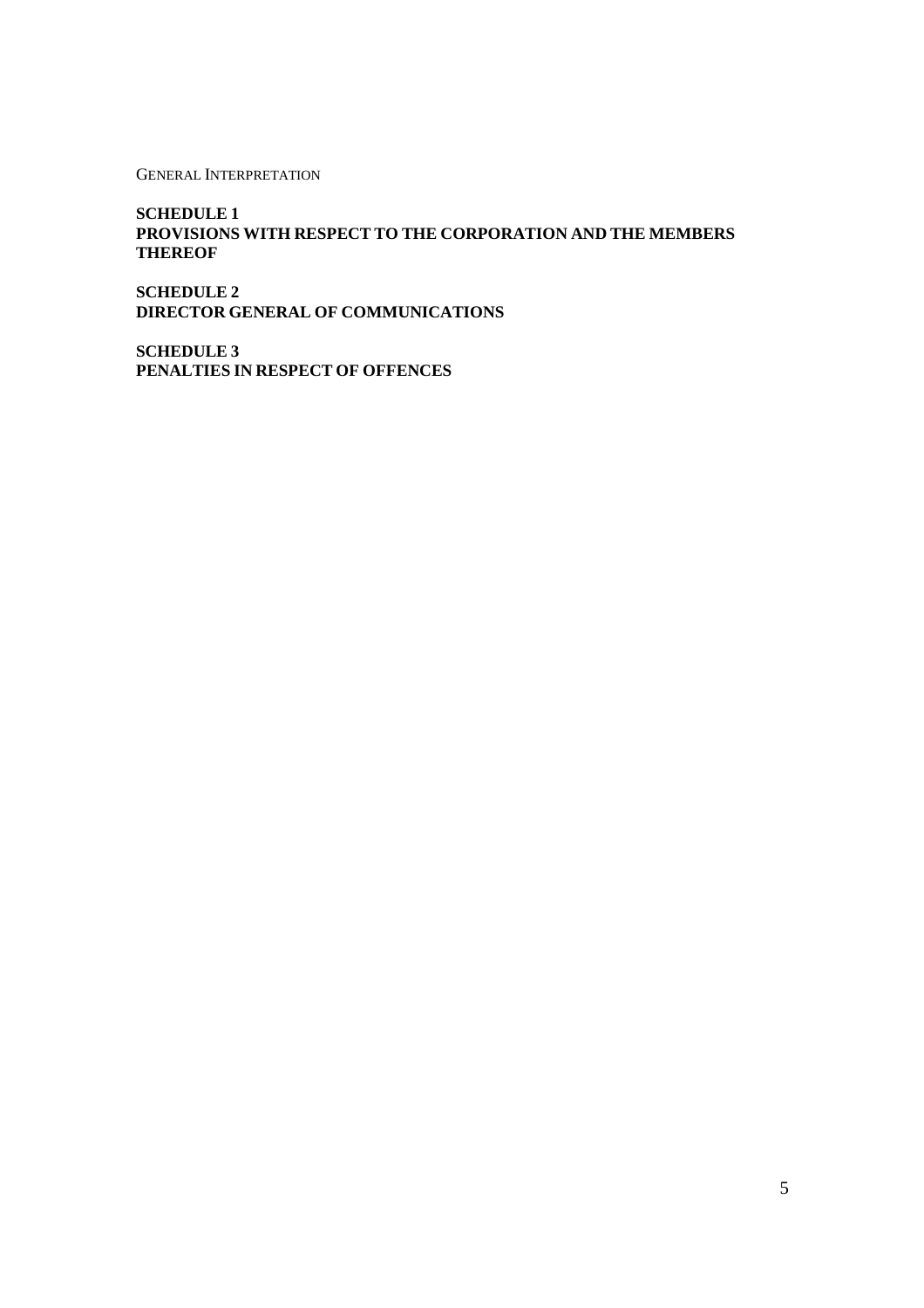GENERAL INTERPRETATION

**SCHEDULE 1**
**PROVISIONS WITH RESPECT TO THE CORPORATION AND THE MEMBERS THEREOF**

**SCHEDULE 2**
**DIRECTOR GENERAL OF COMMUNICATIONS**

**SCHEDULE 3**
**PENALTIES IN RESPECT OF OFFENCES**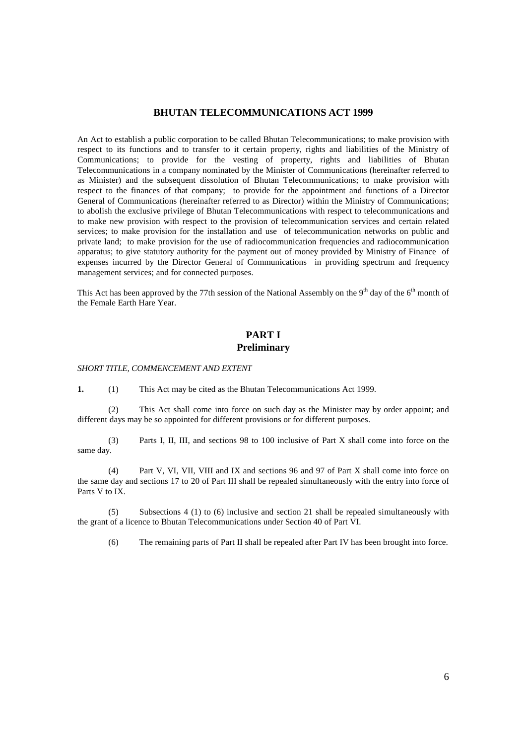# BHUTAN TELECOMMUNICATIONS ACT 1999

An Act to establish a public corporation to be called Bhutan Telecommunications; to make provision with respect to its functions and to transfer to it certain property, rights and liabilities of the Ministry of Communications; to provide for the vesting of property, rights and liabilities of Bhutan Telecommunications in a company nominated by the Minister of Communications (hereinafter referred to as Minister) and the subsequent dissolution of Bhutan Telecommunications; to make provision with respect to the finances of that company; to provide for the appointment and functions of a Director General of Communications (hereinafter referred to as Director) within the Ministry of Communications; to abolish the exclusive privilege of Bhutan Telecommunications with respect to telecommunications and to make new provision with respect to the provision of telecommunication services and certain related services; to make provision for the installation and use of telecommunication networks on public and private land; to make provision for the use of radiocommunication frequencies and radiocommunication apparatus; to give statutory authority for the payment out of money provided by Ministry of Finance of expenses incurred by the Director General of Communications in providing spectrum and frequency management services; and for connected purposes.

This Act has been approved by the 77th session of the National Assembly on the 9th day of the 6th month of the Female Earth Hare Year.

## PART I
## Preliminary

*SHORT TITLE, COMMENCEMENT AND EXTENT*

**1.** (1) This Act may be cited as the Bhutan Telecommunications Act 1999.

(2) This Act shall come into force on such day as the Minister may by order appoint; and different days may be so appointed for different provisions or for different purposes.

(3) Parts I, II, III, and sections 98 to 100 inclusive of Part X shall come into force on the same day.

(4) Part V, VI, VII, VIII and IX and sections 96 and 97 of Part X shall come into force on the same day and sections 17 to 20 of Part III shall be repealed simultaneously with the entry into force of Parts V to IX.

(5) Subsections 4 (1) to (6) inclusive and section 21 shall be repealed simultaneously with the grant of a licence to Bhutan Telecommunications under Section 40 of Part VI.

(6) The remaining parts of Part II shall be repealed after Part IV has been brought into force.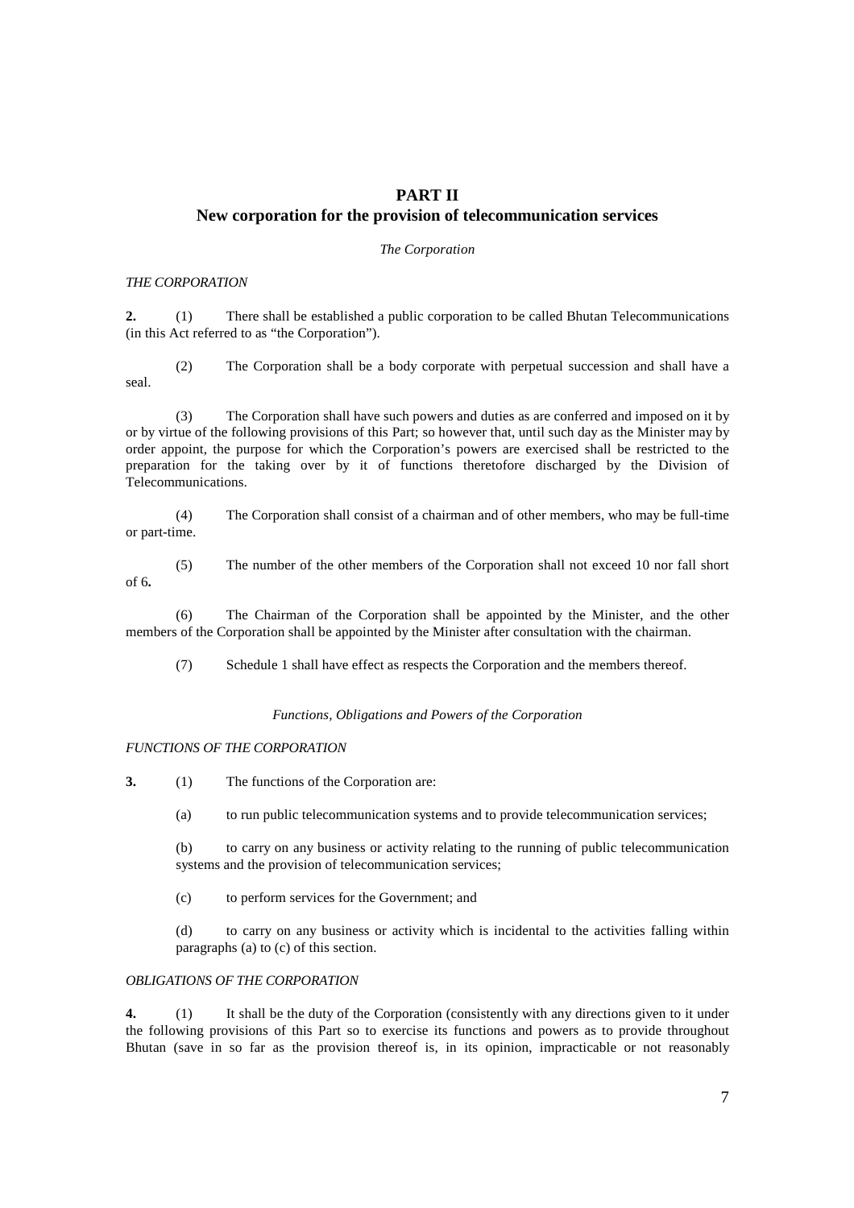# PART II
## New corporation for the provision of telecommunication services

*The Corporation*

*THE CORPORATION*

**2.** (1) There shall be established a public corporation to be called Bhutan Telecommunications (in this Act referred to as "the Corporation").

(2) The Corporation shall be a body corporate with perpetual succession and shall have a seal.

(3) The Corporation shall have such powers and duties as are conferred and imposed on it by or by virtue of the following provisions of this Part; so however that, until such day as the Minister may by order appoint, the purpose for which the Corporation's powers are exercised shall be restricted to the preparation for the taking over by it of functions theretofore discharged by the Division of Telecommunications.

(4) The Corporation shall consist of a chairman and of other members, who may be full-time or part-time.

(5) The number of the other members of the Corporation shall not exceed 10 nor fall short of 6**.**

(6) The Chairman of the Corporation shall be appointed by the Minister, and the other members of the Corporation shall be appointed by the Minister after consultation with the chairman.

(7) Schedule 1 shall have effect as respects the Corporation and the members thereof.

*Functions, Obligations and Powers of the Corporation*

*FUNCTIONS OF THE CORPORATION*

**3.** (1) The functions of the Corporation are:

(a) to run public telecommunication systems and to provide telecommunication services;

(b) to carry on any business or activity relating to the running of public telecommunication systems and the provision of telecommunication services;

(c) to perform services for the Government; and

(d) to carry on any business or activity which is incidental to the activities falling within paragraphs (a) to (c) of this section.

*OBLIGATIONS OF THE CORPORATION*

**4.** (1) It shall be the duty of the Corporation (consistently with any directions given to it under the following provisions of this Part so to exercise its functions and powers as to provide throughout Bhutan (save in so far as the provision thereof is, in its opinion, impracticable or not reasonably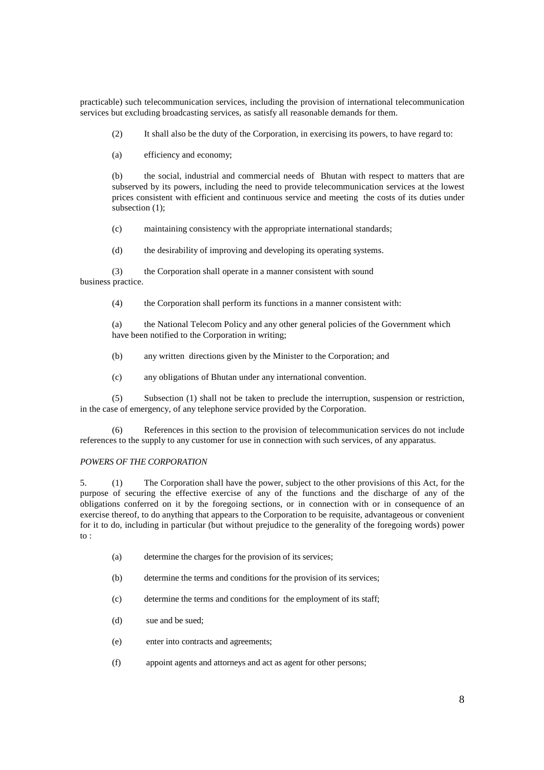practicable) such telecommunication services, including the provision of international telecommunication services but excluding broadcasting services, as satisfy all reasonable demands for them.

(2) It shall also be the duty of the Corporation, in exercising its powers, to have regard to:

(a) efficiency and economy;

(b) the social, industrial and commercial needs of Bhutan with respect to matters that are subserved by its powers, including the need to provide telecommunication services at the lowest prices consistent with efficient and continuous service and meeting the costs of its duties under subsection (1);

(c) maintaining consistency with the appropriate international standards;

(d) the desirability of improving and developing its operating systems.

(3) the Corporation shall operate in a manner consistent with sound business practice.

(4) the Corporation shall perform its functions in a manner consistent with:

(a) the National Telecom Policy and any other general policies of the Government which have been notified to the Corporation in writing;

(b) any written directions given by the Minister to the Corporation; and

(c) any obligations of Bhutan under any international convention.

(5) Subsection (1) shall not be taken to preclude the interruption, suspension or restriction, in the case of emergency, of any telephone service provided by the Corporation.

(6) References in this section to the provision of telecommunication services do not include references to the supply to any customer for use in connection with such services, of any apparatus.

*POWERS OF THE CORPORATION*

5. (1) The Corporation shall have the power, subject to the other provisions of this Act, for the purpose of securing the effective exercise of any of the functions and the discharge of any of the obligations conferred on it by the foregoing sections, or in connection with or in consequence of an exercise thereof, to do anything that appears to the Corporation to be requisite, advantageous or convenient for it to do, including in particular (but without prejudice to the generality of the foregoing words) power to :

(a) determine the charges for the provision of its services;

(b) determine the terms and conditions for the provision of its services;

(c) determine the terms and conditions for the employment of its staff;

(d) sue and be sued;

(e) enter into contracts and agreements;

(f) appoint agents and attorneys and act as agent for other persons;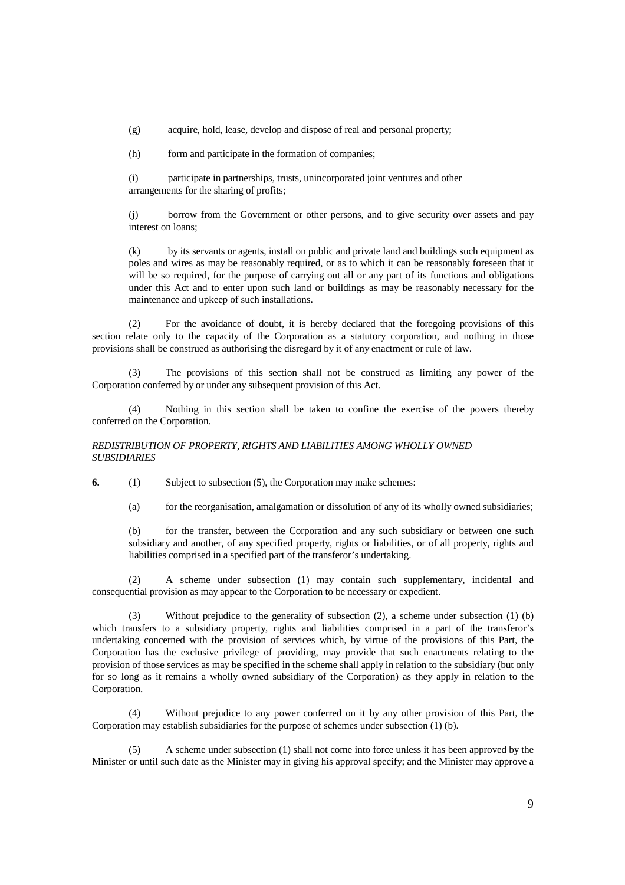(g) acquire, hold, lease, develop and dispose of real and personal property;

(h) form and participate in the formation of companies;

(i) participate in partnerships, trusts, unincorporated joint ventures and other arrangements for the sharing of profits;

(j) borrow from the Government or other persons, and to give security over assets and pay interest on loans;

(k) by its servants or agents, install on public and private land and buildings such equipment as poles and wires as may be reasonably required, or as to which it can be reasonably foreseen that it will be so required, for the purpose of carrying out all or any part of its functions and obligations under this Act and to enter upon such land or buildings as may be reasonably necessary for the maintenance and upkeep of such installations.

(2) For the avoidance of doubt, it is hereby declared that the foregoing provisions of this section relate only to the capacity of the Corporation as a statutory corporation, and nothing in those provisions shall be construed as authorising the disregard by it of any enactment or rule of law.

(3) The provisions of this section shall not be construed as limiting any power of the Corporation conferred by or under any subsequent provision of this Act.

(4) Nothing in this section shall be taken to confine the exercise of the powers thereby conferred on the Corporation.

*REDISTRIBUTION OF PROPERTY, RIGHTS AND LIABILITIES AMONG WHOLLY OWNED SUBSIDIARIES*

**6.** (1) Subject to subsection (5), the Corporation may make schemes:

(a) for the reorganisation, amalgamation or dissolution of any of its wholly owned subsidiaries;

(b) for the transfer, between the Corporation and any such subsidiary or between one such subsidiary and another, of any specified property, rights or liabilities, or of all property, rights and liabilities comprised in a specified part of the transferor's undertaking.

(2) A scheme under subsection (1) may contain such supplementary, incidental and consequential provision as may appear to the Corporation to be necessary or expedient.

(3) Without prejudice to the generality of subsection (2), a scheme under subsection (1) (b) which transfers to a subsidiary property, rights and liabilities comprised in a part of the transferor's undertaking concerned with the provision of services which, by virtue of the provisions of this Part, the Corporation has the exclusive privilege of providing, may provide that such enactments relating to the provision of those services as may be specified in the scheme shall apply in relation to the subsidiary (but only for so long as it remains a wholly owned subsidiary of the Corporation) as they apply in relation to the Corporation.

(4) Without prejudice to any power conferred on it by any other provision of this Part, the Corporation may establish subsidiaries for the purpose of schemes under subsection (1) (b).

(5) A scheme under subsection (1) shall not come into force unless it has been approved by the Minister or until such date as the Minister may in giving his approval specify; and the Minister may approve a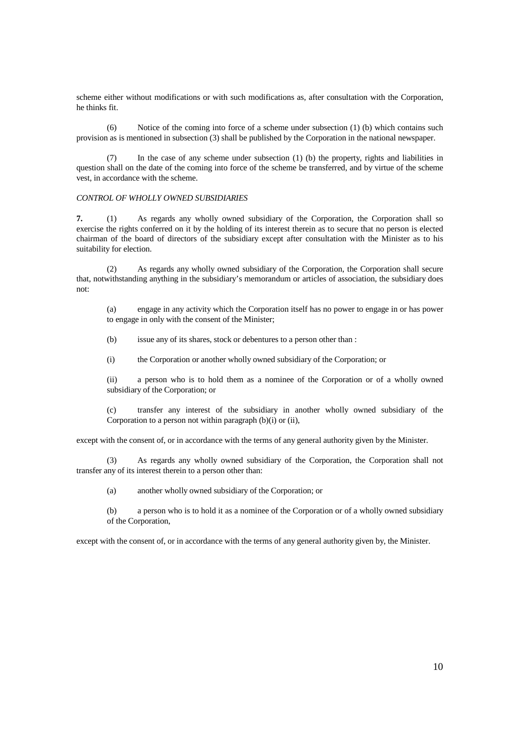scheme either without modifications or with such modifications as, after consultation with the Corporation, he thinks fit.

(6) Notice of the coming into force of a scheme under subsection (1) (b) which contains such provision as is mentioned in subsection (3) shall be published by the Corporation in the national newspaper.

(7) In the case of any scheme under subsection (1) (b) the property, rights and liabilities in question shall on the date of the coming into force of the scheme be transferred, and by virtue of the scheme vest, in accordance with the scheme.

*CONTROL OF WHOLLY OWNED SUBSIDIARIES*

**7.** (1) As regards any wholly owned subsidiary of the Corporation, the Corporation shall so exercise the rights conferred on it by the holding of its interest therein as to secure that no person is elected chairman of the board of directors of the subsidiary except after consultation with the Minister as to his suitability for election.

(2) As regards any wholly owned subsidiary of the Corporation, the Corporation shall secure that, notwithstanding anything in the subsidiary's memorandum or articles of association, the subsidiary does not:

(a) engage in any activity which the Corporation itself has no power to engage in or has power to engage in only with the consent of the Minister;

(b) issue any of its shares, stock or debentures to a person other than :

(i) the Corporation or another wholly owned subsidiary of the Corporation; or

(ii) a person who is to hold them as a nominee of the Corporation or of a wholly owned subsidiary of the Corporation; or

(c) transfer any interest of the subsidiary in another wholly owned subsidiary of the Corporation to a person not within paragraph (b)(i) or (ii),

except with the consent of, or in accordance with the terms of any general authority given by the Minister.

(3) As regards any wholly owned subsidiary of the Corporation, the Corporation shall not transfer any of its interest therein to a person other than:

(a) another wholly owned subsidiary of the Corporation; or

(b) a person who is to hold it as a nominee of the Corporation or of a wholly owned subsidiary of the Corporation,

except with the consent of, or in accordance with the terms of any general authority given by, the Minister.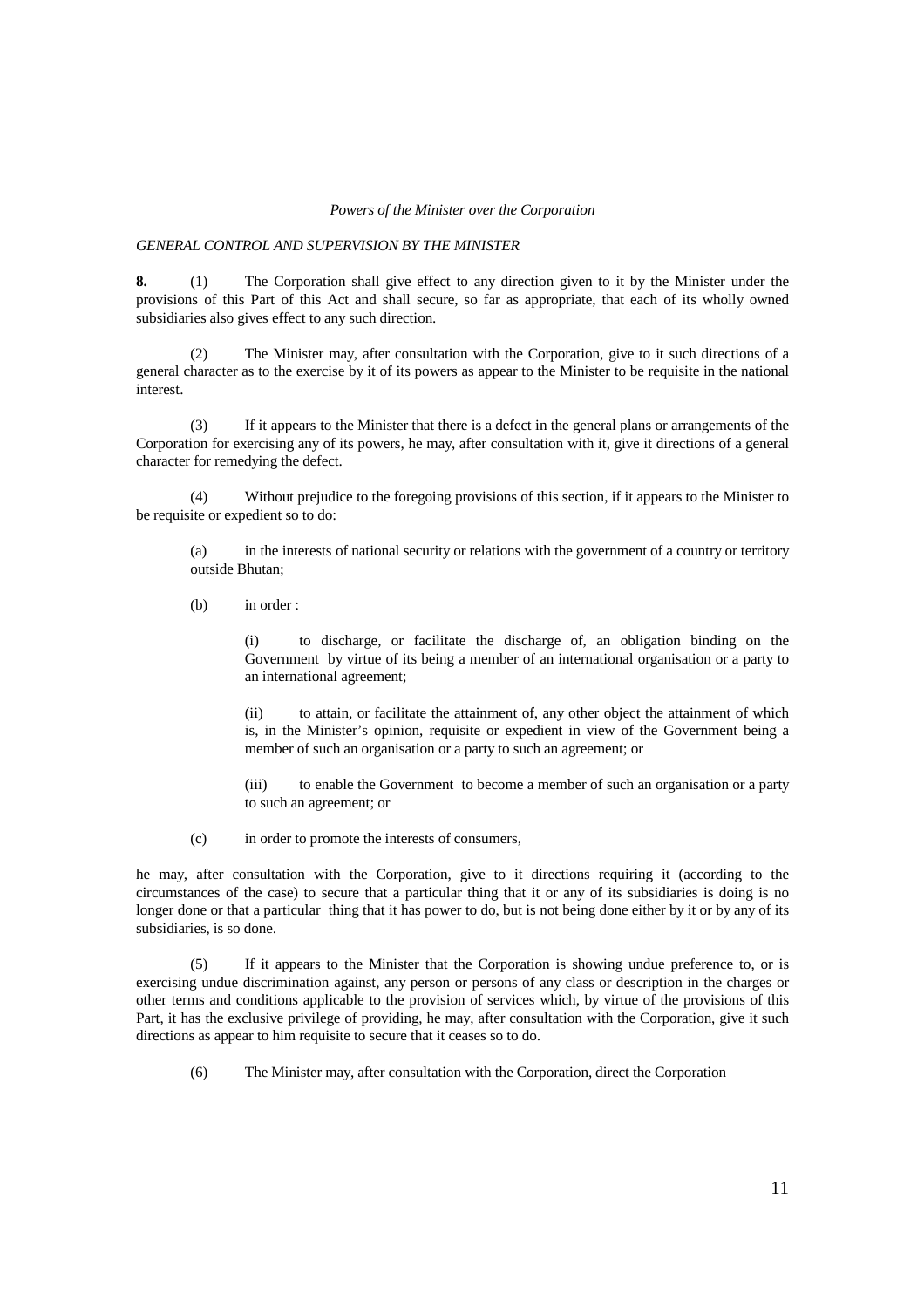*Powers of the Minister over the Corporation*

*GENERAL CONTROL AND SUPERVISION BY THE MINISTER*

**8.** (1) The Corporation shall give effect to any direction given to it by the Minister under the provisions of this Part of this Act and shall secure, so far as appropriate, that each of its wholly owned subsidiaries also gives effect to any such direction.

(2) The Minister may, after consultation with the Corporation, give to it such directions of a general character as to the exercise by it of its powers as appear to the Minister to be requisite in the national interest.

(3) If it appears to the Minister that there is a defect in the general plans or arrangements of the Corporation for exercising any of its powers, he may, after consultation with it, give it directions of a general character for remedying the defect.

(4) Without prejudice to the foregoing provisions of this section, if it appears to the Minister to be requisite or expedient so to do:

(a) in the interests of national security or relations with the government of a country or territory outside Bhutan;

(b) in order :

(i) to discharge, or facilitate the discharge of, an obligation binding on the Government by virtue of its being a member of an international organisation or a party to an international agreement;

(ii) to attain, or facilitate the attainment of, any other object the attainment of which is, in the Minister's opinion, requisite or expedient in view of the Government being a member of such an organisation or a party to such an agreement; or

(iii) to enable the Government to become a member of such an organisation or a party to such an agreement; or

(c) in order to promote the interests of consumers,

he may, after consultation with the Corporation, give to it directions requiring it (according to the circumstances of the case) to secure that a particular thing that it or any of its subsidiaries is doing is no longer done or that a particular thing that it has power to do, but is not being done either by it or by any of its subsidiaries, is so done.

(5) If it appears to the Minister that the Corporation is showing undue preference to, or is exercising undue discrimination against, any person or persons of any class or description in the charges or other terms and conditions applicable to the provision of services which, by virtue of the provisions of this Part, it has the exclusive privilege of providing, he may, after consultation with the Corporation, give it such directions as appear to him requisite to secure that it ceases so to do.

(6) The Minister may, after consultation with the Corporation, direct the Corporation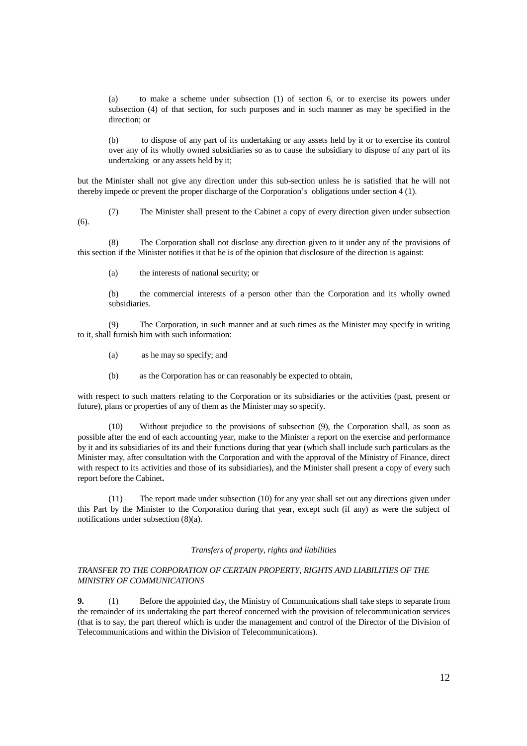(a) to make a scheme under subsection (1) of section 6, or to exercise its powers under subsection (4) of that section, for such purposes and in such manner as may be specified in the direction; or

(b) to dispose of any part of its undertaking or any assets held by it or to exercise its control over any of its wholly owned subsidiaries so as to cause the subsidiary to dispose of any part of its undertaking or any assets held by it;

but the Minister shall not give any direction under this sub-section unless he is satisfied that he will not thereby impede or prevent the proper discharge of the Corporation's obligations under section 4 (1).

(7) The Minister shall present to the Cabinet a copy of every direction given under subsection (6).

(8) The Corporation shall not disclose any direction given to it under any of the provisions of this section if the Minister notifies it that he is of the opinion that disclosure of the direction is against:

(a) the interests of national security; or

(b) the commercial interests of a person other than the Corporation and its wholly owned subsidiaries.

(9) The Corporation, in such manner and at such times as the Minister may specify in writing to it, shall furnish him with such information:

(a) as he may so specify; and

(b) as the Corporation has or can reasonably be expected to obtain,

with respect to such matters relating to the Corporation or its subsidiaries or the activities (past, present or future), plans or properties of any of them as the Minister may so specify.

(10) Without prejudice to the provisions of subsection (9), the Corporation shall, as soon as possible after the end of each accounting year, make to the Minister a report on the exercise and performance by it and its subsidiaries of its and their functions during that year (which shall include such particulars as the Minister may, after consultation with the Corporation and with the approval of the Ministry of Finance, direct with respect to its activities and those of its subsidiaries), and the Minister shall present a copy of every such report before the Cabinet**.**

(11) The report made under subsection (10) for any year shall set out any directions given under this Part by the Minister to the Corporation during that year, except such (if any) as were the subject of notifications under subsection (8)(a).

*Transfers of property, rights and liabilities*

*TRANSFER TO THE CORPORATION OF CERTAIN PROPERTY, RIGHTS AND LIABILITIES OF THE MINISTRY OF COMMUNICATIONS*

**9.** (1) Before the appointed day, the Ministry of Communications shall take steps to separate from the remainder of its undertaking the part thereof concerned with the provision of telecommunication services (that is to say, the part thereof which is under the management and control of the Director of the Division of Telecommunications and within the Division of Telecommunications).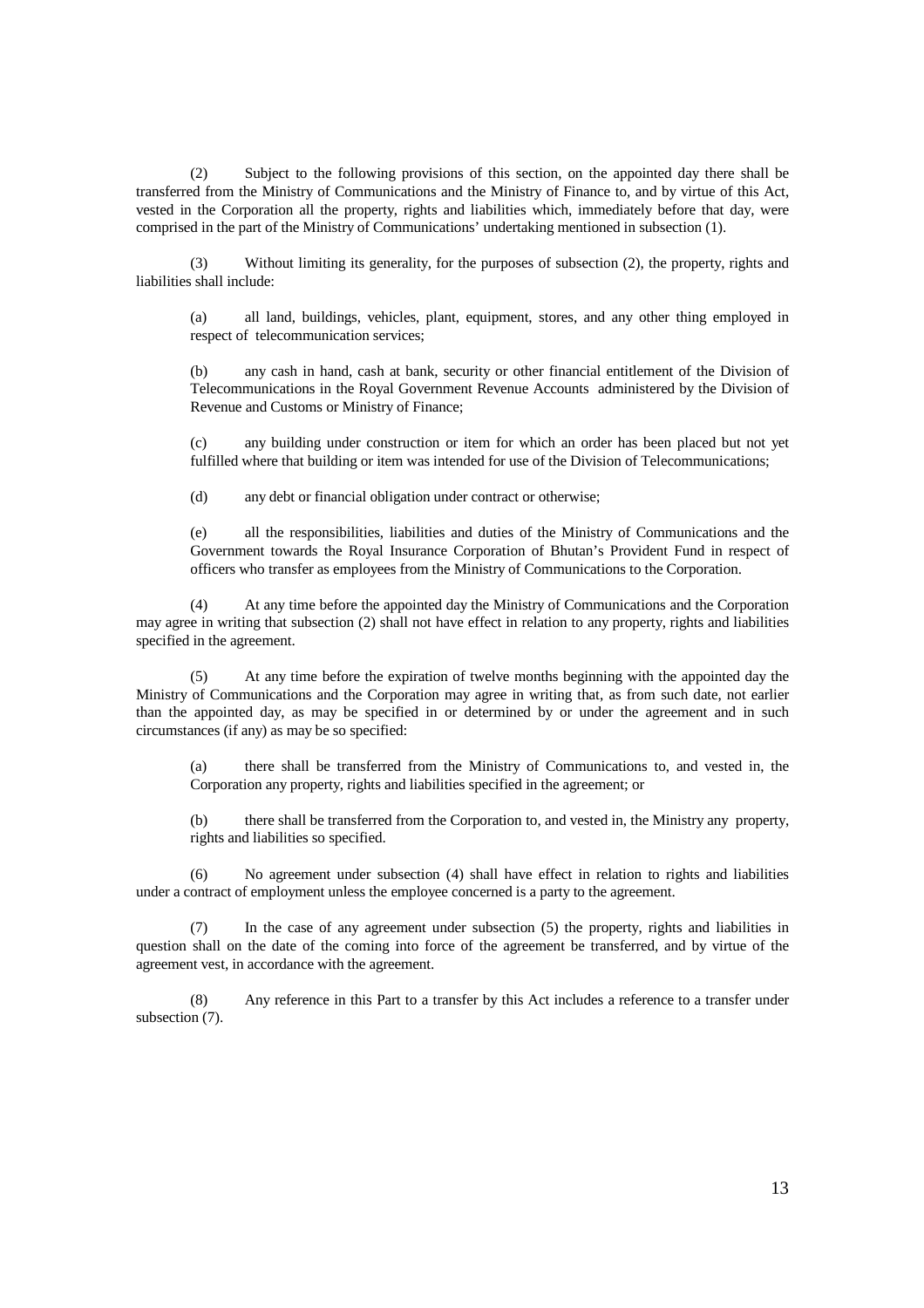(2) Subject to the following provisions of this section, on the appointed day there shall be transferred from the Ministry of Communications and the Ministry of Finance to, and by virtue of this Act, vested in the Corporation all the property, rights and liabilities which, immediately before that day, were comprised in the part of the Ministry of Communications' undertaking mentioned in subsection (1).

(3) Without limiting its generality, for the purposes of subsection (2), the property, rights and liabilities shall include:

(a) all land, buildings, vehicles, plant, equipment, stores, and any other thing employed in respect of telecommunication services;

(b) any cash in hand, cash at bank, security or other financial entitlement of the Division of Telecommunications in the Royal Government Revenue Accounts administered by the Division of Revenue and Customs or Ministry of Finance;

(c) any building under construction or item for which an order has been placed but not yet fulfilled where that building or item was intended for use of the Division of Telecommunications;

(d) any debt or financial obligation under contract or otherwise;

(e) all the responsibilities, liabilities and duties of the Ministry of Communications and the Government towards the Royal Insurance Corporation of Bhutan's Provident Fund in respect of officers who transfer as employees from the Ministry of Communications to the Corporation.

(4) At any time before the appointed day the Ministry of Communications and the Corporation may agree in writing that subsection (2) shall not have effect in relation to any property, rights and liabilities specified in the agreement.

(5) At any time before the expiration of twelve months beginning with the appointed day the Ministry of Communications and the Corporation may agree in writing that, as from such date, not earlier than the appointed day, as may be specified in or determined by or under the agreement and in such circumstances (if any) as may be so specified:

(a) there shall be transferred from the Ministry of Communications to, and vested in, the Corporation any property, rights and liabilities specified in the agreement; or

(b) there shall be transferred from the Corporation to, and vested in, the Ministry any property, rights and liabilities so specified.

(6) No agreement under subsection (4) shall have effect in relation to rights and liabilities under a contract of employment unless the employee concerned is a party to the agreement.

(7) In the case of any agreement under subsection (5) the property, rights and liabilities in question shall on the date of the coming into force of the agreement be transferred, and by virtue of the agreement vest, in accordance with the agreement.

(8) Any reference in this Part to a transfer by this Act includes a reference to a transfer under subsection (7).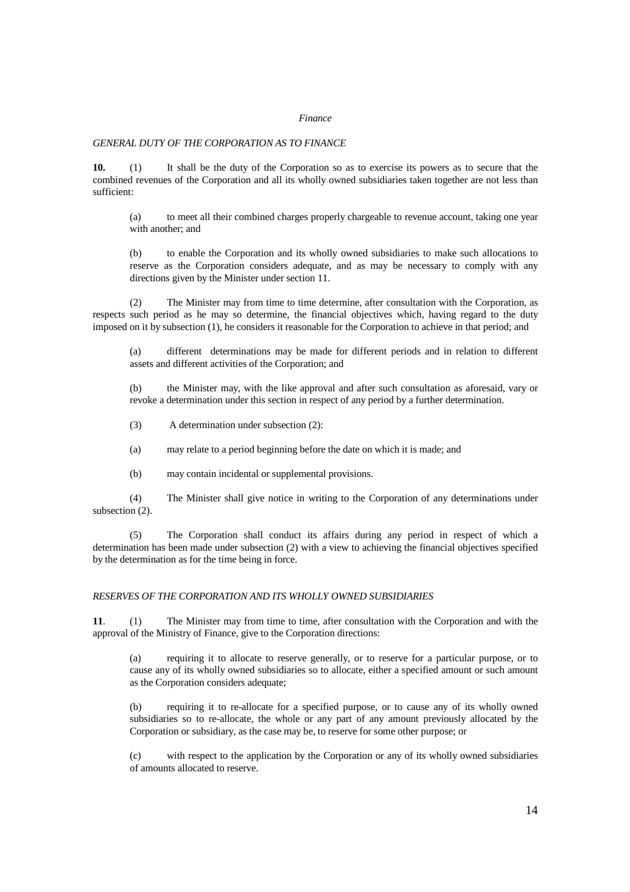*Finance*

*GENERAL DUTY OF THE CORPORATION AS TO FINANCE*

**10.** (1) It shall be the duty of the Corporation so as to exercise its powers as to secure that the combined revenues of the Corporation and all its wholly owned subsidiaries taken together are not less than sufficient:

(a) to meet all their combined charges properly chargeable to revenue account, taking one year with another; and

(b) to enable the Corporation and its wholly owned subsidiaries to make such allocations to reserve as the Corporation considers adequate, and as may be necessary to comply with any directions given by the Minister under section 11.

(2) The Minister may from time to time determine, after consultation with the Corporation, as respects such period as he may so determine, the financial objectives which, having regard to the duty imposed on it by subsection (1), he considers it reasonable for the Corporation to achieve in that period; and

(a) different determinations may be made for different periods and in relation to different assets and different activities of the Corporation; and

(b) the Minister may, with the like approval and after such consultation as aforesaid, vary or revoke a determination under this section in respect of any period by a further determination.

(3) A determination under subsection (2):

(a) may relate to a period beginning before the date on which it is made; and

(b) may contain incidental or supplemental provisions.

(4) The Minister shall give notice in writing to the Corporation of any determinations under subsection (2).

(5) The Corporation shall conduct its affairs during any period in respect of which a determination has been made under subsection (2) with a view to achieving the financial objectives specified by the determination as for the time being in force.

*RESERVES OF THE CORPORATION AND ITS WHOLLY OWNED SUBSIDIARIES*

**11**. (1) The Minister may from time to time, after consultation with the Corporation and with the approval of the Ministry of Finance, give to the Corporation directions:

(a) requiring it to allocate to reserve generally, or to reserve for a particular purpose, or to cause any of its wholly owned subsidiaries so to allocate, either a specified amount or such amount as the Corporation considers adequate;

(b) requiring it to re-allocate for a specified purpose, or to cause any of its wholly owned subsidiaries so to re-allocate, the whole or any part of any amount previously allocated by the Corporation or subsidiary, as the case may be, to reserve for some other purpose; or

(c) with respect to the application by the Corporation or any of its wholly owned subsidiaries of amounts allocated to reserve.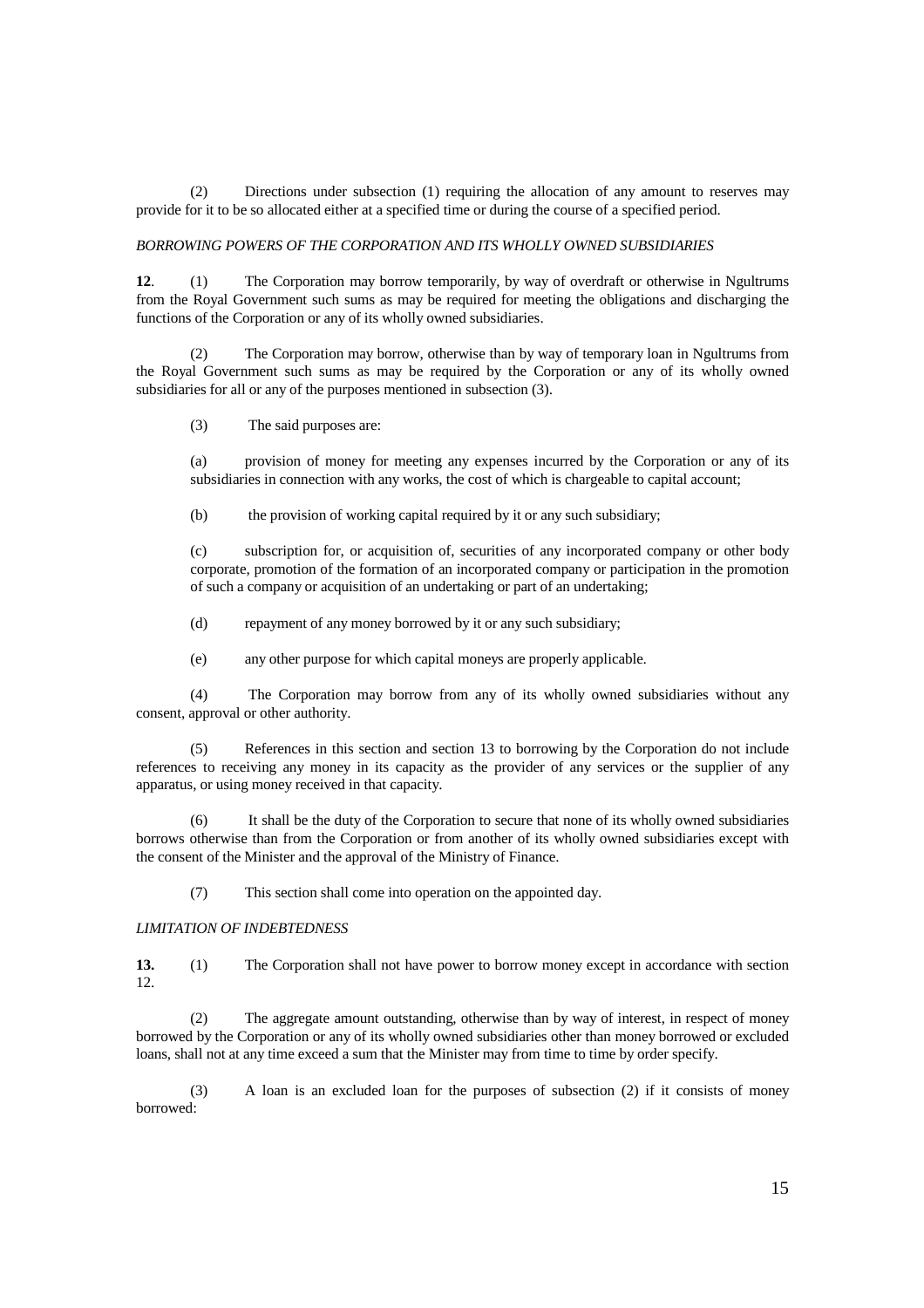(2) Directions under subsection (1) requiring the allocation of any amount to reserves may provide for it to be so allocated either at a specified time or during the course of a specified period.

*BORROWING POWERS OF THE CORPORATION AND ITS WHOLLY OWNED SUBSIDIARIES*

**12**. (1) The Corporation may borrow temporarily, by way of overdraft or otherwise in Ngultrums from the Royal Government such sums as may be required for meeting the obligations and discharging the functions of the Corporation or any of its wholly owned subsidiaries.

(2) The Corporation may borrow, otherwise than by way of temporary loan in Ngultrums from the Royal Government such sums as may be required by the Corporation or any of its wholly owned subsidiaries for all or any of the purposes mentioned in subsection (3).

(3) The said purposes are:

(a) provision of money for meeting any expenses incurred by the Corporation or any of its subsidiaries in connection with any works, the cost of which is chargeable to capital account;

(b) the provision of working capital required by it or any such subsidiary;

(c) subscription for, or acquisition of, securities of any incorporated company or other body corporate, promotion of the formation of an incorporated company or participation in the promotion of such a company or acquisition of an undertaking or part of an undertaking;

(d) repayment of any money borrowed by it or any such subsidiary;

(e) any other purpose for which capital moneys are properly applicable.

(4) The Corporation may borrow from any of its wholly owned subsidiaries without any consent, approval or other authority.

(5) References in this section and section 13 to borrowing by the Corporation do not include references to receiving any money in its capacity as the provider of any services or the supplier of any apparatus, or using money received in that capacity.

(6) It shall be the duty of the Corporation to secure that none of its wholly owned subsidiaries borrows otherwise than from the Corporation or from another of its wholly owned subsidiaries except with the consent of the Minister and the approval of the Ministry of Finance.

(7) This section shall come into operation on the appointed day.

*LIMITATION OF INDEBTEDNESS*

**13.** (1) The Corporation shall not have power to borrow money except in accordance with section 12.

(2) The aggregate amount outstanding, otherwise than by way of interest, in respect of money borrowed by the Corporation or any of its wholly owned subsidiaries other than money borrowed or excluded loans, shall not at any time exceed a sum that the Minister may from time to time by order specify.

(3) A loan is an excluded loan for the purposes of subsection (2) if it consists of money borrowed: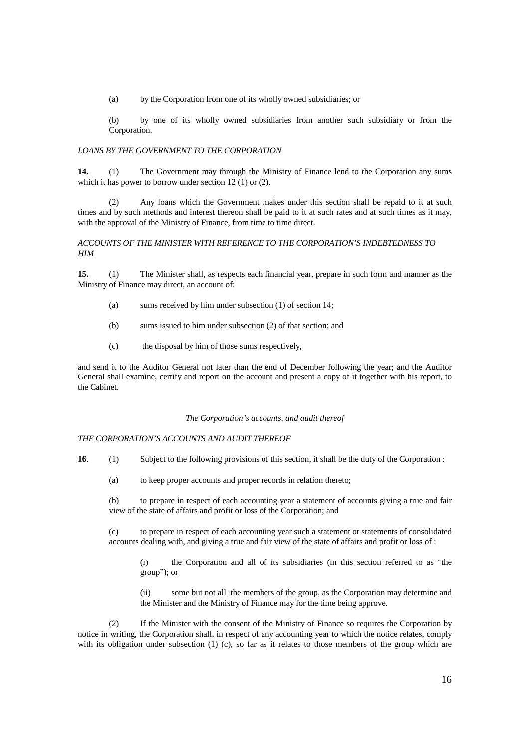(a) by the Corporation from one of its wholly owned subsidiaries; or

(b) by one of its wholly owned subsidiaries from another such subsidiary or from the Corporation.

*LOANS BY THE GOVERNMENT TO THE CORPORATION*

**14.** (1) The Government may through the Ministry of Finance lend to the Corporation any sums which it has power to borrow under section 12 (1) or (2).

(2) Any loans which the Government makes under this section shall be repaid to it at such times and by such methods and interest thereon shall be paid to it at such rates and at such times as it may, with the approval of the Ministry of Finance, from time to time direct.

*ACCOUNTS OF THE MINISTER WITH REFERENCE TO THE CORPORATION'S INDEBTEDNESS TO HIM*

**15.** (1) The Minister shall, as respects each financial year, prepare in such form and manner as the Ministry of Finance may direct, an account of:

(a) sums received by him under subsection (1) of section 14;

(b) sums issued to him under subsection (2) of that section; and

(c) the disposal by him of those sums respectively,

and send it to the Auditor General not later than the end of December following the year; and the Auditor General shall examine, certify and report on the account and present a copy of it together with his report, to the Cabinet.

*The Corporation's accounts, and audit thereof*

*THE CORPORATION'S ACCOUNTS AND AUDIT THEREOF*

**16**. (1) Subject to the following provisions of this section, it shall be the duty of the Corporation :

(a) to keep proper accounts and proper records in relation thereto;

(b) to prepare in respect of each accounting year a statement of accounts giving a true and fair view of the state of affairs and profit or loss of the Corporation; and

(c) to prepare in respect of each accounting year such a statement or statements of consolidated accounts dealing with, and giving a true and fair view of the state of affairs and profit or loss of :

(i) the Corporation and all of its subsidiaries (in this section referred to as "the group"); or

(ii) some but not all the members of the group, as the Corporation may determine and the Minister and the Ministry of Finance may for the time being approve.

(2) If the Minister with the consent of the Ministry of Finance so requires the Corporation by notice in writing, the Corporation shall, in respect of any accounting year to which the notice relates, comply with its obligation under subsection (1) (c), so far as it relates to those members of the group which are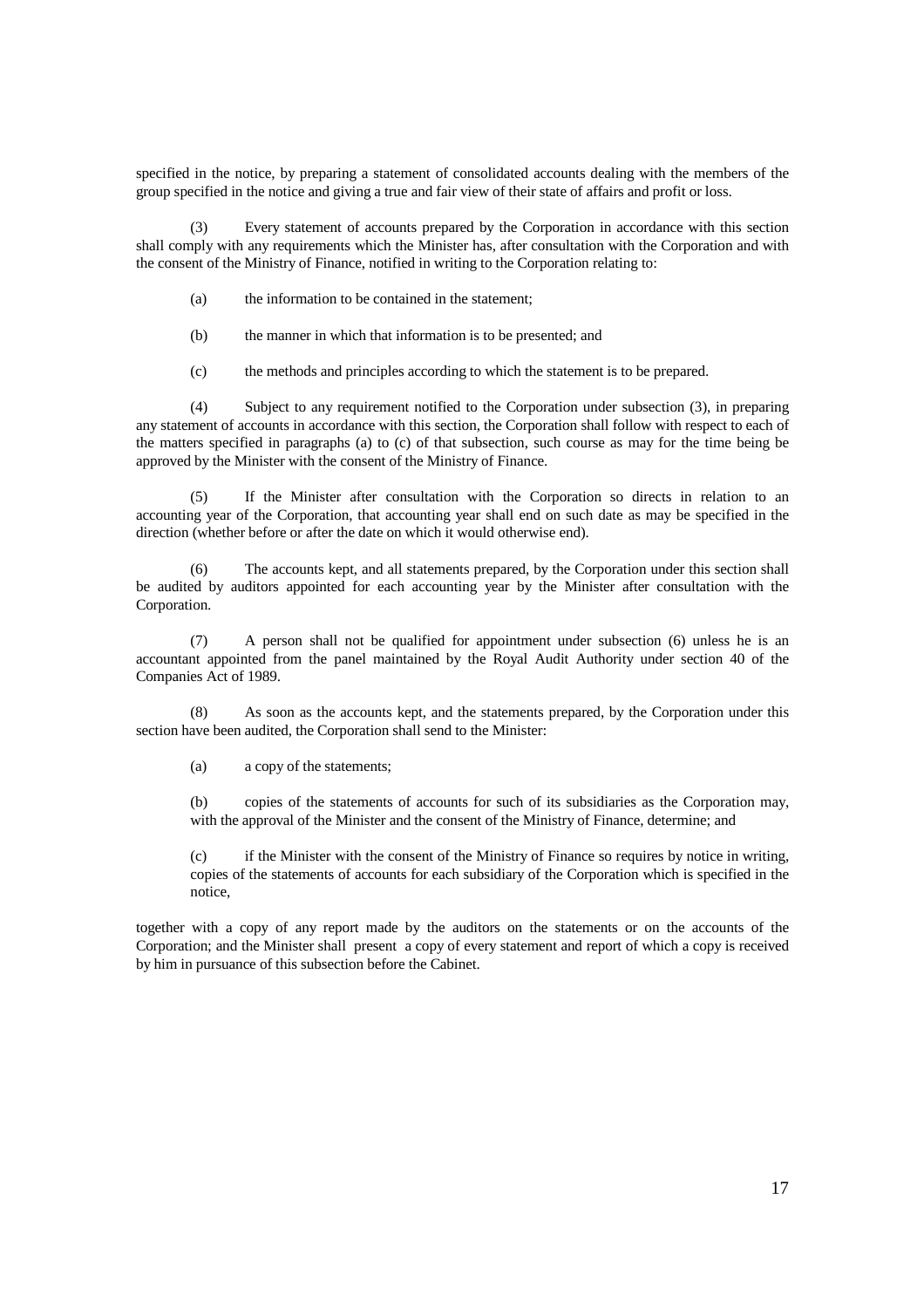specified in the notice, by preparing a statement of consolidated accounts dealing with the members of the group specified in the notice and giving a true and fair view of their state of affairs and profit or loss.

(3) Every statement of accounts prepared by the Corporation in accordance with this section shall comply with any requirements which the Minister has, after consultation with the Corporation and with the consent of the Ministry of Finance, notified in writing to the Corporation relating to:

(a) the information to be contained in the statement;

(b) the manner in which that information is to be presented; and

(c) the methods and principles according to which the statement is to be prepared.

(4) Subject to any requirement notified to the Corporation under subsection (3), in preparing any statement of accounts in accordance with this section, the Corporation shall follow with respect to each of the matters specified in paragraphs (a) to (c) of that subsection, such course as may for the time being be approved by the Minister with the consent of the Ministry of Finance.

(5) If the Minister after consultation with the Corporation so directs in relation to an accounting year of the Corporation, that accounting year shall end on such date as may be specified in the direction (whether before or after the date on which it would otherwise end).

(6) The accounts kept, and all statements prepared, by the Corporation under this section shall be audited by auditors appointed for each accounting year by the Minister after consultation with the Corporation.

(7) A person shall not be qualified for appointment under subsection (6) unless he is an accountant appointed from the panel maintained by the Royal Audit Authority under section 40 of the Companies Act of 1989.

(8) As soon as the accounts kept, and the statements prepared, by the Corporation under this section have been audited, the Corporation shall send to the Minister:

(a) a copy of the statements;

(b) copies of the statements of accounts for such of its subsidiaries as the Corporation may, with the approval of the Minister and the consent of the Ministry of Finance, determine; and

(c) if the Minister with the consent of the Ministry of Finance so requires by notice in writing, copies of the statements of accounts for each subsidiary of the Corporation which is specified in the notice,

together with a copy of any report made by the auditors on the statements or on the accounts of the Corporation; and the Minister shall present a copy of every statement and report of which a copy is received by him in pursuance of this subsection before the Cabinet.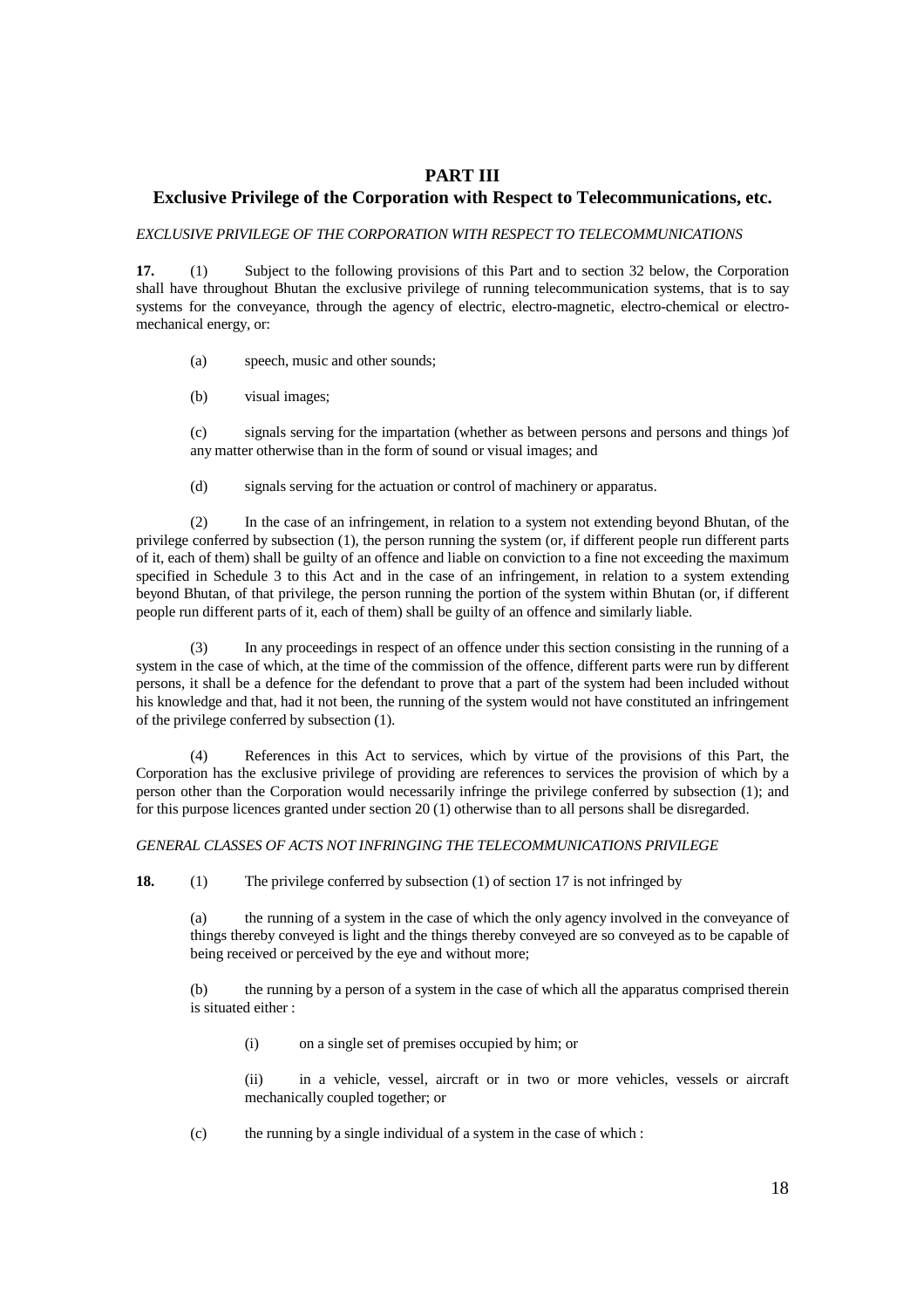# PART III

## Exclusive Privilege of the Corporation with Respect to Telecommunications, etc.

*EXCLUSIVE PRIVILEGE OF THE CORPORATION WITH RESPECT TO TELECOMMUNICATIONS*

**17.** (1) Subject to the following provisions of this Part and to section 32 below, the Corporation shall have throughout Bhutan the exclusive privilege of running telecommunication systems, that is to say systems for the conveyance, through the agency of electric, electro-magnetic, electro-chemical or electro-mechanical energy, or:

(a) speech, music and other sounds;

(b) visual images;

(c) signals serving for the impartation (whether as between persons and persons and things )of any matter otherwise than in the form of sound or visual images; and

(d) signals serving for the actuation or control of machinery or apparatus.

(2) In the case of an infringement, in relation to a system not extending beyond Bhutan, of the privilege conferred by subsection (1), the person running the system (or, if different people run different parts of it, each of them) shall be guilty of an offence and liable on conviction to a fine not exceeding the maximum specified in Schedule 3 to this Act and in the case of an infringement, in relation to a system extending beyond Bhutan, of that privilege, the person running the portion of the system within Bhutan (or, if different people run different parts of it, each of them) shall be guilty of an offence and similarly liable.

(3) In any proceedings in respect of an offence under this section consisting in the running of a system in the case of which, at the time of the commission of the offence, different parts were run by different persons, it shall be a defence for the defendant to prove that a part of the system had been included without his knowledge and that, had it not been, the running of the system would not have constituted an infringement of the privilege conferred by subsection (1).

(4) References in this Act to services, which by virtue of the provisions of this Part, the Corporation has the exclusive privilege of providing are references to services the provision of which by a person other than the Corporation would necessarily infringe the privilege conferred by subsection (1); and for this purpose licences granted under section 20 (1) otherwise than to all persons shall be disregarded.

*GENERAL CLASSES OF ACTS NOT INFRINGING THE TELECOMMUNICATIONS PRIVILEGE*

**18.** (1) The privilege conferred by subsection (1) of section 17 is not infringed by

(a) the running of a system in the case of which the only agency involved in the conveyance of things thereby conveyed is light and the things thereby conveyed are so conveyed as to be capable of being received or perceived by the eye and without more;

(b) the running by a person of a system in the case of which all the apparatus comprised therein is situated either :

(i) on a single set of premises occupied by him; or

(ii) in a vehicle, vessel, aircraft or in two or more vehicles, vessels or aircraft mechanically coupled together; or

(c) the running by a single individual of a system in the case of which :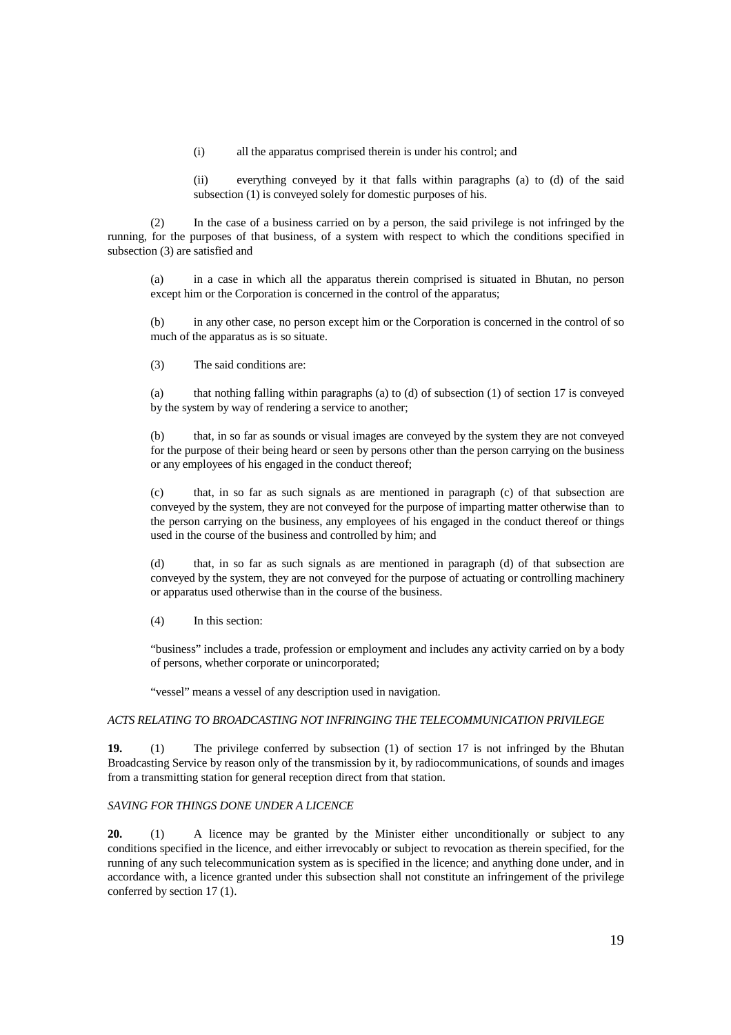(i) all the apparatus comprised therein is under his control; and

(ii) everything conveyed by it that falls within paragraphs (a) to (d) of the said subsection (1) is conveyed solely for domestic purposes of his.

(2) In the case of a business carried on by a person, the said privilege is not infringed by the running, for the purposes of that business, of a system with respect to which the conditions specified in subsection (3) are satisfied and

(a) in a case in which all the apparatus therein comprised is situated in Bhutan, no person except him or the Corporation is concerned in the control of the apparatus;

(b) in any other case, no person except him or the Corporation is concerned in the control of so much of the apparatus as is so situate.

(3) The said conditions are:

(a) that nothing falling within paragraphs (a) to (d) of subsection (1) of section 17 is conveyed by the system by way of rendering a service to another;

(b) that, in so far as sounds or visual images are conveyed by the system they are not conveyed for the purpose of their being heard or seen by persons other than the person carrying on the business or any employees of his engaged in the conduct thereof;

(c) that, in so far as such signals as are mentioned in paragraph (c) of that subsection are conveyed by the system, they are not conveyed for the purpose of imparting matter otherwise than to the person carrying on the business, any employees of his engaged in the conduct thereof or things used in the course of the business and controlled by him; and

(d) that, in so far as such signals as are mentioned in paragraph (d) of that subsection are conveyed by the system, they are not conveyed for the purpose of actuating or controlling machinery or apparatus used otherwise than in the course of the business.

(4) In this section:

"business" includes a trade, profession or employment and includes any activity carried on by a body of persons, whether corporate or unincorporated;

"vessel" means a vessel of any description used in navigation.

*ACTS RELATING TO BROADCASTING NOT INFRINGING THE TELECOMMUNICATION PRIVILEGE*

**19.** (1) The privilege conferred by subsection (1) of section 17 is not infringed by the Bhutan Broadcasting Service by reason only of the transmission by it, by radiocommunications, of sounds and images from a transmitting station for general reception direct from that station.

*SAVING FOR THINGS DONE UNDER A LICENCE*

**20.** (1) A licence may be granted by the Minister either unconditionally or subject to any conditions specified in the licence, and either irrevocably or subject to revocation as therein specified, for the running of any such telecommunication system as is specified in the licence; and anything done under, and in accordance with, a licence granted under this subsection shall not constitute an infringement of the privilege conferred by section 17 (1).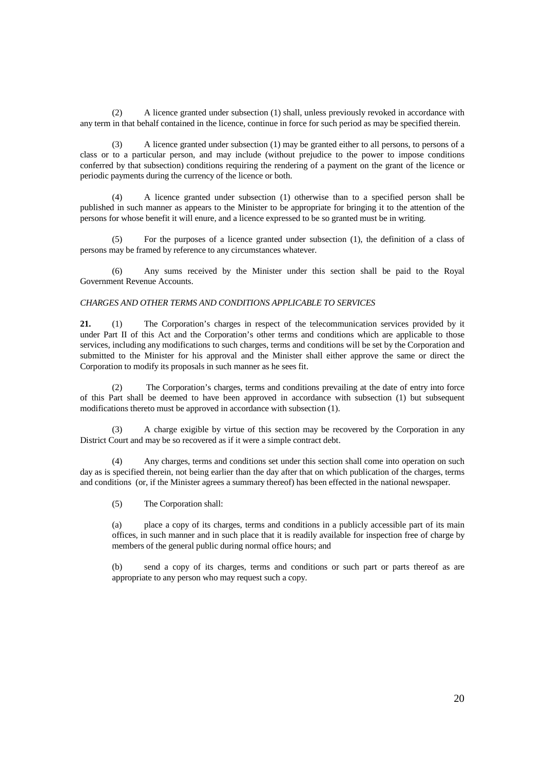(2) A licence granted under subsection (1) shall, unless previously revoked in accordance with any term in that behalf contained in the licence, continue in force for such period as may be specified therein.

(3) A licence granted under subsection (1) may be granted either to all persons, to persons of a class or to a particular person, and may include (without prejudice to the power to impose conditions conferred by that subsection) conditions requiring the rendering of a payment on the grant of the licence or periodic payments during the currency of the licence or both.

(4) A licence granted under subsection (1) otherwise than to a specified person shall be published in such manner as appears to the Minister to be appropriate for bringing it to the attention of the persons for whose benefit it will enure, and a licence expressed to be so granted must be in writing.

(5) For the purposes of a licence granted under subsection (1), the definition of a class of persons may be framed by reference to any circumstances whatever.

(6) Any sums received by the Minister under this section shall be paid to the Royal Government Revenue Accounts.

*CHARGES AND OTHER TERMS AND CONDITIONS APPLICABLE TO SERVICES*

**21.** (1) The Corporation's charges in respect of the telecommunication services provided by it under Part II of this Act and the Corporation's other terms and conditions which are applicable to those services, including any modifications to such charges, terms and conditions will be set by the Corporation and submitted to the Minister for his approval and the Minister shall either approve the same or direct the Corporation to modify its proposals in such manner as he sees fit.

(2) The Corporation's charges, terms and conditions prevailing at the date of entry into force of this Part shall be deemed to have been approved in accordance with subsection (1) but subsequent modifications thereto must be approved in accordance with subsection (1).

(3) A charge exigible by virtue of this section may be recovered by the Corporation in any District Court and may be so recovered as if it were a simple contract debt.

(4) Any charges, terms and conditions set under this section shall come into operation on such day as is specified therein, not being earlier than the day after that on which publication of the charges, terms and conditions (or, if the Minister agrees a summary thereof) has been effected in the national newspaper.

(5) The Corporation shall:

(a) place a copy of its charges, terms and conditions in a publicly accessible part of its main offices, in such manner and in such place that it is readily available for inspection free of charge by members of the general public during normal office hours; and

(b) send a copy of its charges, terms and conditions or such part or parts thereof as are appropriate to any person who may request such a copy.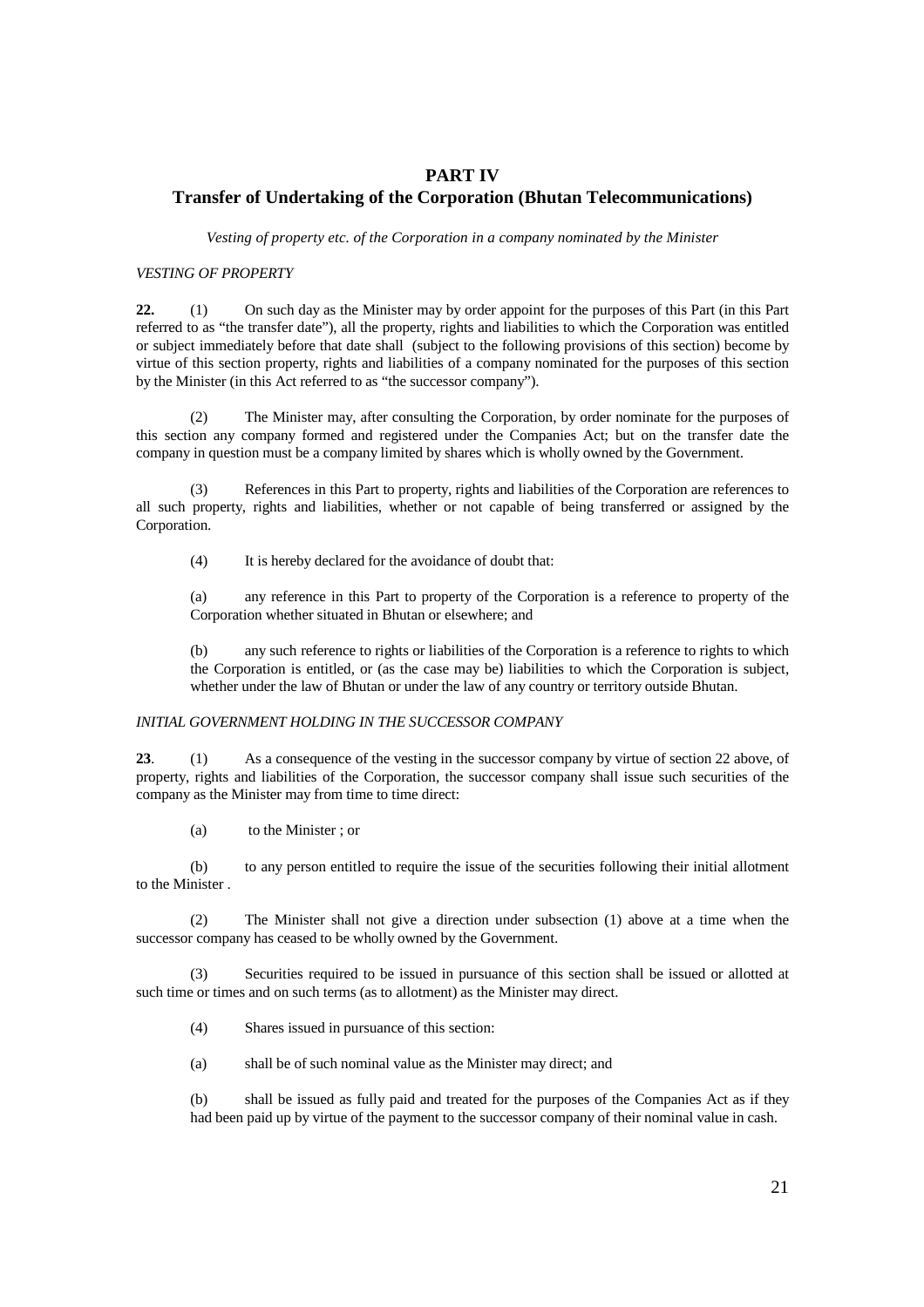## PART IV
## Transfer of Undertaking of the Corporation (Bhutan Telecommunications)

*Vesting of property etc. of the Corporation in a company nominated by the Minister*

*VESTING OF PROPERTY*

**22.** (1) On such day as the Minister may by order appoint for the purposes of this Part (in this Part referred to as "the transfer date"), all the property, rights and liabilities to which the Corporation was entitled or subject immediately before that date shall (subject to the following provisions of this section) become by virtue of this section property, rights and liabilities of a company nominated for the purposes of this section by the Minister (in this Act referred to as "the successor company").

(2) The Minister may, after consulting the Corporation, by order nominate for the purposes of this section any company formed and registered under the Companies Act; but on the transfer date the company in question must be a company limited by shares which is wholly owned by the Government.

(3) References in this Part to property, rights and liabilities of the Corporation are references to all such property, rights and liabilities, whether or not capable of being transferred or assigned by the Corporation.

(4) It is hereby declared for the avoidance of doubt that:

(a) any reference in this Part to property of the Corporation is a reference to property of the Corporation whether situated in Bhutan or elsewhere; and

(b) any such reference to rights or liabilities of the Corporation is a reference to rights to which the Corporation is entitled, or (as the case may be) liabilities to which the Corporation is subject, whether under the law of Bhutan or under the law of any country or territory outside Bhutan.

*INITIAL GOVERNMENT HOLDING IN THE SUCCESSOR COMPANY*

**23**. (1) As a consequence of the vesting in the successor company by virtue of section 22 above, of property, rights and liabilities of the Corporation, the successor company shall issue such securities of the company as the Minister may from time to time direct:

(a) to the Minister ; or

(b) to any person entitled to require the issue of the securities following their initial allotment to the Minister .

(2) The Minister shall not give a direction under subsection (1) above at a time when the successor company has ceased to be wholly owned by the Government.

(3) Securities required to be issued in pursuance of this section shall be issued or allotted at such time or times and on such terms (as to allotment) as the Minister may direct.

(4) Shares issued in pursuance of this section:

(a) shall be of such nominal value as the Minister may direct; and

(b) shall be issued as fully paid and treated for the purposes of the Companies Act as if they had been paid up by virtue of the payment to the successor company of their nominal value in cash.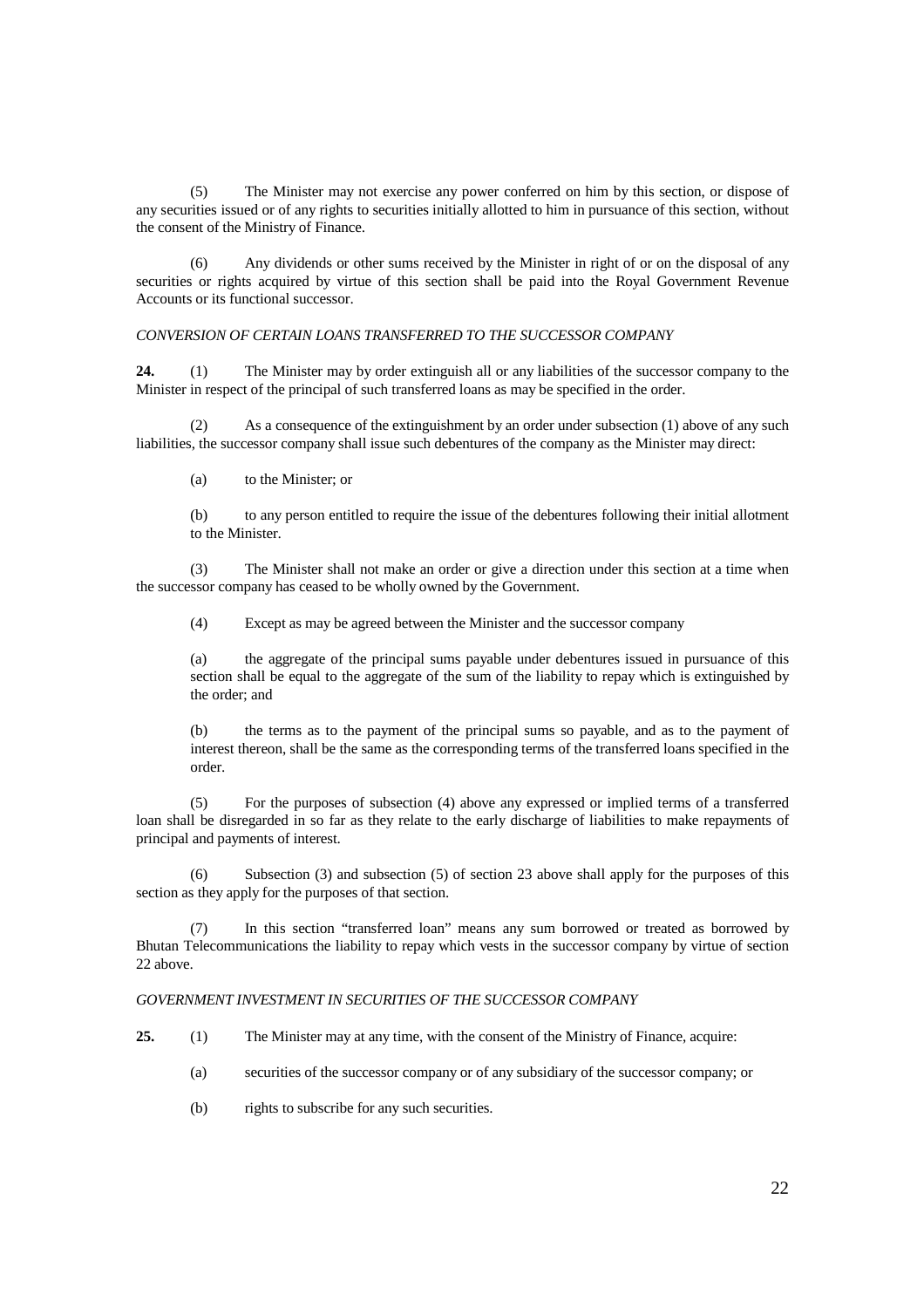(5) The Minister may not exercise any power conferred on him by this section, or dispose of any securities issued or of any rights to securities initially allotted to him in pursuance of this section, without the consent of the Ministry of Finance.

(6) Any dividends or other sums received by the Minister in right of or on the disposal of any securities or rights acquired by virtue of this section shall be paid into the Royal Government Revenue Accounts or its functional successor.

*CONVERSION OF CERTAIN LOANS TRANSFERRED TO THE SUCCESSOR COMPANY*

**24.** (1) The Minister may by order extinguish all or any liabilities of the successor company to the Minister in respect of the principal of such transferred loans as may be specified in the order.

(2) As a consequence of the extinguishment by an order under subsection (1) above of any such liabilities, the successor company shall issue such debentures of the company as the Minister may direct:

(a) to the Minister; or

(b) to any person entitled to require the issue of the debentures following their initial allotment to the Minister.

(3) The Minister shall not make an order or give a direction under this section at a time when the successor company has ceased to be wholly owned by the Government.

(4) Except as may be agreed between the Minister and the successor company

(a) the aggregate of the principal sums payable under debentures issued in pursuance of this section shall be equal to the aggregate of the sum of the liability to repay which is extinguished by the order; and

(b) the terms as to the payment of the principal sums so payable, and as to the payment of interest thereon, shall be the same as the corresponding terms of the transferred loans specified in the order.

(5) For the purposes of subsection (4) above any expressed or implied terms of a transferred loan shall be disregarded in so far as they relate to the early discharge of liabilities to make repayments of principal and payments of interest.

(6) Subsection (3) and subsection (5) of section 23 above shall apply for the purposes of this section as they apply for the purposes of that section.

(7) In this section "transferred loan" means any sum borrowed or treated as borrowed by Bhutan Telecommunications the liability to repay which vests in the successor company by virtue of section 22 above.

*GOVERNMENT INVESTMENT IN SECURITIES OF THE SUCCESSOR COMPANY*

**25.** (1) The Minister may at any time, with the consent of the Ministry of Finance, acquire:

(a) securities of the successor company or of any subsidiary of the successor company; or

(b) rights to subscribe for any such securities.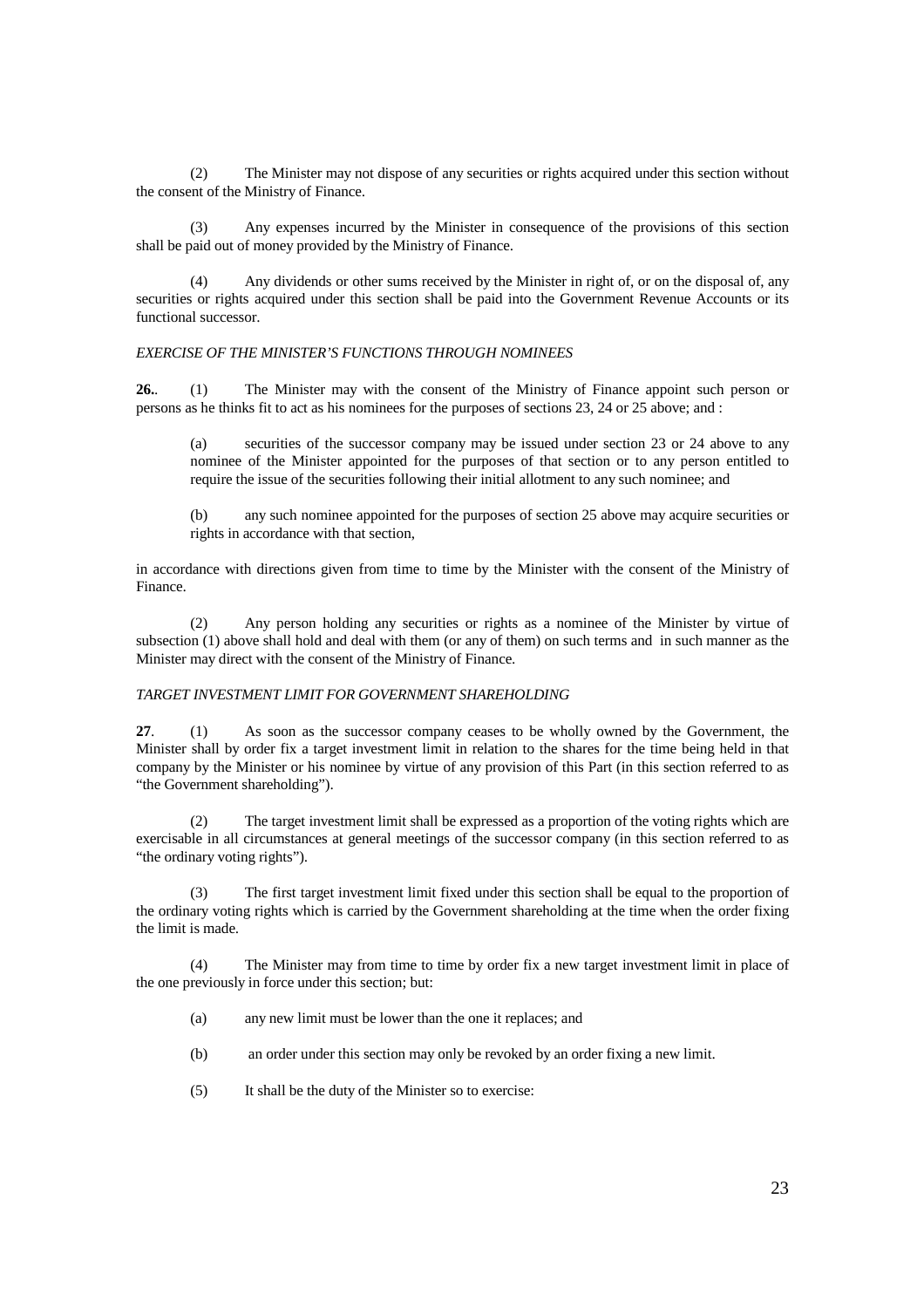(2) The Minister may not dispose of any securities or rights acquired under this section without the consent of the Ministry of Finance.

(3) Any expenses incurred by the Minister in consequence of the provisions of this section shall be paid out of money provided by the Ministry of Finance.

(4) Any dividends or other sums received by the Minister in right of, or on the disposal of, any securities or rights acquired under this section shall be paid into the Government Revenue Accounts or its functional successor.

*EXERCISE OF THE MINISTER'S FUNCTIONS THROUGH NOMINEES*

**26.**. (1) The Minister may with the consent of the Ministry of Finance appoint such person or persons as he thinks fit to act as his nominees for the purposes of sections 23, 24 or 25 above; and :

> (a) securities of the successor company may be issued under section 23 or 24 above to any nominee of the Minister appointed for the purposes of that section or to any person entitled to require the issue of the securities following their initial allotment to any such nominee; and
>
> (b) any such nominee appointed for the purposes of section 25 above may acquire securities or rights in accordance with that section,

in accordance with directions given from time to time by the Minister with the consent of the Ministry of Finance.

(2) Any person holding any securities or rights as a nominee of the Minister by virtue of subsection (1) above shall hold and deal with them (or any of them) on such terms and in such manner as the Minister may direct with the consent of the Ministry of Finance.

*TARGET INVESTMENT LIMIT FOR GOVERNMENT SHAREHOLDING*

**27**. (1) As soon as the successor company ceases to be wholly owned by the Government, the Minister shall by order fix a target investment limit in relation to the shares for the time being held in that company by the Minister or his nominee by virtue of any provision of this Part (in this section referred to as "the Government shareholding").

(2) The target investment limit shall be expressed as a proportion of the voting rights which are exercisable in all circumstances at general meetings of the successor company (in this section referred to as "the ordinary voting rights").

(3) The first target investment limit fixed under this section shall be equal to the proportion of the ordinary voting rights which is carried by the Government shareholding at the time when the order fixing the limit is made.

(4) The Minister may from time to time by order fix a new target investment limit in place of the one previously in force under this section; but:

> (a) any new limit must be lower than the one it replaces; and
>
> (b) an order under this section may only be revoked by an order fixing a new limit.

(5) It shall be the duty of the Minister so to exercise: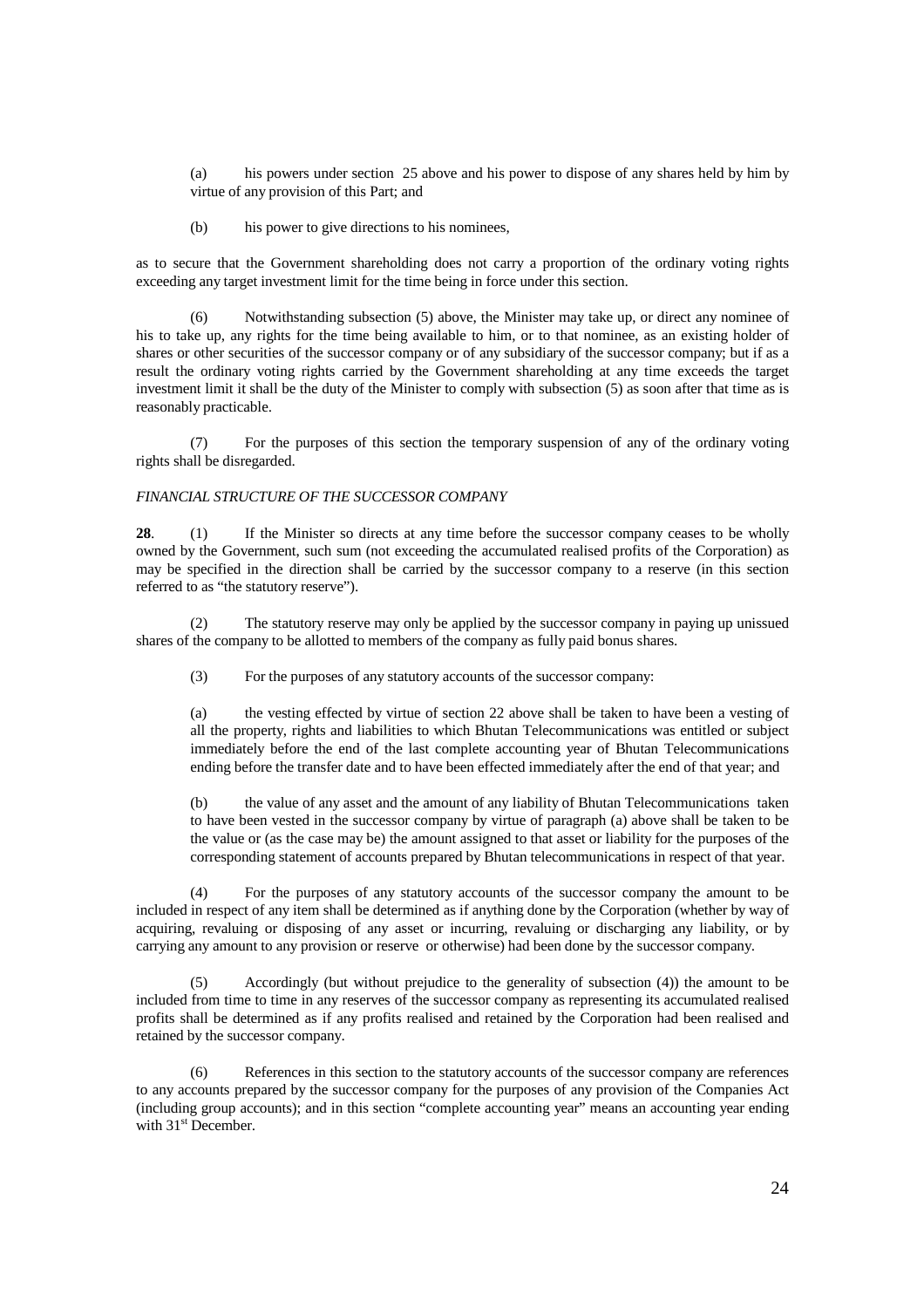(a) his powers under section 25 above and his power to dispose of any shares held by him by virtue of any provision of this Part; and

(b) his power to give directions to his nominees,

as to secure that the Government shareholding does not carry a proportion of the ordinary voting rights exceeding any target investment limit for the time being in force under this section.

(6) Notwithstanding subsection (5) above, the Minister may take up, or direct any nominee of his to take up, any rights for the time being available to him, or to that nominee, as an existing holder of shares or other securities of the successor company or of any subsidiary of the successor company; but if as a result the ordinary voting rights carried by the Government shareholding at any time exceeds the target investment limit it shall be the duty of the Minister to comply with subsection (5) as soon after that time as is reasonably practicable.

(7) For the purposes of this section the temporary suspension of any of the ordinary voting rights shall be disregarded.

*FINANCIAL STRUCTURE OF THE SUCCESSOR COMPANY*

**28**. (1) If the Minister so directs at any time before the successor company ceases to be wholly owned by the Government, such sum (not exceeding the accumulated realised profits of the Corporation) as may be specified in the direction shall be carried by the successor company to a reserve (in this section referred to as "the statutory reserve").

(2) The statutory reserve may only be applied by the successor company in paying up unissued shares of the company to be allotted to members of the company as fully paid bonus shares.

(3) For the purposes of any statutory accounts of the successor company:

(a) the vesting effected by virtue of section 22 above shall be taken to have been a vesting of all the property, rights and liabilities to which Bhutan Telecommunications was entitled or subject immediately before the end of the last complete accounting year of Bhutan Telecommunications ending before the transfer date and to have been effected immediately after the end of that year; and

(b) the value of any asset and the amount of any liability of Bhutan Telecommunications taken to have been vested in the successor company by virtue of paragraph (a) above shall be taken to be the value or (as the case may be) the amount assigned to that asset or liability for the purposes of the corresponding statement of accounts prepared by Bhutan telecommunications in respect of that year.

(4) For the purposes of any statutory accounts of the successor company the amount to be included in respect of any item shall be determined as if anything done by the Corporation (whether by way of acquiring, revaluing or disposing of any asset or incurring, revaluing or discharging any liability, or by carrying any amount to any provision or reserve or otherwise) had been done by the successor company.

(5) Accordingly (but without prejudice to the generality of subsection (4)) the amount to be included from time to time in any reserves of the successor company as representing its accumulated realised profits shall be determined as if any profits realised and retained by the Corporation had been realised and retained by the successor company.

(6) References in this section to the statutory accounts of the successor company are references to any accounts prepared by the successor company for the purposes of any provision of the Companies Act (including group accounts); and in this section "complete accounting year" means an accounting year ending with 31st December.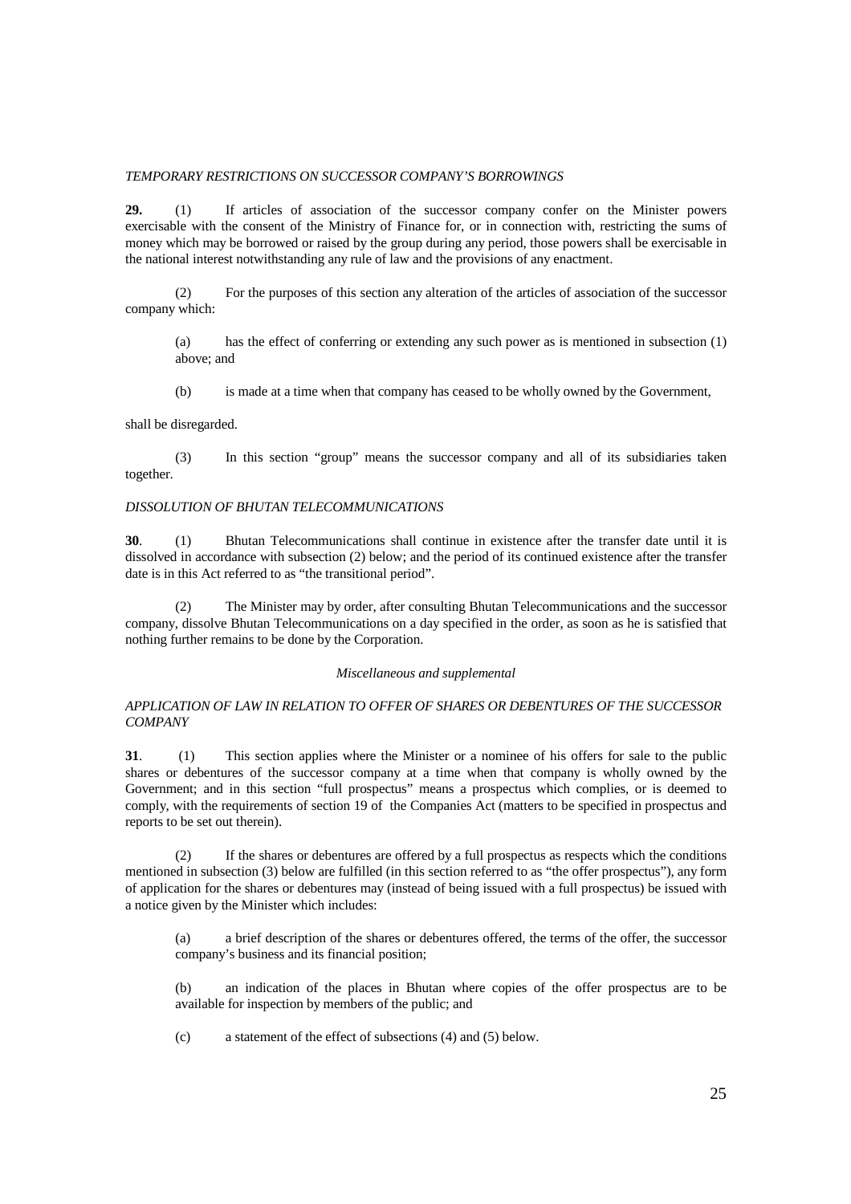*TEMPORARY RESTRICTIONS ON SUCCESSOR COMPANY'S BORROWINGS*

**29.** (1) If articles of association of the successor company confer on the Minister powers exercisable with the consent of the Ministry of Finance for, or in connection with, restricting the sums of money which may be borrowed or raised by the group during any period, those powers shall be exercisable in the national interest notwithstanding any rule of law and the provisions of any enactment.

(2) For the purposes of this section any alteration of the articles of association of the successor company which:

(a) has the effect of conferring or extending any such power as is mentioned in subsection (1) above; and

(b) is made at a time when that company has ceased to be wholly owned by the Government,

shall be disregarded.

(3) In this section "group" means the successor company and all of its subsidiaries taken together.

*DISSOLUTION OF BHUTAN TELECOMMUNICATIONS*

**30**. (1) Bhutan Telecommunications shall continue in existence after the transfer date until it is dissolved in accordance with subsection (2) below; and the period of its continued existence after the transfer date is in this Act referred to as "the transitional period".

(2) The Minister may by order, after consulting Bhutan Telecommunications and the successor company, dissolve Bhutan Telecommunications on a day specified in the order, as soon as he is satisfied that nothing further remains to be done by the Corporation.

*Miscellaneous and supplemental*

*APPLICATION OF LAW IN RELATION TO OFFER OF SHARES OR DEBENTURES OF THE SUCCESSOR COMPANY*

**31**. (1) This section applies where the Minister or a nominee of his offers for sale to the public shares or debentures of the successor company at a time when that company is wholly owned by the Government; and in this section "full prospectus" means a prospectus which complies, or is deemed to comply, with the requirements of section 19 of the Companies Act (matters to be specified in prospectus and reports to be set out therein).

(2) If the shares or debentures are offered by a full prospectus as respects which the conditions mentioned in subsection (3) below are fulfilled (in this section referred to as "the offer prospectus"), any form of application for the shares or debentures may (instead of being issued with a full prospectus) be issued with a notice given by the Minister which includes:

(a) a brief description of the shares or debentures offered, the terms of the offer, the successor company's business and its financial position;

(b) an indication of the places in Bhutan where copies of the offer prospectus are to be available for inspection by members of the public; and

(c) a statement of the effect of subsections (4) and (5) below.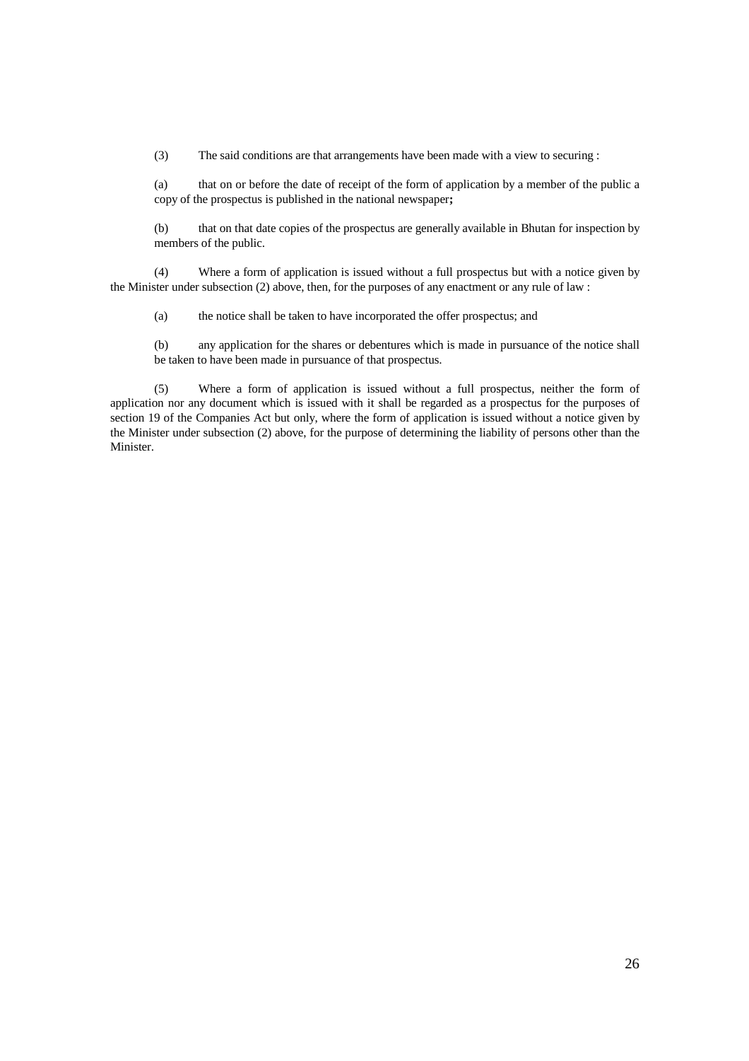(3) The said conditions are that arrangements have been made with a view to securing :

(a) that on or before the date of receipt of the form of application by a member of the public a copy of the prospectus is published in the national newspaper**;**

(b) that on that date copies of the prospectus are generally available in Bhutan for inspection by members of the public.

(4) Where a form of application is issued without a full prospectus but with a notice given by the Minister under subsection (2) above, then, for the purposes of any enactment or any rule of law :

(a) the notice shall be taken to have incorporated the offer prospectus; and

(b) any application for the shares or debentures which is made in pursuance of the notice shall be taken to have been made in pursuance of that prospectus.

(5) Where a form of application is issued without a full prospectus, neither the form of application nor any document which is issued with it shall be regarded as a prospectus for the purposes of section 19 of the Companies Act but only, where the form of application is issued without a notice given by the Minister under subsection (2) above, for the purpose of determining the liability of persons other than the Minister.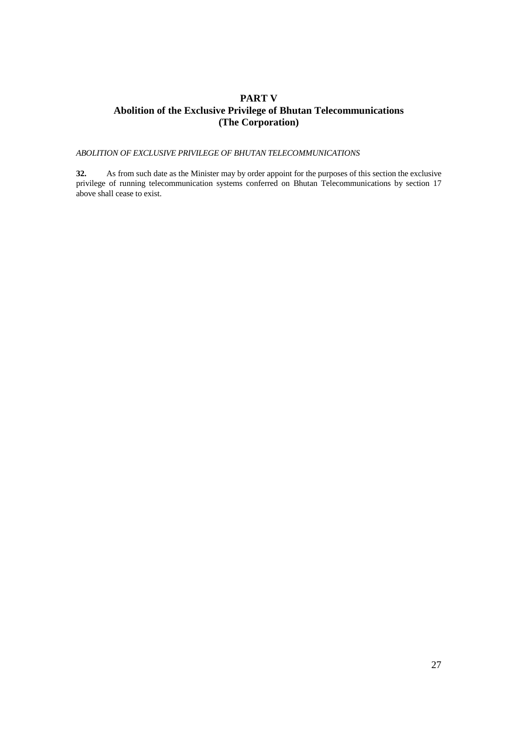# PART V
## Abolition of the Exclusive Privilege of Bhutan Telecommunications (The Corporation)

*ABOLITION OF EXCLUSIVE PRIVILEGE OF BHUTAN TELECOMMUNICATIONS*

**32.** As from such date as the Minister may by order appoint for the purposes of this section the exclusive privilege of running telecommunication systems conferred on Bhutan Telecommunications by section 17 above shall cease to exist.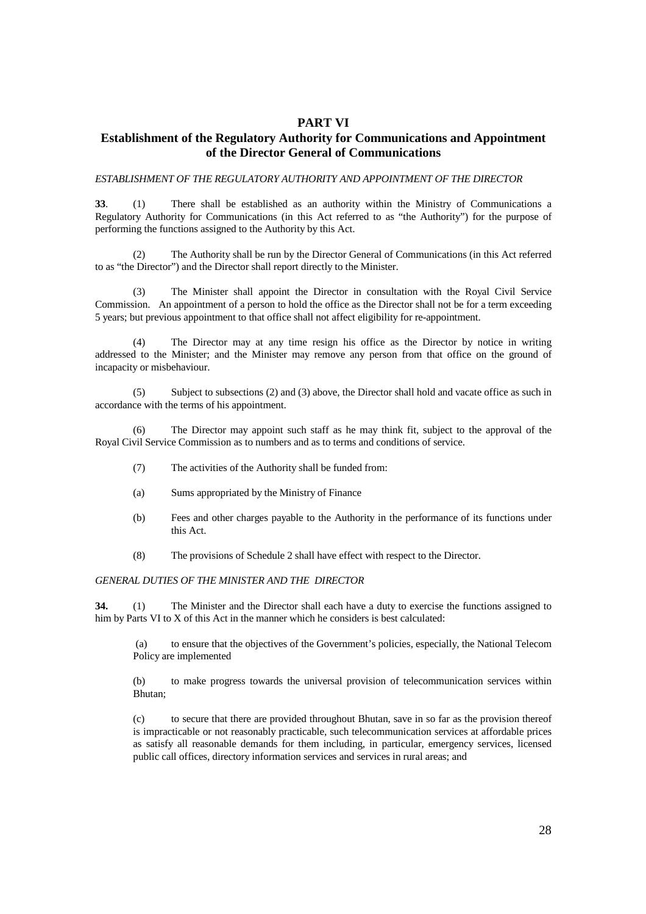# PART VI

## Establishment of the Regulatory Authority for Communications and Appointment of the Director General of Communications

*ESTABLISHMENT OF THE REGULATORY AUTHORITY AND APPOINTMENT OF THE DIRECTOR*

**33**. (1) There shall be established as an authority within the Ministry of Communications a Regulatory Authority for Communications (in this Act referred to as "the Authority") for the purpose of performing the functions assigned to the Authority by this Act.

(2) The Authority shall be run by the Director General of Communications (in this Act referred to as "the Director") and the Director shall report directly to the Minister.

(3) The Minister shall appoint the Director in consultation with the Royal Civil Service Commission. An appointment of a person to hold the office as the Director shall not be for a term exceeding 5 years; but previous appointment to that office shall not affect eligibility for re-appointment.

(4) The Director may at any time resign his office as the Director by notice in writing addressed to the Minister; and the Minister may remove any person from that office on the ground of incapacity or misbehaviour.

(5) Subject to subsections (2) and (3) above, the Director shall hold and vacate office as such in accordance with the terms of his appointment.

(6) The Director may appoint such staff as he may think fit, subject to the approval of the Royal Civil Service Commission as to numbers and as to terms and conditions of service.

(7) The activities of the Authority shall be funded from:

(a) Sums appropriated by the Ministry of Finance

(b) Fees and other charges payable to the Authority in the performance of its functions under this Act.

(8) The provisions of Schedule 2 shall have effect with respect to the Director.

*GENERAL DUTIES OF THE MINISTER AND THE DIRECTOR*

**34.** (1) The Minister and the Director shall each have a duty to exercise the functions assigned to him by Parts VI to X of this Act in the manner which he considers is best calculated:

(a) to ensure that the objectives of the Government's policies, especially, the National Telecom Policy are implemented

(b) to make progress towards the universal provision of telecommunication services within Bhutan;

(c) to secure that there are provided throughout Bhutan, save in so far as the provision thereof is impracticable or not reasonably practicable, such telecommunication services at affordable prices as satisfy all reasonable demands for them including, in particular, emergency services, licensed public call offices, directory information services and services in rural areas; and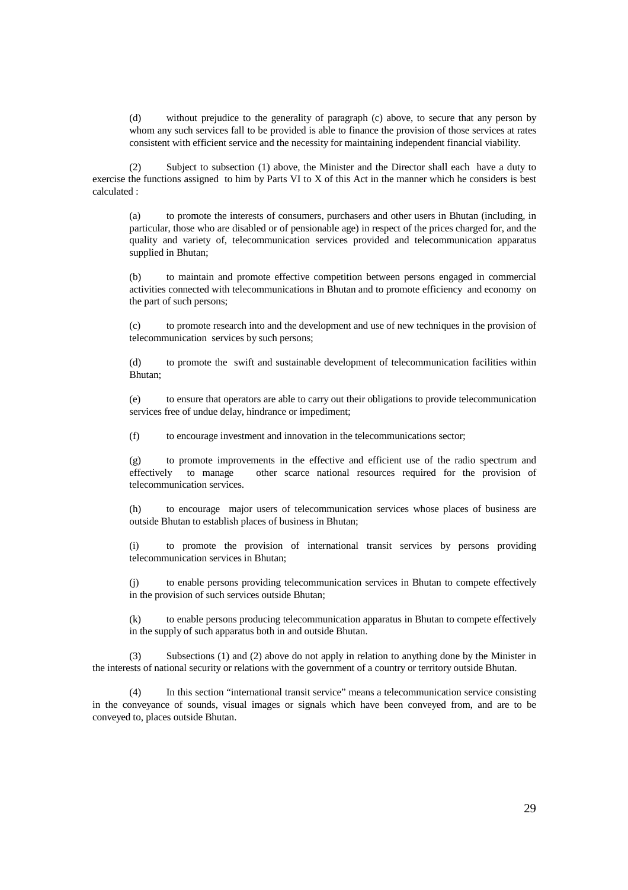(d) without prejudice to the generality of paragraph (c) above, to secure that any person by whom any such services fall to be provided is able to finance the provision of those services at rates consistent with efficient service and the necessity for maintaining independent financial viability.

(2) Subject to subsection (1) above, the Minister and the Director shall each have a duty to exercise the functions assigned to him by Parts VI to X of this Act in the manner which he considers is best calculated :

(a) to promote the interests of consumers, purchasers and other users in Bhutan (including, in particular, those who are disabled or of pensionable age) in respect of the prices charged for, and the quality and variety of, telecommunication services provided and telecommunication apparatus supplied in Bhutan;

(b) to maintain and promote effective competition between persons engaged in commercial activities connected with telecommunications in Bhutan and to promote efficiency and economy on the part of such persons;

(c) to promote research into and the development and use of new techniques in the provision of telecommunication services by such persons;

(d) to promote the swift and sustainable development of telecommunication facilities within Bhutan;

(e) to ensure that operators are able to carry out their obligations to provide telecommunication services free of undue delay, hindrance or impediment;

(f) to encourage investment and innovation in the telecommunications sector;

(g) to promote improvements in the effective and efficient use of the radio spectrum and effectively to manage other scarce national resources required for the provision of telecommunication services.

(h) to encourage major users of telecommunication services whose places of business are outside Bhutan to establish places of business in Bhutan;

(i) to promote the provision of international transit services by persons providing telecommunication services in Bhutan;

(j) to enable persons providing telecommunication services in Bhutan to compete effectively in the provision of such services outside Bhutan;

(k) to enable persons producing telecommunication apparatus in Bhutan to compete effectively in the supply of such apparatus both in and outside Bhutan.

(3) Subsections (1) and (2) above do not apply in relation to anything done by the Minister in the interests of national security or relations with the government of a country or territory outside Bhutan.

(4) In this section "international transit service" means a telecommunication service consisting in the conveyance of sounds, visual images or signals which have been conveyed from, and are to be conveyed to, places outside Bhutan.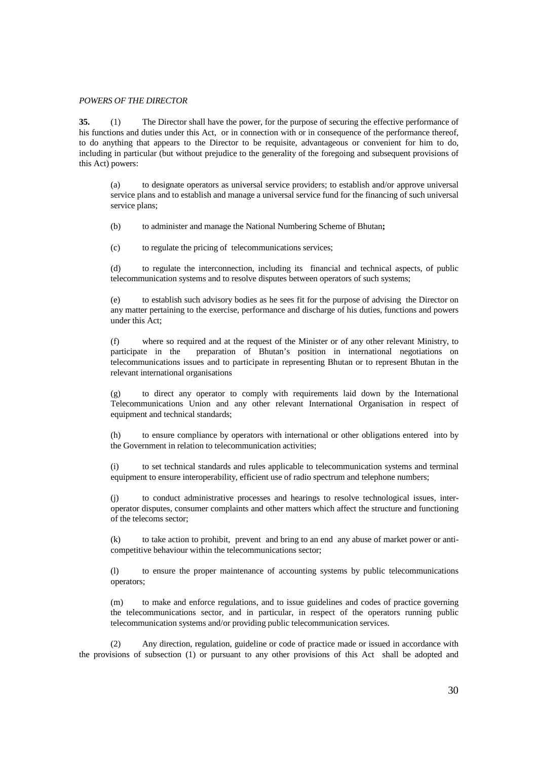*POWERS OF THE DIRECTOR*

**35.** (1) The Director shall have the power, for the purpose of securing the effective performance of his functions and duties under this Act, or in connection with or in consequence of the performance thereof, to do anything that appears to the Director to be requisite, advantageous or convenient for him to do, including in particular (but without prejudice to the generality of the foregoing and subsequent provisions of this Act) powers:

(a) to designate operators as universal service providers; to establish and/or approve universal service plans and to establish and manage a universal service fund for the financing of such universal service plans;

(b) to administer and manage the National Numbering Scheme of Bhutan**;**

(c) to regulate the pricing of telecommunications services;

(d) to regulate the interconnection, including its financial and technical aspects, of public telecommunication systems and to resolve disputes between operators of such systems;

(e) to establish such advisory bodies as he sees fit for the purpose of advising the Director on any matter pertaining to the exercise, performance and discharge of his duties, functions and powers under this Act;

(f) where so required and at the request of the Minister or of any other relevant Ministry, to participate in the preparation of Bhutan's position in international negotiations on telecommunications issues and to participate in representing Bhutan or to represent Bhutan in the relevant international organisations

(g) to direct any operator to comply with requirements laid down by the International Telecommunications Union and any other relevant International Organisation in respect of equipment and technical standards;

(h) to ensure compliance by operators with international or other obligations entered into by the Government in relation to telecommunication activities;

(i) to set technical standards and rules applicable to telecommunication systems and terminal equipment to ensure interoperability, efficient use of radio spectrum and telephone numbers;

(j) to conduct administrative processes and hearings to resolve technological issues, inter-operator disputes, consumer complaints and other matters which affect the structure and functioning of the telecoms sector;

(k) to take action to prohibit, prevent and bring to an end any abuse of market power or anti-competitive behaviour within the telecommunications sector;

(l) to ensure the proper maintenance of accounting systems by public telecommunications operators;

(m) to make and enforce regulations, and to issue guidelines and codes of practice governing the telecommunications sector, and in particular, in respect of the operators running public telecommunication systems and/or providing public telecommunication services.

(2) Any direction, regulation, guideline or code of practice made or issued in accordance with the provisions of subsection (1) or pursuant to any other provisions of this Act shall be adopted and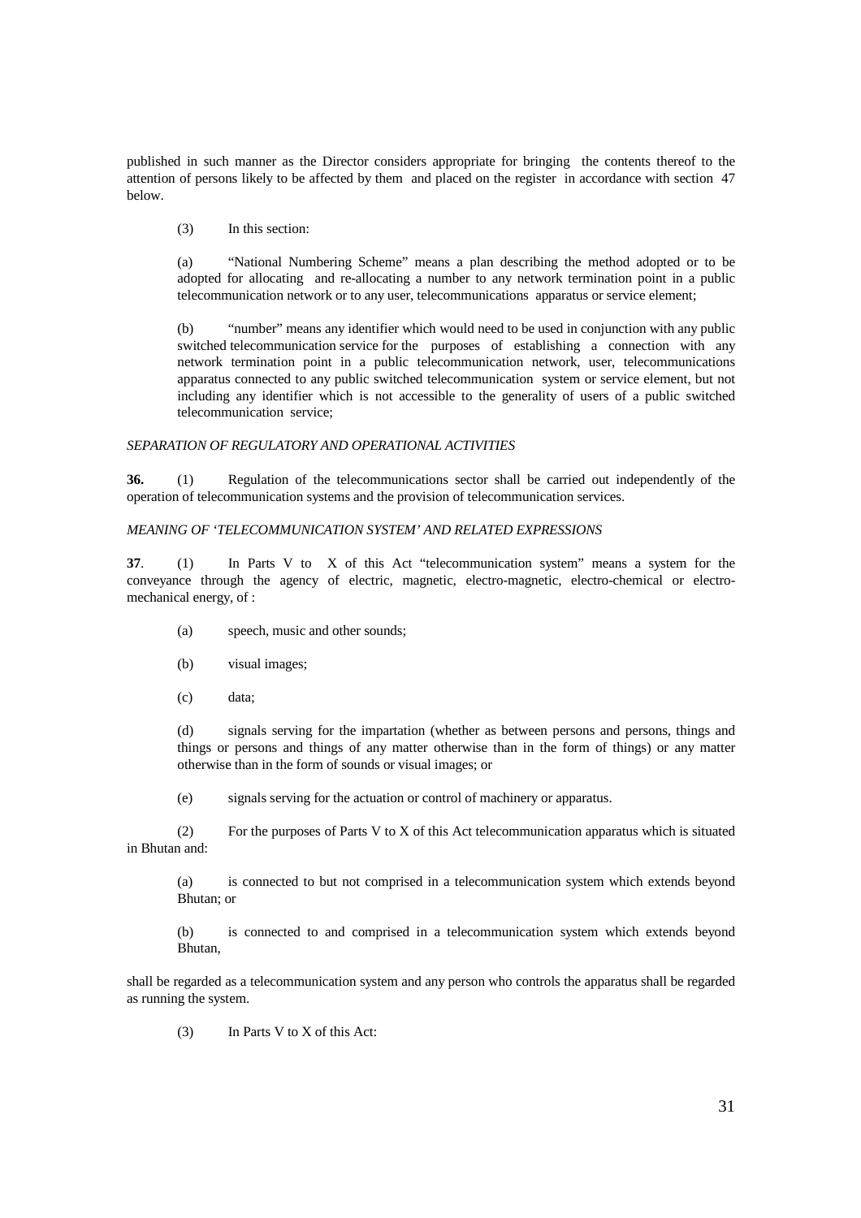published in such manner as the Director considers appropriate for bringing the contents thereof to the attention of persons likely to be affected by them and placed on the register in accordance with section 47 below.

(3) In this section:

(a) "National Numbering Scheme" means a plan describing the method adopted or to be adopted for allocating and re-allocating a number to any network termination point in a public telecommunication network or to any user, telecommunications apparatus or service element;

(b) "number" means any identifier which would need to be used in conjunction with any public switched telecommunication service for the purposes of establishing a connection with any network termination point in a public telecommunication network, user, telecommunications apparatus connected to any public switched telecommunication system or service element, but not including any identifier which is not accessible to the generality of users of a public switched telecommunication service;

*SEPARATION OF REGULATORY AND OPERATIONAL ACTIVITIES*

**36.** (1) Regulation of the telecommunications sector shall be carried out independently of the operation of telecommunication systems and the provision of telecommunication services.

*MEANING OF 'TELECOMMUNICATION SYSTEM' AND RELATED EXPRESSIONS*

**37**. (1) In Parts V to X of this Act "telecommunication system" means a system for the conveyance through the agency of electric, magnetic, electro-magnetic, electro-chemical or electro-mechanical energy, of :

(a) speech, music and other sounds;

(b) visual images;

(c) data;

(d) signals serving for the impartation (whether as between persons and persons, things and things or persons and things of any matter otherwise than in the form of things) or any matter otherwise than in the form of sounds or visual images; or

(e) signals serving for the actuation or control of machinery or apparatus.

(2) For the purposes of Parts V to X of this Act telecommunication apparatus which is situated in Bhutan and:

(a) is connected to but not comprised in a telecommunication system which extends beyond Bhutan; or

(b) is connected to and comprised in a telecommunication system which extends beyond Bhutan,

shall be regarded as a telecommunication system and any person who controls the apparatus shall be regarded as running the system.

(3) In Parts V to X of this Act: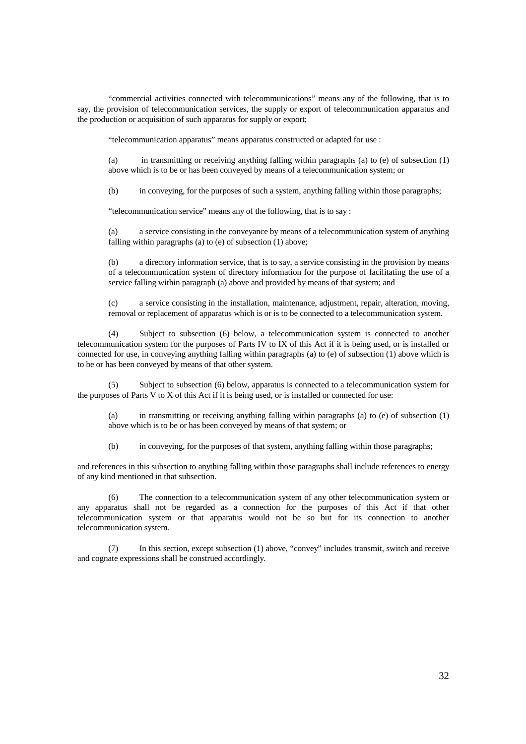"commercial activities connected with telecommunications" means any of the following, that is to say, the provision of telecommunication services, the supply or export of telecommunication apparatus and the production or acquisition of such apparatus for supply or export;

"telecommunication apparatus" means apparatus constructed or adapted for use :

(a) in transmitting or receiving anything falling within paragraphs (a) to (e) of subsection (1) above which is to be or has been conveyed by means of a telecommunication system; or

(b) in conveying, for the purposes of such a system, anything falling within those paragraphs;

"telecommunication service" means any of the following, that is to say :

(a) a service consisting in the conveyance by means of a telecommunication system of anything falling within paragraphs (a) to (e) of subsection (1) above;

(b) a directory information service, that is to say, a service consisting in the provision by means of a telecommunication system of directory information for the purpose of facilitating the use of a service falling within paragraph (a) above and provided by means of that system; and

(c) a service consisting in the installation, maintenance, adjustment, repair, alteration, moving, removal or replacement of apparatus which is or is to be connected to a telecommunication system.

(4) Subject to subsection (6) below, a telecommunication system is connected to another telecommunication system for the purposes of Parts IV to IX of this Act if it is being used, or is installed or connected for use, in conveying anything falling within paragraphs (a) to (e) of subsection (1) above which is to be or has been conveyed by means of that other system.

(5) Subject to subsection (6) below, apparatus is connected to a telecommunication system for the purposes of Parts V to X of this Act if it is being used, or is installed or connected for use:

(a) in transmitting or receiving anything falling within paragraphs (a) to (e) of subsection (1) above which is to be or has been conveyed by means of that system; or

(b) in conveying, for the purposes of that system, anything falling within those paragraphs;

and references in this subsection to anything falling within those paragraphs shall include references to energy of any kind mentioned in that subsection.

(6) The connection to a telecommunication system of any other telecommunication system or any apparatus shall not be regarded as a connection for the purposes of this Act if that other telecommunication system or that apparatus would not be so but for its connection to another telecommunication system.

(7) In this section, except subsection (1) above, "convey" includes transmit, switch and receive and cognate expressions shall be construed accordingly.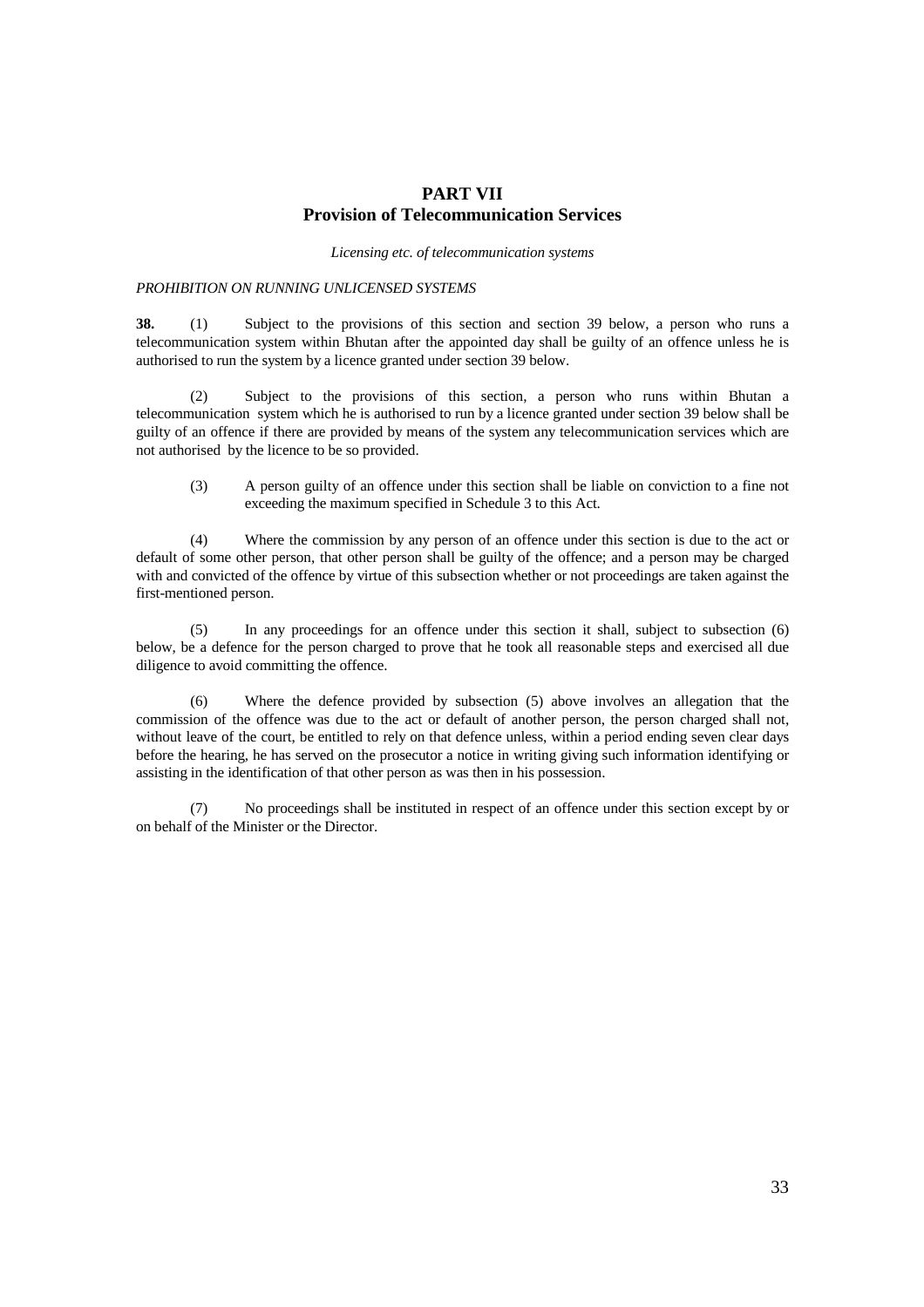# PART VII
## Provision of Telecommunication Services

*Licensing etc. of telecommunication systems*

*PROHIBITION ON RUNNING UNLICENSED SYSTEMS*

**38.** (1) Subject to the provisions of this section and section 39 below, a person who runs a telecommunication system within Bhutan after the appointed day shall be guilty of an offence unless he is authorised to run the system by a licence granted under section 39 below.

(2) Subject to the provisions of this section, a person who runs within Bhutan a telecommunication system which he is authorised to run by a licence granted under section 39 below shall be guilty of an offence if there are provided by means of the system any telecommunication services which are not authorised by the licence to be so provided.

(3) A person guilty of an offence under this section shall be liable on conviction to a fine not exceeding the maximum specified in Schedule 3 to this Act.

(4) Where the commission by any person of an offence under this section is due to the act or default of some other person, that other person shall be guilty of the offence; and a person may be charged with and convicted of the offence by virtue of this subsection whether or not proceedings are taken against the first-mentioned person.

(5) In any proceedings for an offence under this section it shall, subject to subsection (6) below, be a defence for the person charged to prove that he took all reasonable steps and exercised all due diligence to avoid committing the offence.

(6) Where the defence provided by subsection (5) above involves an allegation that the commission of the offence was due to the act or default of another person, the person charged shall not, without leave of the court, be entitled to rely on that defence unless, within a period ending seven clear days before the hearing, he has served on the prosecutor a notice in writing giving such information identifying or assisting in the identification of that other person as was then in his possession.

(7) No proceedings shall be instituted in respect of an offence under this section except by or on behalf of the Minister or the Director.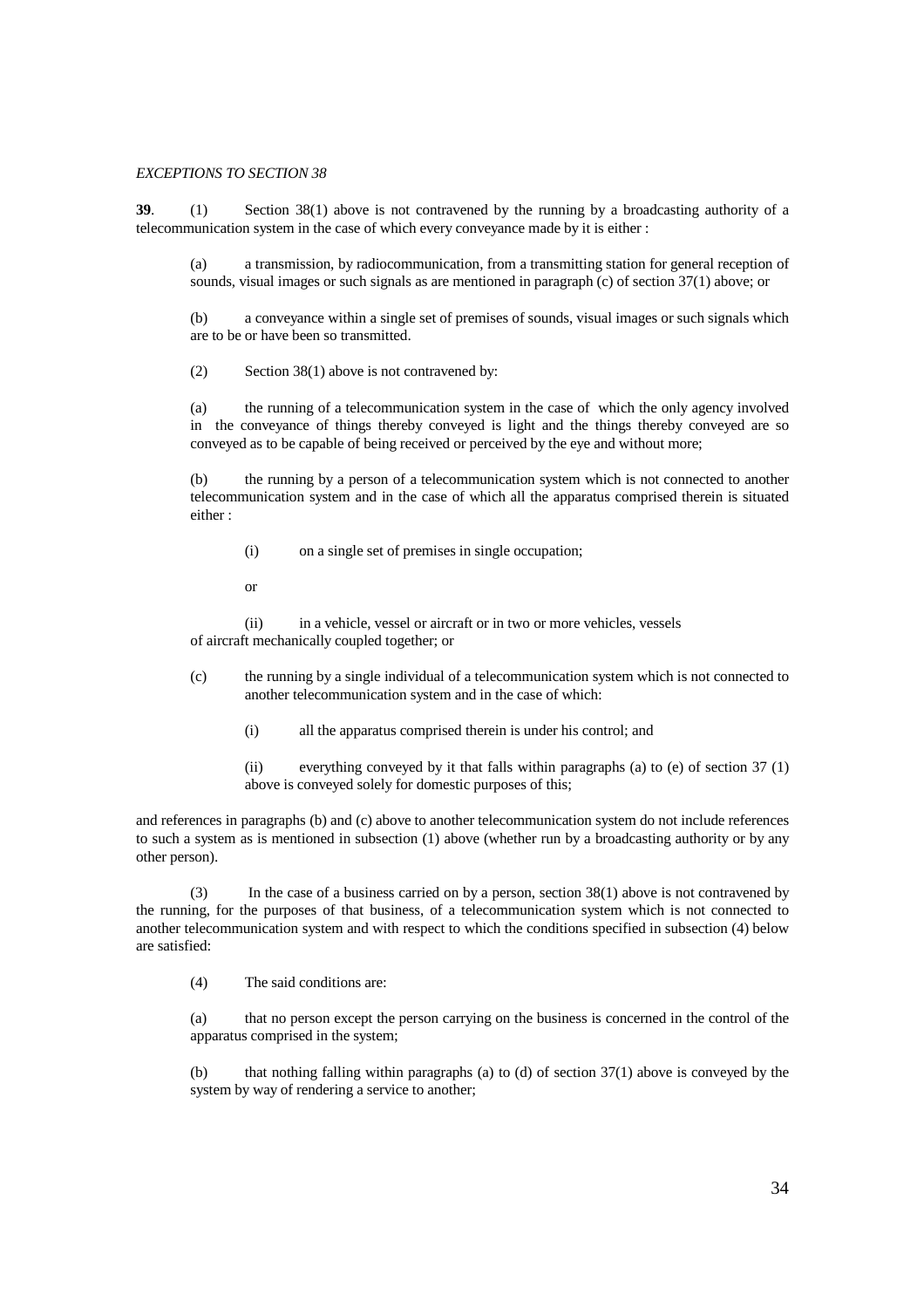*EXCEPTIONS TO SECTION 38*

**39**. (1) Section 38(1) above is not contravened by the running by a broadcasting authority of a telecommunication system in the case of which every conveyance made by it is either :

(a) a transmission, by radiocommunication, from a transmitting station for general reception of sounds, visual images or such signals as are mentioned in paragraph (c) of section 37(1) above; or

(b) a conveyance within a single set of premises of sounds, visual images or such signals which are to be or have been so transmitted.

(2) Section 38(1) above is not contravened by:

(a) the running of a telecommunication system in the case of which the only agency involved in the conveyance of things thereby conveyed is light and the things thereby conveyed are so conveyed as to be capable of being received or perceived by the eye and without more;

(b) the running by a person of a telecommunication system which is not connected to another telecommunication system and in the case of which all the apparatus comprised therein is situated either :

(i) on a single set of premises in single occupation;

or

(ii) in a vehicle, vessel or aircraft or in two or more vehicles, vessels of aircraft mechanically coupled together; or

(c) the running by a single individual of a telecommunication system which is not connected to another telecommunication system and in the case of which:

(i) all the apparatus comprised therein is under his control; and

(ii) everything conveyed by it that falls within paragraphs (a) to (e) of section 37 (1) above is conveyed solely for domestic purposes of this;

and references in paragraphs (b) and (c) above to another telecommunication system do not include references to such a system as is mentioned in subsection (1) above (whether run by a broadcasting authority or by any other person).

(3) In the case of a business carried on by a person, section 38(1) above is not contravened by the running, for the purposes of that business, of a telecommunication system which is not connected to another telecommunication system and with respect to which the conditions specified in subsection (4) below are satisfied:

(4) The said conditions are:

(a) that no person except the person carrying on the business is concerned in the control of the apparatus comprised in the system;

(b) that nothing falling within paragraphs (a) to (d) of section 37(1) above is conveyed by the system by way of rendering a service to another;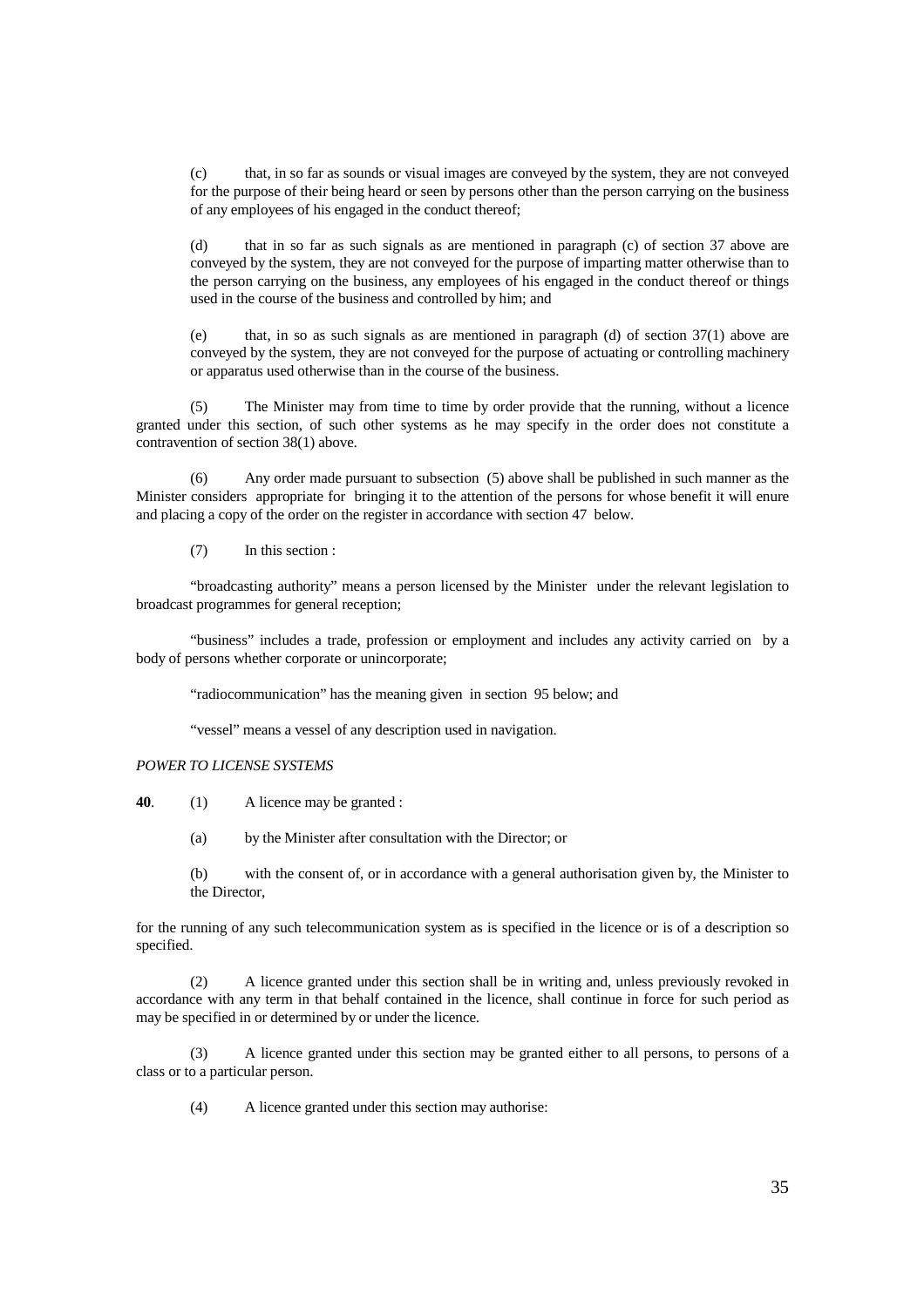(c) that, in so far as sounds or visual images are conveyed by the system, they are not conveyed for the purpose of their being heard or seen by persons other than the person carrying on the business of any employees of his engaged in the conduct thereof;

(d) that in so far as such signals as are mentioned in paragraph (c) of section 37 above are conveyed by the system, they are not conveyed for the purpose of imparting matter otherwise than to the person carrying on the business, any employees of his engaged in the conduct thereof or things used in the course of the business and controlled by him; and

(e) that, in so as such signals as are mentioned in paragraph (d) of section 37(1) above are conveyed by the system, they are not conveyed for the purpose of actuating or controlling machinery or apparatus used otherwise than in the course of the business.

(5) The Minister may from time to time by order provide that the running, without a licence granted under this section, of such other systems as he may specify in the order does not constitute a contravention of section 38(1) above.

(6) Any order made pursuant to subsection (5) above shall be published in such manner as the Minister considers appropriate for bringing it to the attention of the persons for whose benefit it will enure and placing a copy of the order on the register in accordance with section 47 below.

(7) In this section :

"broadcasting authority" means a person licensed by the Minister under the relevant legislation to broadcast programmes for general reception;

"business" includes a trade, profession or employment and includes any activity carried on by a body of persons whether corporate or unincorporate;

"radiocommunication" has the meaning given in section 95 below; and

"vessel" means a vessel of any description used in navigation.

*POWER TO LICENSE SYSTEMS*

**40**. (1) A licence may be granted :

(a) by the Minister after consultation with the Director; or

(b) with the consent of, or in accordance with a general authorisation given by, the Minister to the Director,

for the running of any such telecommunication system as is specified in the licence or is of a description so specified.

(2) A licence granted under this section shall be in writing and, unless previously revoked in accordance with any term in that behalf contained in the licence, shall continue in force for such period as may be specified in or determined by or under the licence.

(3) A licence granted under this section may be granted either to all persons, to persons of a class or to a particular person.

(4) A licence granted under this section may authorise: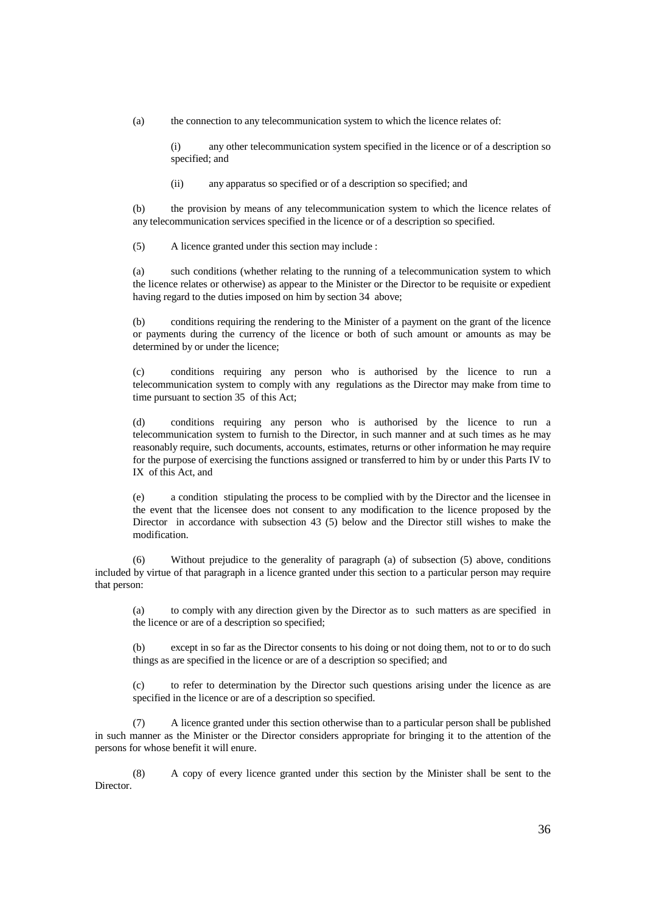(a) the connection to any telecommunication system to which the licence relates of:

(i) any other telecommunication system specified in the licence or of a description so specified; and

(ii) any apparatus so specified or of a description so specified; and

(b) the provision by means of any telecommunication system to which the licence relates of any telecommunication services specified in the licence or of a description so specified.

(5) A licence granted under this section may include :

(a) such conditions (whether relating to the running of a telecommunication system to which the licence relates or otherwise) as appear to the Minister or the Director to be requisite or expedient having regard to the duties imposed on him by section 34 above;

(b) conditions requiring the rendering to the Minister of a payment on the grant of the licence or payments during the currency of the licence or both of such amount or amounts as may be determined by or under the licence;

(c) conditions requiring any person who is authorised by the licence to run a telecommunication system to comply with any regulations as the Director may make from time to time pursuant to section 35 of this Act;

(d) conditions requiring any person who is authorised by the licence to run a telecommunication system to furnish to the Director, in such manner and at such times as he may reasonably require, such documents, accounts, estimates, returns or other information he may require for the purpose of exercising the functions assigned or transferred to him by or under this Parts IV to IX of this Act, and

(e) a condition stipulating the process to be complied with by the Director and the licensee in the event that the licensee does not consent to any modification to the licence proposed by the Director in accordance with subsection 43 (5) below and the Director still wishes to make the modification.

(6) Without prejudice to the generality of paragraph (a) of subsection (5) above, conditions included by virtue of that paragraph in a licence granted under this section to a particular person may require that person:

(a) to comply with any direction given by the Director as to such matters as are specified in the licence or are of a description so specified;

(b) except in so far as the Director consents to his doing or not doing them, not to or to do such things as are specified in the licence or are of a description so specified; and

(c) to refer to determination by the Director such questions arising under the licence as are specified in the licence or are of a description so specified.

(7) A licence granted under this section otherwise than to a particular person shall be published in such manner as the Minister or the Director considers appropriate for bringing it to the attention of the persons for whose benefit it will enure.

(8) A copy of every licence granted under this section by the Minister shall be sent to the Director.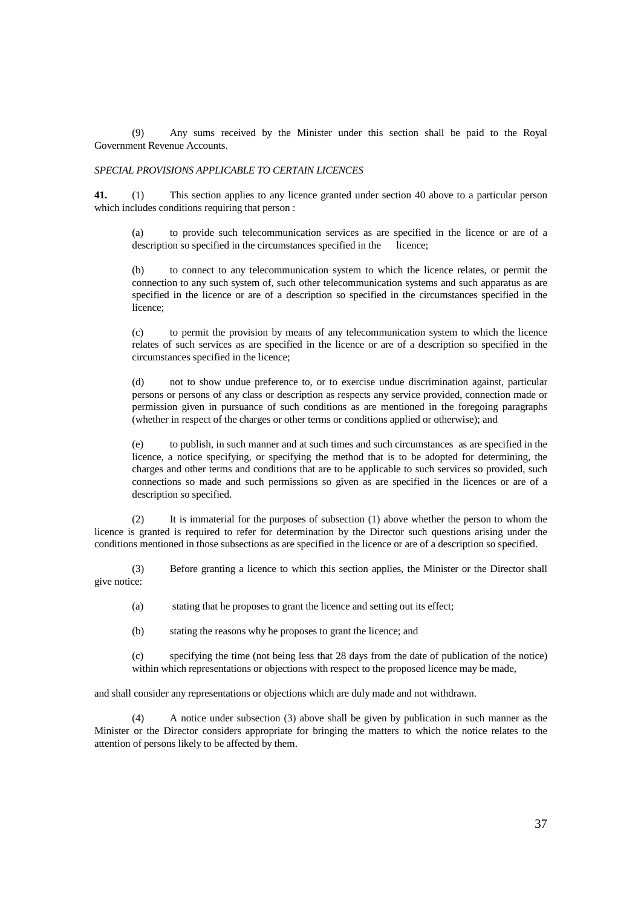(9) Any sums received by the Minister under this section shall be paid to the Royal Government Revenue Accounts.

*SPECIAL PROVISIONS APPLICABLE TO CERTAIN LICENCES*

**41.** (1) This section applies to any licence granted under section 40 above to a particular person which includes conditions requiring that person :

> (a) to provide such telecommunication services as are specified in the licence or are of a description so specified in the circumstances specified in the licence;
>
> (b) to connect to any telecommunication system to which the licence relates, or permit the connection to any such system of, such other telecommunication systems and such apparatus as are specified in the licence or are of a description so specified in the circumstances specified in the licence;
>
> (c) to permit the provision by means of any telecommunication system to which the licence relates of such services as are specified in the licence or are of a description so specified in the circumstances specified in the licence;
>
> (d) not to show undue preference to, or to exercise undue discrimination against, particular persons or persons of any class or description as respects any service provided, connection made or permission given in pursuance of such conditions as are mentioned in the foregoing paragraphs (whether in respect of the charges or other terms or conditions applied or otherwise); and
>
> (e) to publish, in such manner and at such times and such circumstances as are specified in the licence, a notice specifying, or specifying the method that is to be adopted for determining, the charges and other terms and conditions that are to be applicable to such services so provided, such connections so made and such permissions so given as are specified in the licences or are of a description so specified.

(2) It is immaterial for the purposes of subsection (1) above whether the person to whom the licence is granted is required to refer for determination by the Director such questions arising under the conditions mentioned in those subsections as are specified in the licence or are of a description so specified.

(3) Before granting a licence to which this section applies, the Minister or the Director shall give notice:

> (a) stating that he proposes to grant the licence and setting out its effect;
>
> (b) stating the reasons why he proposes to grant the licence; and
>
> (c) specifying the time (not being less that 28 days from the date of publication of the notice) within which representations or objections with respect to the proposed licence may be made,

and shall consider any representations or objections which are duly made and not withdrawn.

(4) A notice under subsection (3) above shall be given by publication in such manner as the Minister or the Director considers appropriate for bringing the matters to which the notice relates to the attention of persons likely to be affected by them.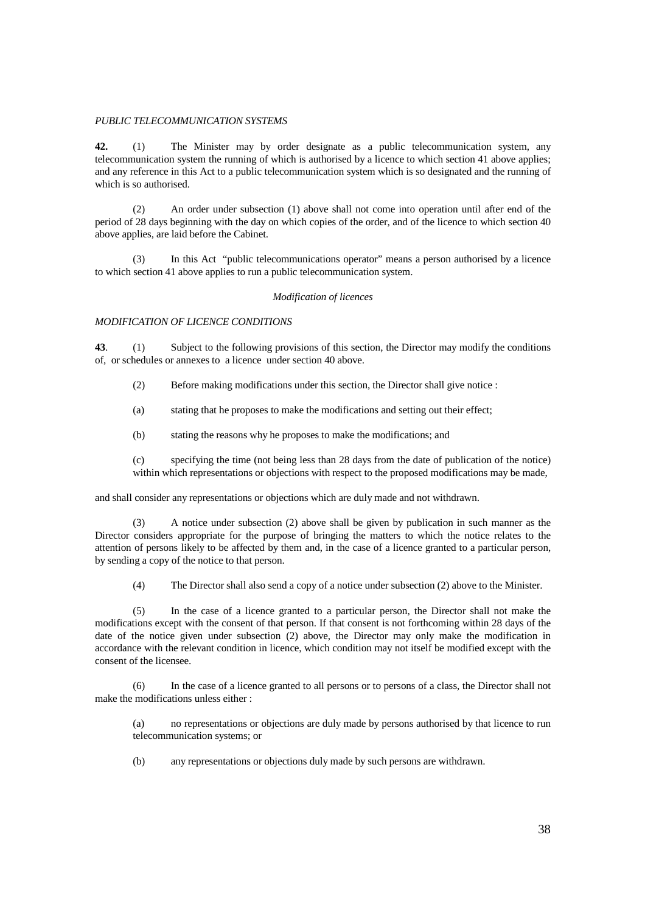*PUBLIC TELECOMMUNICATION SYSTEMS*

**42.** (1) The Minister may by order designate as a public telecommunication system, any telecommunication system the running of which is authorised by a licence to which section 41 above applies; and any reference in this Act to a public telecommunication system which is so designated and the running of which is so authorised.

(2) An order under subsection (1) above shall not come into operation until after end of the period of 28 days beginning with the day on which copies of the order, and of the licence to which section 40 above applies, are laid before the Cabinet.

(3) In this Act "public telecommunications operator" means a person authorised by a licence to which section 41 above applies to run a public telecommunication system.

*Modification of licences*

*MODIFICATION OF LICENCE CONDITIONS*

**43**. (1) Subject to the following provisions of this section, the Director may modify the conditions of, or schedules or annexes to a licence under section 40 above.

(2) Before making modifications under this section, the Director shall give notice :

(a) stating that he proposes to make the modifications and setting out their effect;

(b) stating the reasons why he proposes to make the modifications; and

(c) specifying the time (not being less than 28 days from the date of publication of the notice) within which representations or objections with respect to the proposed modifications may be made,

and shall consider any representations or objections which are duly made and not withdrawn.

(3) A notice under subsection (2) above shall be given by publication in such manner as the Director considers appropriate for the purpose of bringing the matters to which the notice relates to the attention of persons likely to be affected by them and, in the case of a licence granted to a particular person, by sending a copy of the notice to that person.

(4) The Director shall also send a copy of a notice under subsection (2) above to the Minister.

(5) In the case of a licence granted to a particular person, the Director shall not make the modifications except with the consent of that person. If that consent is not forthcoming within 28 days of the date of the notice given under subsection (2) above, the Director may only make the modification in accordance with the relevant condition in licence, which condition may not itself be modified except with the consent of the licensee.

(6) In the case of a licence granted to all persons or to persons of a class, the Director shall not make the modifications unless either :

(a) no representations or objections are duly made by persons authorised by that licence to run telecommunication systems; or

(b) any representations or objections duly made by such persons are withdrawn.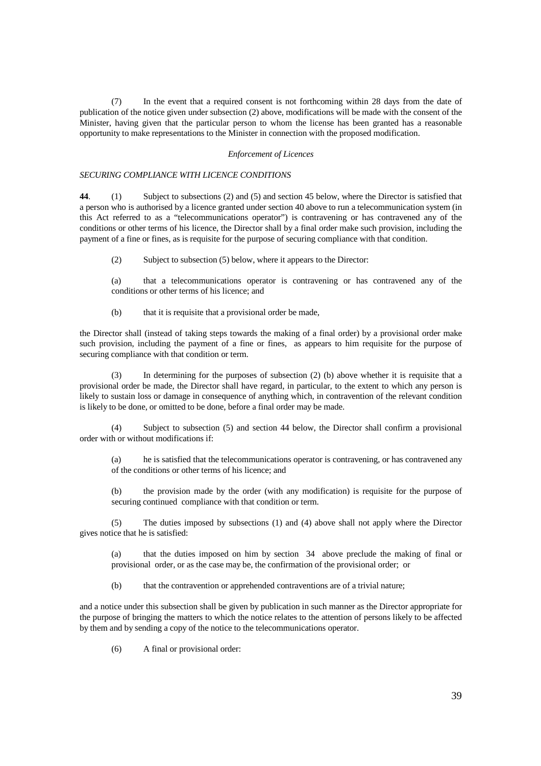(7) In the event that a required consent is not forthcoming within 28 days from the date of publication of the notice given under subsection (2) above, modifications will be made with the consent of the Minister, having given that the particular person to whom the license has been granted has a reasonable opportunity to make representations to the Minister in connection with the proposed modification.

*Enforcement of Licences*

*SECURING COMPLIANCE WITH LICENCE CONDITIONS*

**44**. (1) Subject to subsections (2) and (5) and section 45 below, where the Director is satisfied that a person who is authorised by a licence granted under section 40 above to run a telecommunication system (in this Act referred to as a "telecommunications operator") is contravening or has contravened any of the conditions or other terms of his licence, the Director shall by a final order make such provision, including the payment of a fine or fines, as is requisite for the purpose of securing compliance with that condition.

(2) Subject to subsection (5) below, where it appears to the Director:

(a) that a telecommunications operator is contravening or has contravened any of the conditions or other terms of his licence; and

(b) that it is requisite that a provisional order be made,

the Director shall (instead of taking steps towards the making of a final order) by a provisional order make such provision, including the payment of a fine or fines, as appears to him requisite for the purpose of securing compliance with that condition or term.

(3) In determining for the purposes of subsection (2) (b) above whether it is requisite that a provisional order be made, the Director shall have regard, in particular, to the extent to which any person is likely to sustain loss or damage in consequence of anything which, in contravention of the relevant condition is likely to be done, or omitted to be done, before a final order may be made.

(4) Subject to subsection (5) and section 44 below, the Director shall confirm a provisional order with or without modifications if:

(a) he is satisfied that the telecommunications operator is contravening, or has contravened any of the conditions or other terms of his licence; and

(b) the provision made by the order (with any modification) is requisite for the purpose of securing continued compliance with that condition or term.

(5) The duties imposed by subsections (1) and (4) above shall not apply where the Director gives notice that he is satisfied:

(a) that the duties imposed on him by section 34 above preclude the making of final or provisional order, or as the case may be, the confirmation of the provisional order; or

(b) that the contravention or apprehended contraventions are of a trivial nature;

and a notice under this subsection shall be given by publication in such manner as the Director appropriate for the purpose of bringing the matters to which the notice relates to the attention of persons likely to be affected by them and by sending a copy of the notice to the telecommunications operator.

(6) A final or provisional order: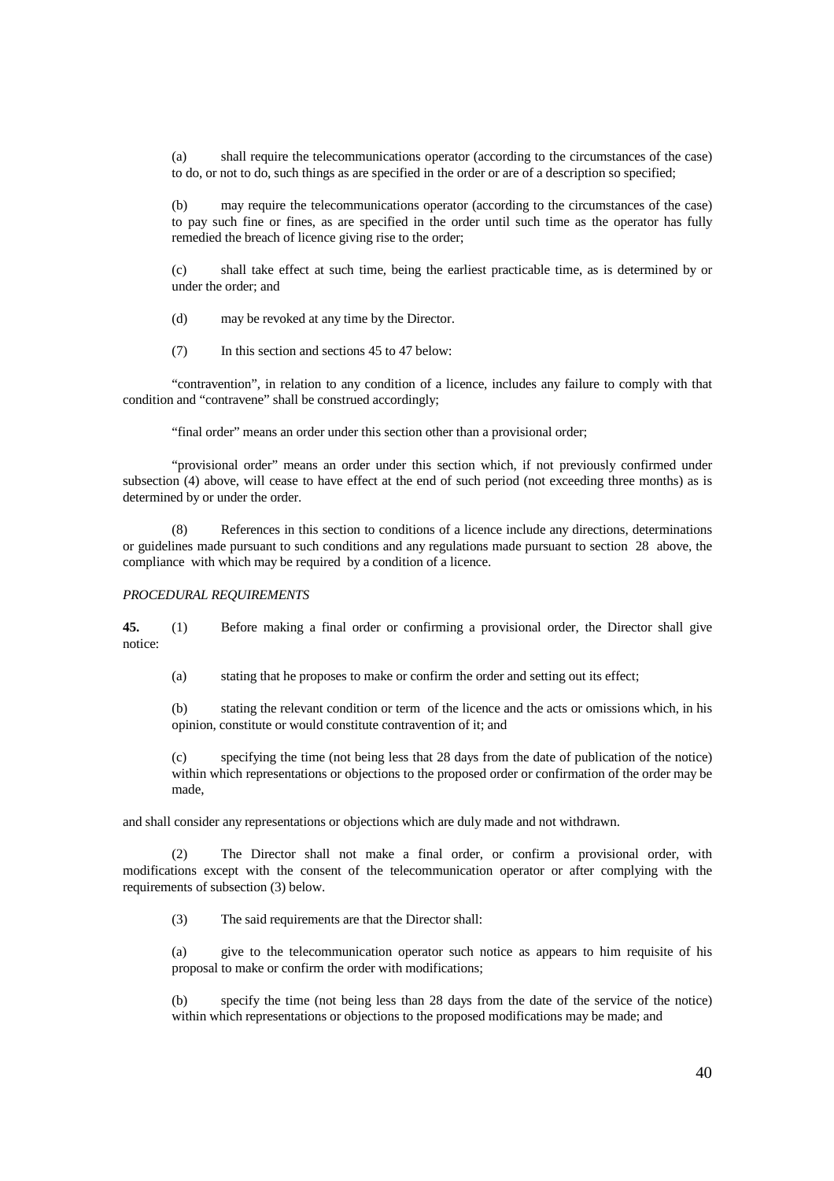(a) shall require the telecommunications operator (according to the circumstances of the case) to do, or not to do, such things as are specified in the order or are of a description so specified;

(b) may require the telecommunications operator (according to the circumstances of the case) to pay such fine or fines, as are specified in the order until such time as the operator has fully remedied the breach of licence giving rise to the order;

(c) shall take effect at such time, being the earliest practicable time, as is determined by or under the order; and

(d) may be revoked at any time by the Director.

(7) In this section and sections 45 to 47 below:

"contravention", in relation to any condition of a licence, includes any failure to comply with that condition and "contravene" shall be construed accordingly;

"final order" means an order under this section other than a provisional order;

"provisional order" means an order under this section which, if not previously confirmed under subsection (4) above, will cease to have effect at the end of such period (not exceeding three months) as is determined by or under the order.

(8) References in this section to conditions of a licence include any directions, determinations or guidelines made pursuant to such conditions and any regulations made pursuant to section 28 above, the compliance with which may be required by a condition of a licence.

*PROCEDURAL REQUIREMENTS*

**45.** (1) Before making a final order or confirming a provisional order, the Director shall give notice:

(a) stating that he proposes to make or confirm the order and setting out its effect;

(b) stating the relevant condition or term of the licence and the acts or omissions which, in his opinion, constitute or would constitute contravention of it; and

(c) specifying the time (not being less that 28 days from the date of publication of the notice) within which representations or objections to the proposed order or confirmation of the order may be made,

and shall consider any representations or objections which are duly made and not withdrawn.

(2) The Director shall not make a final order, or confirm a provisional order, with modifications except with the consent of the telecommunication operator or after complying with the requirements of subsection (3) below.

(3) The said requirements are that the Director shall:

(a) give to the telecommunication operator such notice as appears to him requisite of his proposal to make or confirm the order with modifications;

(b) specify the time (not being less than 28 days from the date of the service of the notice) within which representations or objections to the proposed modifications may be made; and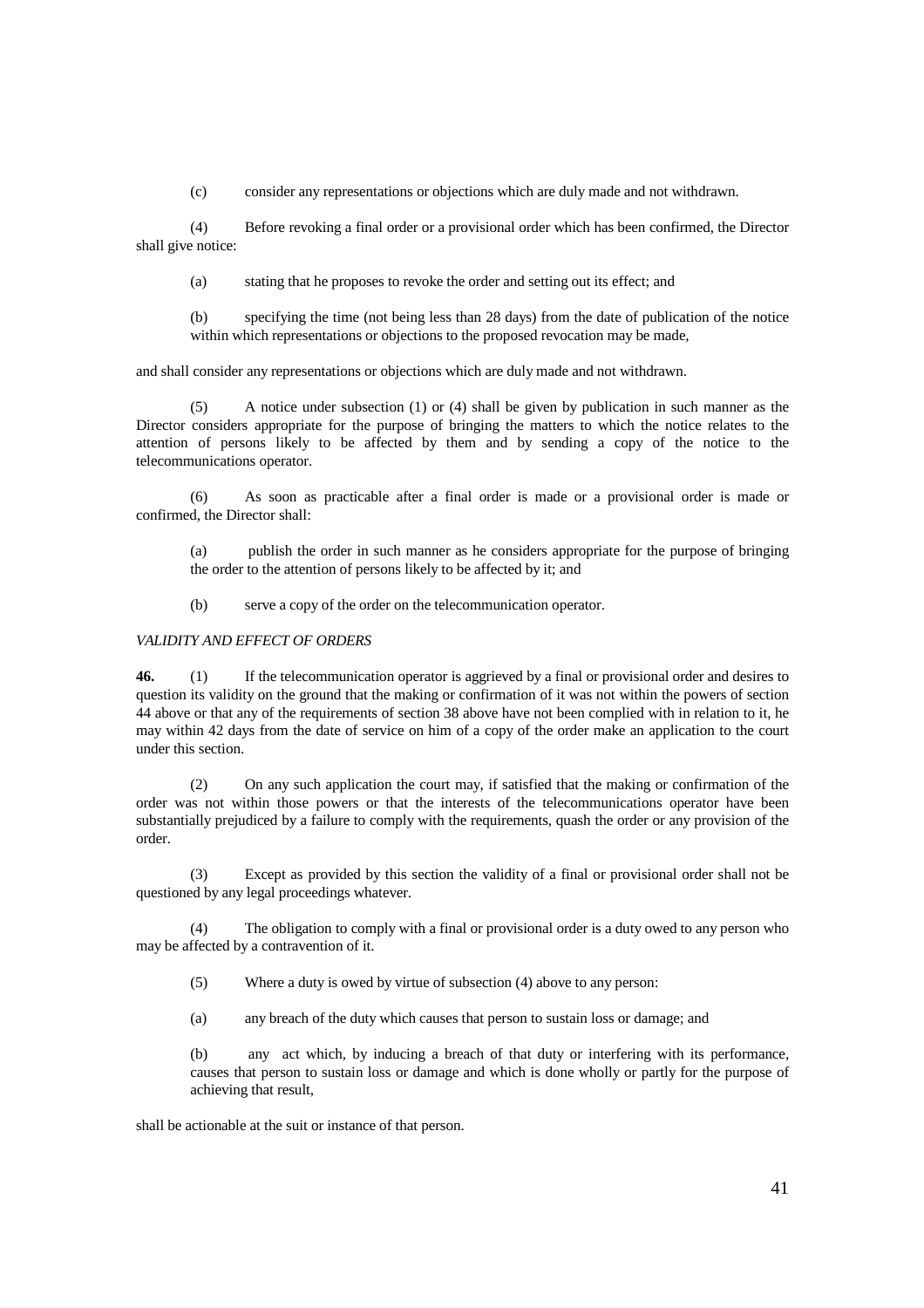(c) consider any representations or objections which are duly made and not withdrawn.

(4) Before revoking a final order or a provisional order which has been confirmed, the Director shall give notice:

(a) stating that he proposes to revoke the order and setting out its effect; and

(b) specifying the time (not being less than 28 days) from the date of publication of the notice within which representations or objections to the proposed revocation may be made,

and shall consider any representations or objections which are duly made and not withdrawn.

(5) A notice under subsection (1) or (4) shall be given by publication in such manner as the Director considers appropriate for the purpose of bringing the matters to which the notice relates to the attention of persons likely to be affected by them and by sending a copy of the notice to the telecommunications operator.

(6) As soon as practicable after a final order is made or a provisional order is made or confirmed, the Director shall:

(a) publish the order in such manner as he considers appropriate for the purpose of bringing the order to the attention of persons likely to be affected by it; and

(b) serve a copy of the order on the telecommunication operator.

*VALIDITY AND EFFECT OF ORDERS*

**46.** (1) If the telecommunication operator is aggrieved by a final or provisional order and desires to question its validity on the ground that the making or confirmation of it was not within the powers of section 44 above or that any of the requirements of section 38 above have not been complied with in relation to it, he may within 42 days from the date of service on him of a copy of the order make an application to the court under this section.

(2) On any such application the court may, if satisfied that the making or confirmation of the order was not within those powers or that the interests of the telecommunications operator have been substantially prejudiced by a failure to comply with the requirements, quash the order or any provision of the order.

(3) Except as provided by this section the validity of a final or provisional order shall not be questioned by any legal proceedings whatever.

(4) The obligation to comply with a final or provisional order is a duty owed to any person who may be affected by a contravention of it.

(5) Where a duty is owed by virtue of subsection (4) above to any person:

(a) any breach of the duty which causes that person to sustain loss or damage; and

(b) any act which, by inducing a breach of that duty or interfering with its performance, causes that person to sustain loss or damage and which is done wholly or partly for the purpose of achieving that result,

shall be actionable at the suit or instance of that person.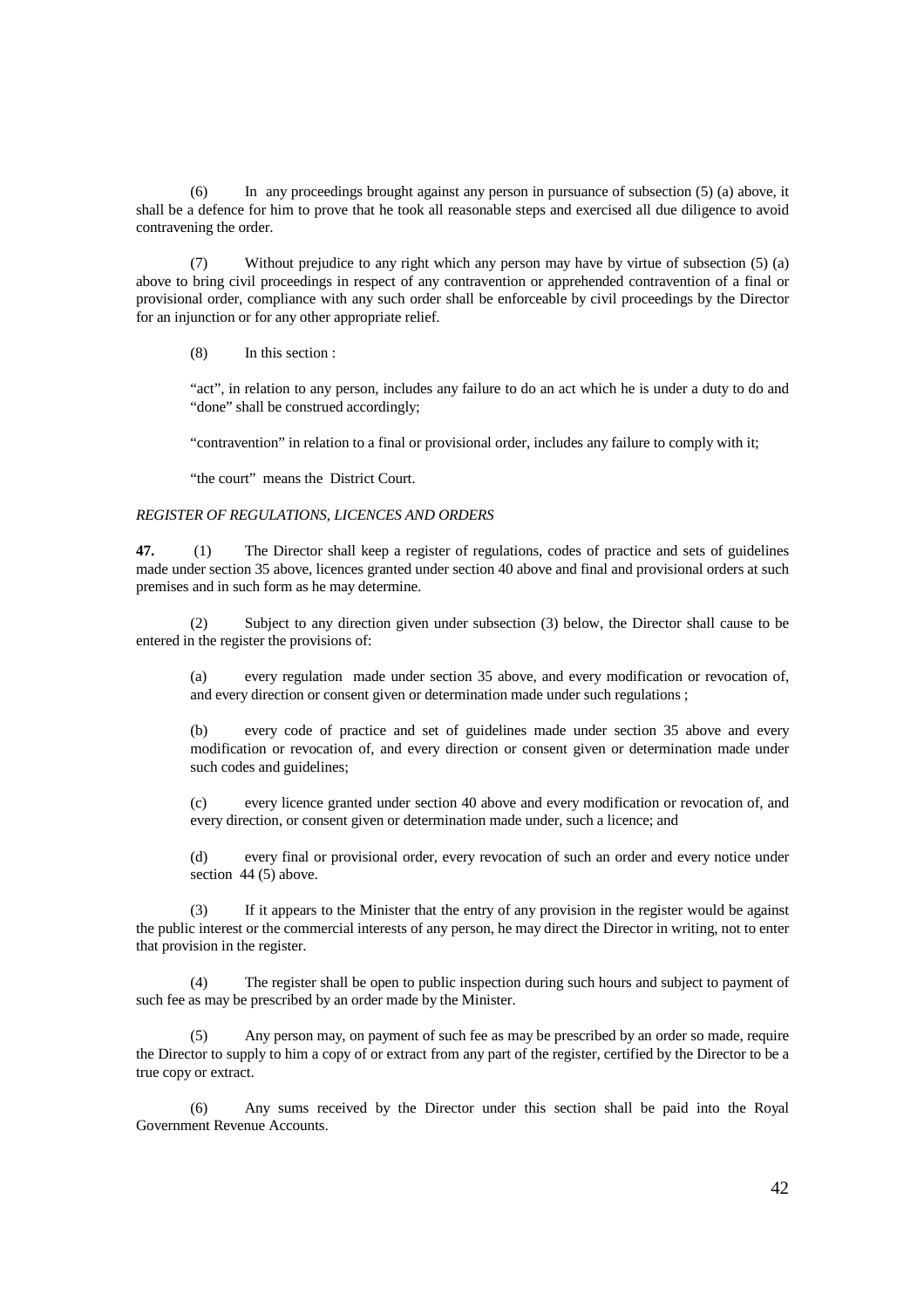(6) In any proceedings brought against any person in pursuance of subsection (5) (a) above, it shall be a defence for him to prove that he took all reasonable steps and exercised all due diligence to avoid contravening the order.

(7) Without prejudice to any right which any person may have by virtue of subsection (5) (a) above to bring civil proceedings in respect of any contravention or apprehended contravention of a final or provisional order, compliance with any such order shall be enforceable by civil proceedings by the Director for an injunction or for any other appropriate relief.

(8) In this section :

"act", in relation to any person, includes any failure to do an act which he is under a duty to do and "done" shall be construed accordingly;

"contravention" in relation to a final or provisional order, includes any failure to comply with it;

"the court" means the District Court.

*REGISTER OF REGULATIONS, LICENCES AND ORDERS*

**47.** (1) The Director shall keep a register of regulations, codes of practice and sets of guidelines made under section 35 above, licences granted under section 40 above and final and provisional orders at such premises and in such form as he may determine.

(2) Subject to any direction given under subsection (3) below, the Director shall cause to be entered in the register the provisions of:

(a) every regulation made under section 35 above, and every modification or revocation of, and every direction or consent given or determination made under such regulations ;

(b) every code of practice and set of guidelines made under section 35 above and every modification or revocation of, and every direction or consent given or determination made under such codes and guidelines;

(c) every licence granted under section 40 above and every modification or revocation of, and every direction, or consent given or determination made under, such a licence; and

(d) every final or provisional order, every revocation of such an order and every notice under section 44 (5) above.

(3) If it appears to the Minister that the entry of any provision in the register would be against the public interest or the commercial interests of any person, he may direct the Director in writing, not to enter that provision in the register.

(4) The register shall be open to public inspection during such hours and subject to payment of such fee as may be prescribed by an order made by the Minister.

(5) Any person may, on payment of such fee as may be prescribed by an order so made, require the Director to supply to him a copy of or extract from any part of the register, certified by the Director to be a true copy or extract.

(6) Any sums received by the Director under this section shall be paid into the Royal Government Revenue Accounts.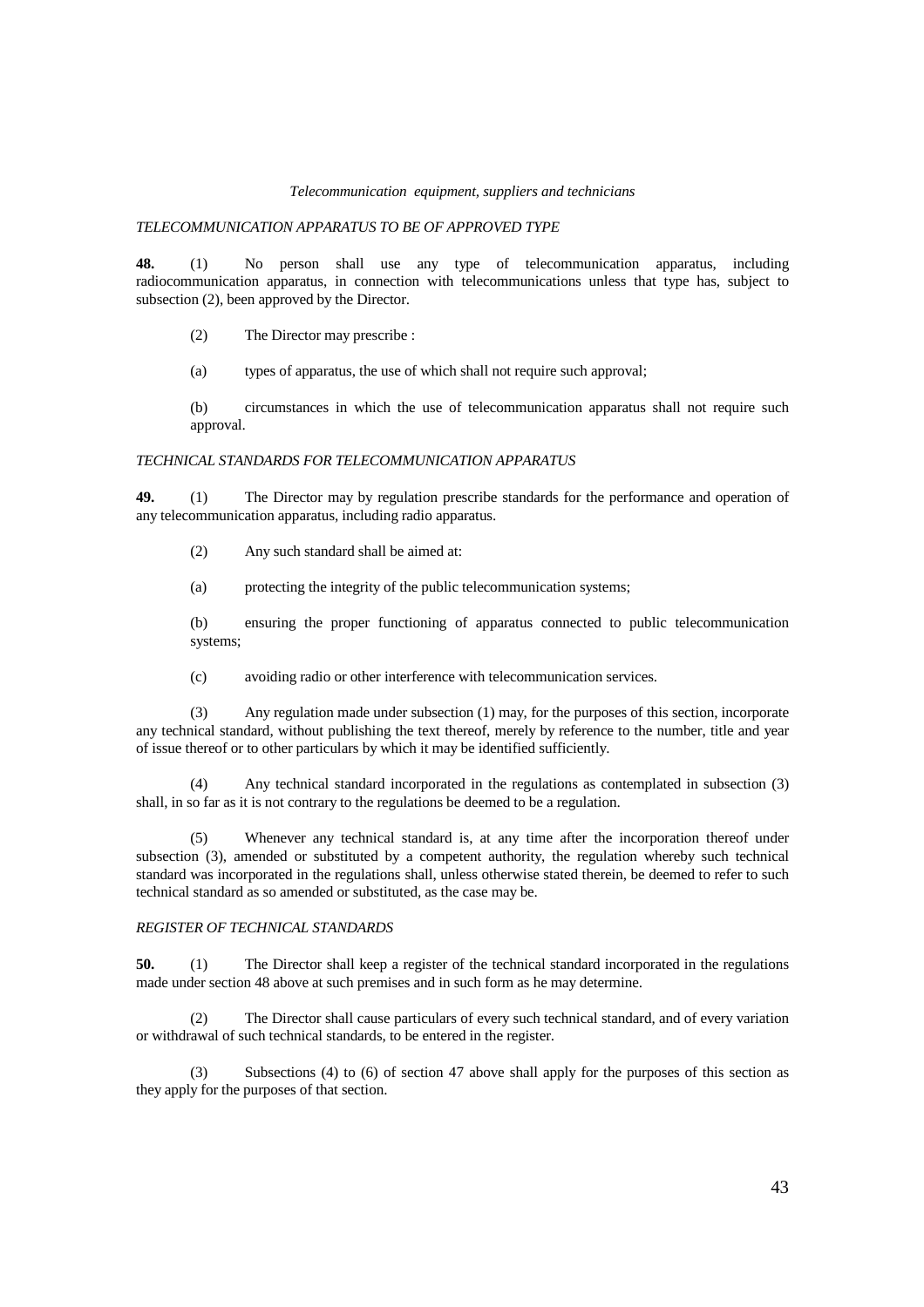*Telecommunication equipment, suppliers and technicians*

*TELECOMMUNICATION APPARATUS TO BE OF APPROVED TYPE*

**48.** (1) No person shall use any type of telecommunication apparatus, including radiocommunication apparatus, in connection with telecommunications unless that type has, subject to subsection (2), been approved by the Director.

(2) The Director may prescribe :

(a) types of apparatus, the use of which shall not require such approval;

(b) circumstances in which the use of telecommunication apparatus shall not require such approval.

*TECHNICAL STANDARDS FOR TELECOMMUNICATION APPARATUS*

**49.** (1) The Director may by regulation prescribe standards for the performance and operation of any telecommunication apparatus, including radio apparatus.

(2) Any such standard shall be aimed at:

(a) protecting the integrity of the public telecommunication systems;

(b) ensuring the proper functioning of apparatus connected to public telecommunication systems;

(c) avoiding radio or other interference with telecommunication services.

(3) Any regulation made under subsection (1) may, for the purposes of this section, incorporate any technical standard, without publishing the text thereof, merely by reference to the number, title and year of issue thereof or to other particulars by which it may be identified sufficiently.

(4) Any technical standard incorporated in the regulations as contemplated in subsection (3) shall, in so far as it is not contrary to the regulations be deemed to be a regulation.

(5) Whenever any technical standard is, at any time after the incorporation thereof under subsection (3), amended or substituted by a competent authority, the regulation whereby such technical standard was incorporated in the regulations shall, unless otherwise stated therein, be deemed to refer to such technical standard as so amended or substituted, as the case may be.

*REGISTER OF TECHNICAL STANDARDS*

**50.** (1) The Director shall keep a register of the technical standard incorporated in the regulations made under section 48 above at such premises and in such form as he may determine.

(2) The Director shall cause particulars of every such technical standard, and of every variation or withdrawal of such technical standards, to be entered in the register.

(3) Subsections (4) to (6) of section 47 above shall apply for the purposes of this section as they apply for the purposes of that section.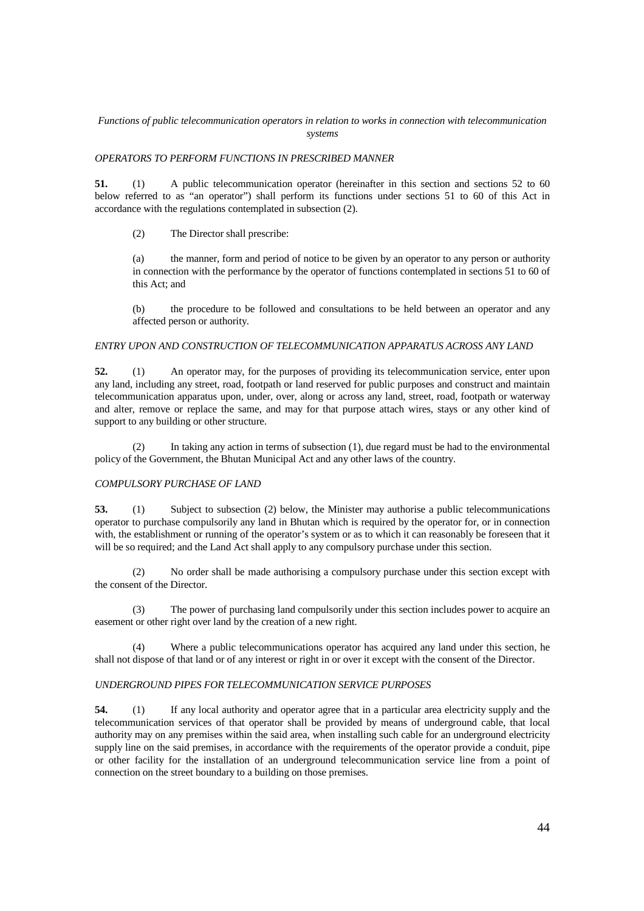*Functions of public telecommunication operators in relation to works in connection with telecommunication systems*

*OPERATORS TO PERFORM FUNCTIONS IN PRESCRIBED MANNER*

**51.** (1) A public telecommunication operator (hereinafter in this section and sections 52 to 60 below referred to as "an operator") shall perform its functions under sections 51 to 60 of this Act in accordance with the regulations contemplated in subsection (2).

(2) The Director shall prescribe:

(a) the manner, form and period of notice to be given by an operator to any person or authority in connection with the performance by the operator of functions contemplated in sections 51 to 60 of this Act; and

(b) the procedure to be followed and consultations to be held between an operator and any affected person or authority.

*ENTRY UPON AND CONSTRUCTION OF TELECOMMUNICATION APPARATUS ACROSS ANY LAND*

**52.** (1) An operator may, for the purposes of providing its telecommunication service, enter upon any land, including any street, road, footpath or land reserved for public purposes and construct and maintain telecommunication apparatus upon, under, over, along or across any land, street, road, footpath or waterway and alter, remove or replace the same, and may for that purpose attach wires, stays or any other kind of support to any building or other structure.

(2) In taking any action in terms of subsection (1), due regard must be had to the environmental policy of the Government, the Bhutan Municipal Act and any other laws of the country.

*COMPULSORY PURCHASE OF LAND*

**53.** (1) Subject to subsection (2) below, the Minister may authorise a public telecommunications operator to purchase compulsorily any land in Bhutan which is required by the operator for, or in connection with, the establishment or running of the operator's system or as to which it can reasonably be foreseen that it will be so required; and the Land Act shall apply to any compulsory purchase under this section.

(2) No order shall be made authorising a compulsory purchase under this section except with the consent of the Director.

(3) The power of purchasing land compulsorily under this section includes power to acquire an easement or other right over land by the creation of a new right.

(4) Where a public telecommunications operator has acquired any land under this section, he shall not dispose of that land or of any interest or right in or over it except with the consent of the Director.

*UNDERGROUND PIPES FOR TELECOMMUNICATION SERVICE PURPOSES*

**54.** (1) If any local authority and operator agree that in a particular area electricity supply and the telecommunication services of that operator shall be provided by means of underground cable, that local authority may on any premises within the said area, when installing such cable for an underground electricity supply line on the said premises, in accordance with the requirements of the operator provide a conduit, pipe or other facility for the installation of an underground telecommunication service line from a point of connection on the street boundary to a building on those premises.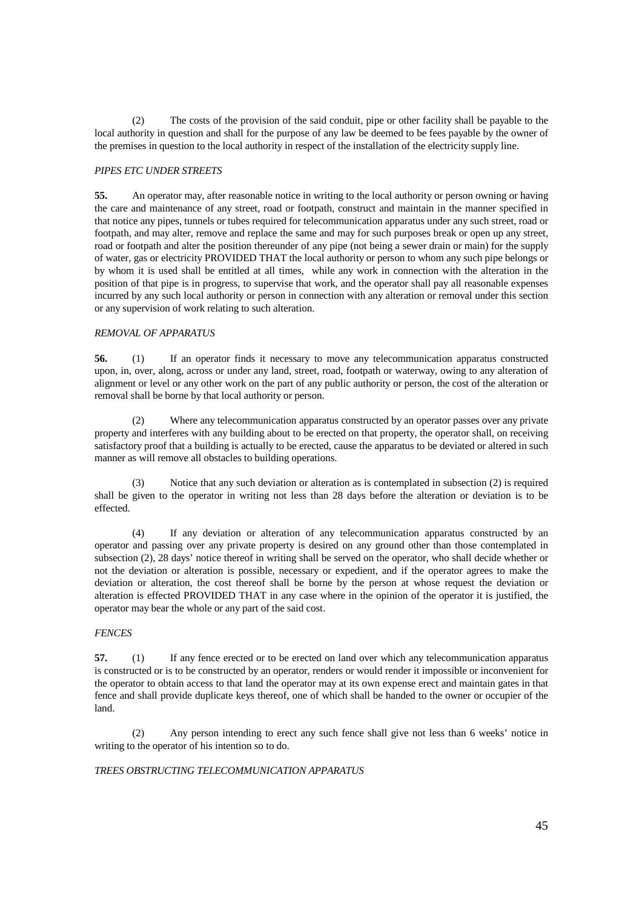(2) The costs of the provision of the said conduit, pipe or other facility shall be payable to the local authority in question and shall for the purpose of any law be deemed to be fees payable by the owner of the premises in question to the local authority in respect of the installation of the electricity supply line.

*PIPES ETC UNDER STREETS*

**55.** An operator may, after reasonable notice in writing to the local authority or person owning or having the care and maintenance of any street, road or footpath, construct and maintain in the manner specified in that notice any pipes, tunnels or tubes required for telecommunication apparatus under any such street, road or footpath, and may alter, remove and replace the same and may for such purposes break or open up any street, road or footpath and alter the position thereunder of any pipe (not being a sewer drain or main) for the supply of water, gas or electricity PROVIDED THAT the local authority or person to whom any such pipe belongs or by whom it is used shall be entitled at all times, while any work in connection with the alteration in the position of that pipe is in progress, to supervise that work, and the operator shall pay all reasonable expenses incurred by any such local authority or person in connection with any alteration or removal under this section or any supervision of work relating to such alteration.

*REMOVAL OF APPARATUS*

**56.** (1) If an operator finds it necessary to move any telecommunication apparatus constructed upon, in, over, along, across or under any land, street, road, footpath or waterway, owing to any alteration of alignment or level or any other work on the part of any public authority or person, the cost of the alteration or removal shall be borne by that local authority or person.

(2) Where any telecommunication apparatus constructed by an operator passes over any private property and interferes with any building about to be erected on that property, the operator shall, on receiving satisfactory proof that a building is actually to be erected, cause the apparatus to be deviated or altered in such manner as will remove all obstacles to building operations.

(3) Notice that any such deviation or alteration as is contemplated in subsection (2) is required shall be given to the operator in writing not less than 28 days before the alteration or deviation is to be effected.

(4) If any deviation or alteration of any telecommunication apparatus constructed by an operator and passing over any private property is desired on any ground other than those contemplated in subsection (2), 28 days' notice thereof in writing shall be served on the operator, who shall decide whether or not the deviation or alteration is possible, necessary or expedient, and if the operator agrees to make the deviation or alteration, the cost thereof shall be borne by the person at whose request the deviation or alteration is effected PROVIDED THAT in any case where in the opinion of the operator it is justified, the operator may bear the whole or any part of the said cost.

*FENCES*

**57.** (1) If any fence erected or to be erected on land over which any telecommunication apparatus is constructed or is to be constructed by an operator, renders or would render it impossible or inconvenient for the operator to obtain access to that land the operator may at its own expense erect and maintain gates in that fence and shall provide duplicate keys thereof, one of which shall be handed to the owner or occupier of the land.

(2) Any person intending to erect any such fence shall give not less than 6 weeks' notice in writing to the operator of his intention so to do.

*TREES OBSTRUCTING TELECOMMUNICATION APPARATUS*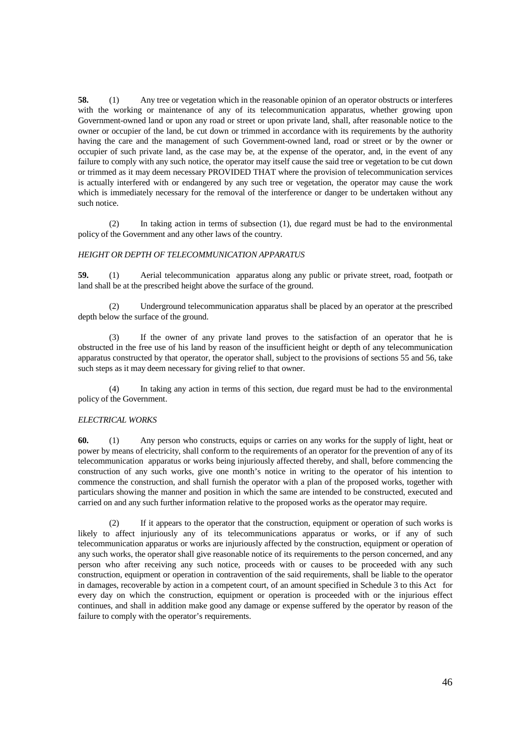**58.** (1) Any tree or vegetation which in the reasonable opinion of an operator obstructs or interferes with the working or maintenance of any of its telecommunication apparatus, whether growing upon Government-owned land or upon any road or street or upon private land, shall, after reasonable notice to the owner or occupier of the land, be cut down or trimmed in accordance with its requirements by the authority having the care and the management of such Government-owned land, road or street or by the owner or occupier of such private land, as the case may be, at the expense of the operator, and, in the event of any failure to comply with any such notice, the operator may itself cause the said tree or vegetation to be cut down or trimmed as it may deem necessary PROVIDED THAT where the provision of telecommunication services is actually interfered with or endangered by any such tree or vegetation, the operator may cause the work which is immediately necessary for the removal of the interference or danger to be undertaken without any such notice.

(2) In taking action in terms of subsection (1), due regard must be had to the environmental policy of the Government and any other laws of the country.

*HEIGHT OR DEPTH OF TELECOMMUNICATION APPARATUS*

**59.** (1) Aerial telecommunication apparatus along any public or private street, road, footpath or land shall be at the prescribed height above the surface of the ground.

(2) Underground telecommunication apparatus shall be placed by an operator at the prescribed depth below the surface of the ground.

(3) If the owner of any private land proves to the satisfaction of an operator that he is obstructed in the free use of his land by reason of the insufficient height or depth of any telecommunication apparatus constructed by that operator, the operator shall, subject to the provisions of sections 55 and 56, take such steps as it may deem necessary for giving relief to that owner.

(4) In taking any action in terms of this section, due regard must be had to the environmental policy of the Government.

*ELECTRICAL WORKS*

**60.** (1) Any person who constructs, equips or carries on any works for the supply of light, heat or power by means of electricity, shall conform to the requirements of an operator for the prevention of any of its telecommunication apparatus or works being injuriously affected thereby, and shall, before commencing the construction of any such works, give one month's notice in writing to the operator of his intention to commence the construction, and shall furnish the operator with a plan of the proposed works, together with particulars showing the manner and position in which the same are intended to be constructed, executed and carried on and any such further information relative to the proposed works as the operator may require.

(2) If it appears to the operator that the construction, equipment or operation of such works is likely to affect injuriously any of its telecommunications apparatus or works, or if any of such telecommunication apparatus or works are injuriously affected by the construction, equipment or operation of any such works, the operator shall give reasonable notice of its requirements to the person concerned, and any person who after receiving any such notice, proceeds with or causes to be proceeded with any such construction, equipment or operation in contravention of the said requirements, shall be liable to the operator in damages, recoverable by action in a competent court, of an amount specified in Schedule 3 to this Act for every day on which the construction, equipment or operation is proceeded with or the injurious effect continues, and shall in addition make good any damage or expense suffered by the operator by reason of the failure to comply with the operator's requirements.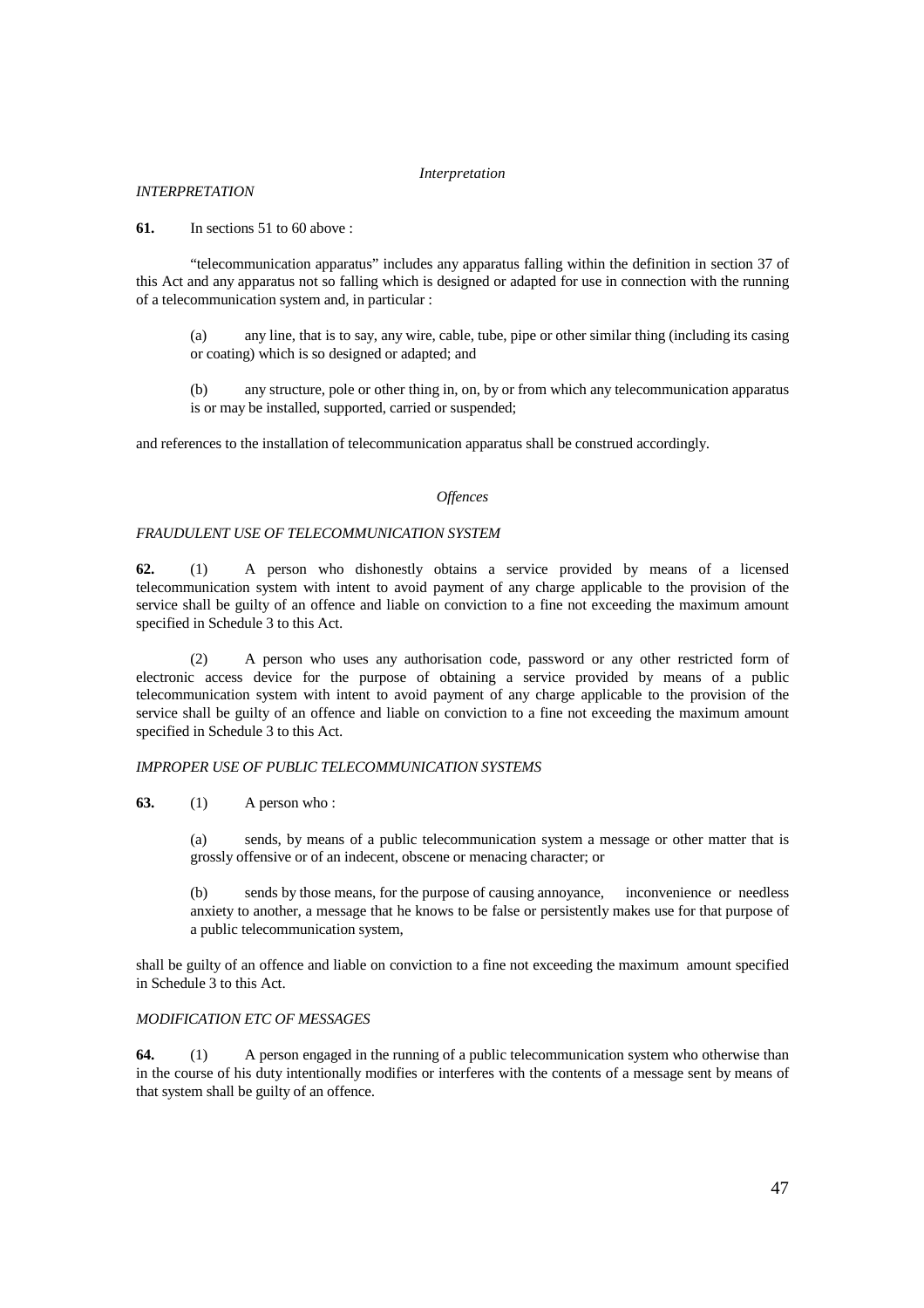*Interpretation*

*INTERPRETATION*

**61.** In sections 51 to 60 above :

"telecommunication apparatus" includes any apparatus falling within the definition in section 37 of this Act and any apparatus not so falling which is designed or adapted for use in connection with the running of a telecommunication system and, in particular :

(a) any line, that is to say, any wire, cable, tube, pipe or other similar thing (including its casing or coating) which is so designed or adapted; and

(b) any structure, pole or other thing in, on, by or from which any telecommunication apparatus is or may be installed, supported, carried or suspended;

and references to the installation of telecommunication apparatus shall be construed accordingly.

*Offences*

*FRAUDULENT USE OF TELECOMMUNICATION SYSTEM*

**62.** (1) A person who dishonestly obtains a service provided by means of a licensed telecommunication system with intent to avoid payment of any charge applicable to the provision of the service shall be guilty of an offence and liable on conviction to a fine not exceeding the maximum amount specified in Schedule 3 to this Act.

(2) A person who uses any authorisation code, password or any other restricted form of electronic access device for the purpose of obtaining a service provided by means of a public telecommunication system with intent to avoid payment of any charge applicable to the provision of the service shall be guilty of an offence and liable on conviction to a fine not exceeding the maximum amount specified in Schedule 3 to this Act.

*IMPROPER USE OF PUBLIC TELECOMMUNICATION SYSTEMS*

**63.** (1) A person who :

(a) sends, by means of a public telecommunication system a message or other matter that is grossly offensive or of an indecent, obscene or menacing character; or

(b) sends by those means, for the purpose of causing annoyance, inconvenience or needless anxiety to another, a message that he knows to be false or persistently makes use for that purpose of a public telecommunication system,

shall be guilty of an offence and liable on conviction to a fine not exceeding the maximum amount specified in Schedule 3 to this Act.

*MODIFICATION ETC OF MESSAGES*

**64.** (1) A person engaged in the running of a public telecommunication system who otherwise than in the course of his duty intentionally modifies or interferes with the contents of a message sent by means of that system shall be guilty of an offence.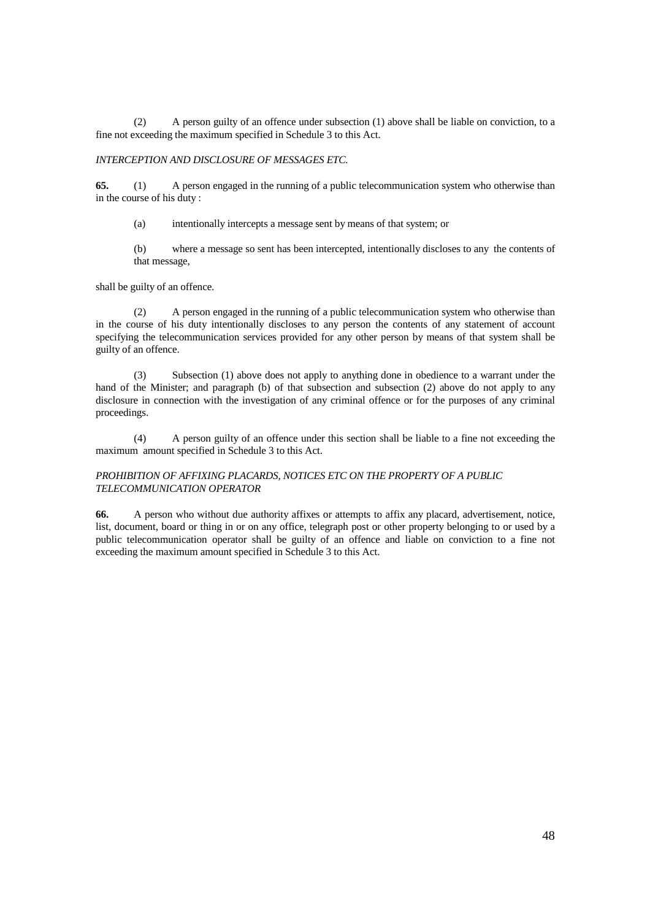(2) A person guilty of an offence under subsection (1) above shall be liable on conviction, to a fine not exceeding the maximum specified in Schedule 3 to this Act.

*INTERCEPTION AND DISCLOSURE OF MESSAGES ETC.*

**65.** (1) A person engaged in the running of a public telecommunication system who otherwise than in the course of his duty :

(a) intentionally intercepts a message sent by means of that system; or

(b) where a message so sent has been intercepted, intentionally discloses to any the contents of that message,

shall be guilty of an offence.

(2) A person engaged in the running of a public telecommunication system who otherwise than in the course of his duty intentionally discloses to any person the contents of any statement of account specifying the telecommunication services provided for any other person by means of that system shall be guilty of an offence.

(3) Subsection (1) above does not apply to anything done in obedience to a warrant under the hand of the Minister; and paragraph (b) of that subsection and subsection (2) above do not apply to any disclosure in connection with the investigation of any criminal offence or for the purposes of any criminal proceedings.

(4) A person guilty of an offence under this section shall be liable to a fine not exceeding the maximum amount specified in Schedule 3 to this Act.

*PROHIBITION OF AFFIXING PLACARDS, NOTICES ETC ON THE PROPERTY OF A PUBLIC TELECOMMUNICATION OPERATOR*

**66.** A person who without due authority affixes or attempts to affix any placard, advertisement, notice, list, document, board or thing in or on any office, telegraph post or other property belonging to or used by a public telecommunication operator shall be guilty of an offence and liable on conviction to a fine not exceeding the maximum amount specified in Schedule 3 to this Act.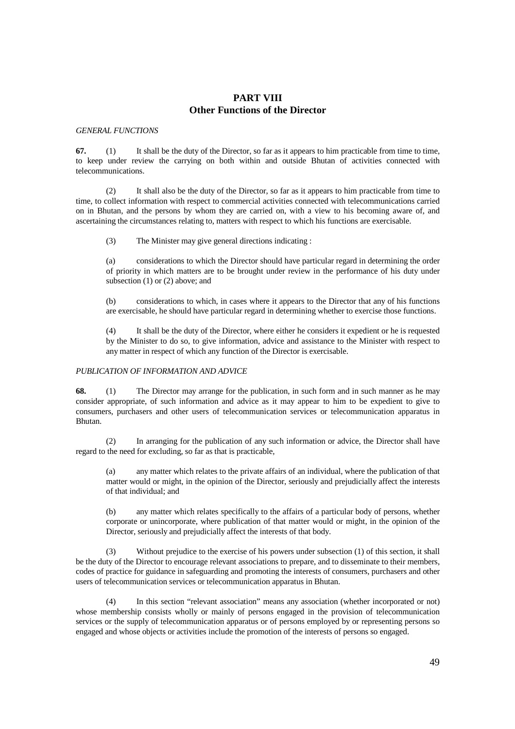# PART VIII
## Other Functions of the Director

*GENERAL FUNCTIONS*

**67.** (1) It shall be the duty of the Director, so far as it appears to him practicable from time to time, to keep under review the carrying on both within and outside Bhutan of activities connected with telecommunications.

(2) It shall also be the duty of the Director, so far as it appears to him practicable from time to time, to collect information with respect to commercial activities connected with telecommunications carried on in Bhutan, and the persons by whom they are carried on, with a view to his becoming aware of, and ascertaining the circumstances relating to, matters with respect to which his functions are exercisable.

(3) The Minister may give general directions indicating :

(a) considerations to which the Director should have particular regard in determining the order of priority in which matters are to be brought under review in the performance of his duty under subsection (1) or (2) above; and

(b) considerations to which, in cases where it appears to the Director that any of his functions are exercisable, he should have particular regard in determining whether to exercise those functions.

(4) It shall be the duty of the Director, where either he considers it expedient or he is requested by the Minister to do so, to give information, advice and assistance to the Minister with respect to any matter in respect of which any function of the Director is exercisable.

*PUBLICATION OF INFORMATION AND ADVICE*

**68.** (1) The Director may arrange for the publication, in such form and in such manner as he may consider appropriate, of such information and advice as it may appear to him to be expedient to give to consumers, purchasers and other users of telecommunication services or telecommunication apparatus in Bhutan.

(2) In arranging for the publication of any such information or advice, the Director shall have regard to the need for excluding, so far as that is practicable,

(a) any matter which relates to the private affairs of an individual, where the publication of that matter would or might, in the opinion of the Director, seriously and prejudicially affect the interests of that individual; and

(b) any matter which relates specifically to the affairs of a particular body of persons, whether corporate or unincorporate, where publication of that matter would or might, in the opinion of the Director, seriously and prejudicially affect the interests of that body.

(3) Without prejudice to the exercise of his powers under subsection (1) of this section, it shall be the duty of the Director to encourage relevant associations to prepare, and to disseminate to their members, codes of practice for guidance in safeguarding and promoting the interests of consumers, purchasers and other users of telecommunication services or telecommunication apparatus in Bhutan.

(4) In this section "relevant association" means any association (whether incorporated or not) whose membership consists wholly or mainly of persons engaged in the provision of telecommunication services or the supply of telecommunication apparatus or of persons employed by or representing persons so engaged and whose objects or activities include the promotion of the interests of persons so engaged.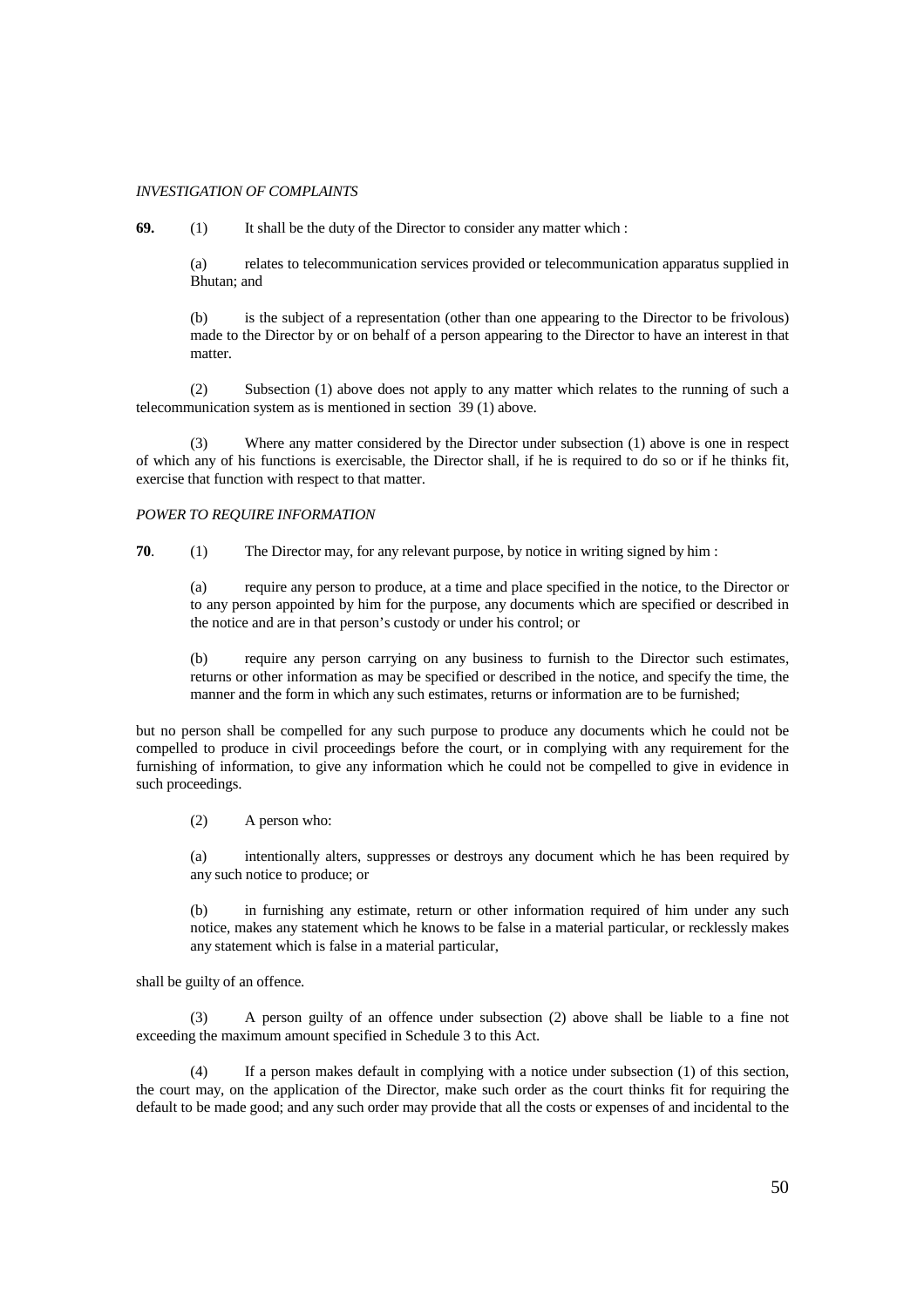*INVESTIGATION OF COMPLAINTS*

**69.** (1) It shall be the duty of the Director to consider any matter which :

(a) relates to telecommunication services provided or telecommunication apparatus supplied in Bhutan; and

(b) is the subject of a representation (other than one appearing to the Director to be frivolous) made to the Director by or on behalf of a person appearing to the Director to have an interest in that matter.

(2) Subsection (1) above does not apply to any matter which relates to the running of such a telecommunication system as is mentioned in section 39 (1) above.

(3) Where any matter considered by the Director under subsection (1) above is one in respect of which any of his functions is exercisable, the Director shall, if he is required to do so or if he thinks fit, exercise that function with respect to that matter.

*POWER TO REQUIRE INFORMATION*

**70**. (1) The Director may, for any relevant purpose, by notice in writing signed by him :

(a) require any person to produce, at a time and place specified in the notice, to the Director or to any person appointed by him for the purpose, any documents which are specified or described in the notice and are in that person's custody or under his control; or

(b) require any person carrying on any business to furnish to the Director such estimates, returns or other information as may be specified or described in the notice, and specify the time, the manner and the form in which any such estimates, returns or information are to be furnished;

but no person shall be compelled for any such purpose to produce any documents which he could not be compelled to produce in civil proceedings before the court, or in complying with any requirement for the furnishing of information, to give any information which he could not be compelled to give in evidence in such proceedings.

(2) A person who:

(a) intentionally alters, suppresses or destroys any document which he has been required by any such notice to produce; or

(b) in furnishing any estimate, return or other information required of him under any such notice, makes any statement which he knows to be false in a material particular, or recklessly makes any statement which is false in a material particular,

shall be guilty of an offence.

(3) A person guilty of an offence under subsection (2) above shall be liable to a fine not exceeding the maximum amount specified in Schedule 3 to this Act.

(4) If a person makes default in complying with a notice under subsection (1) of this section, the court may, on the application of the Director, make such order as the court thinks fit for requiring the default to be made good; and any such order may provide that all the costs or expenses of and incidental to the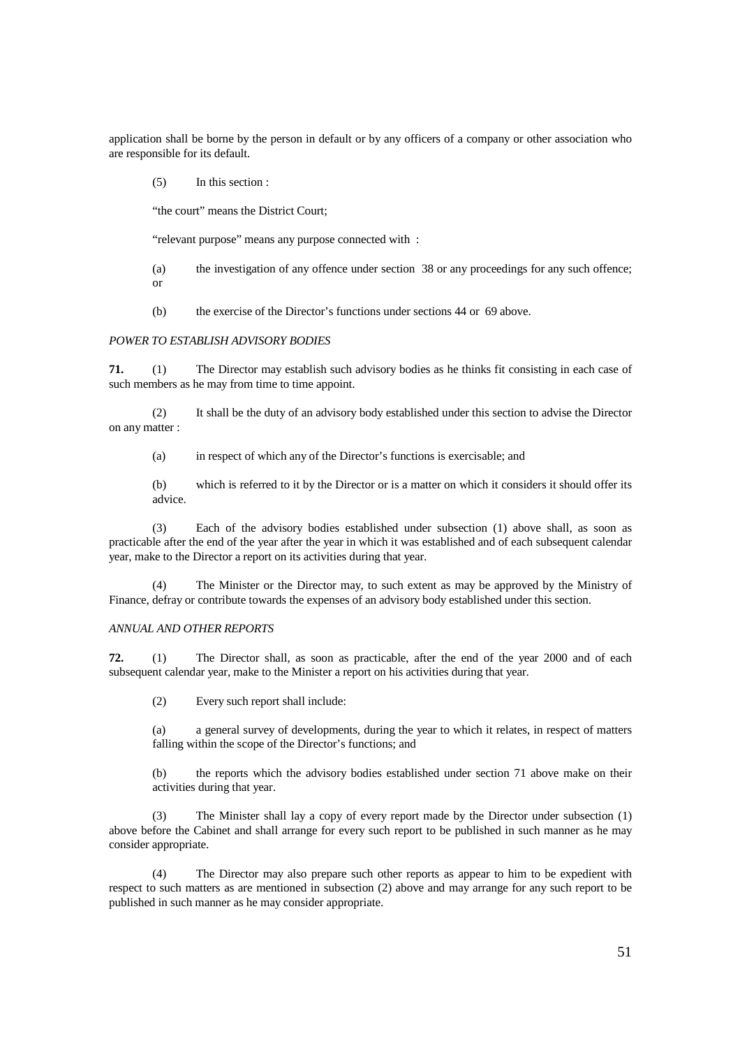application shall be borne by the person in default or by any officers of a company or other association who are responsible for its default.

(5) In this section :

"the court" means the District Court;

"relevant purpose" means any purpose connected with :

(a) the investigation of any offence under section 38 or any proceedings for any such offence; or

(b) the exercise of the Director's functions under sections 44 or 69 above.

*POWER TO ESTABLISH ADVISORY BODIES*

**71.** (1) The Director may establish such advisory bodies as he thinks fit consisting in each case of such members as he may from time to time appoint.

(2) It shall be the duty of an advisory body established under this section to advise the Director on any matter :

(a) in respect of which any of the Director's functions is exercisable; and

(b) which is referred to it by the Director or is a matter on which it considers it should offer its advice.

(3) Each of the advisory bodies established under subsection (1) above shall, as soon as practicable after the end of the year after the year in which it was established and of each subsequent calendar year, make to the Director a report on its activities during that year.

(4) The Minister or the Director may, to such extent as may be approved by the Ministry of Finance, defray or contribute towards the expenses of an advisory body established under this section.

*ANNUAL AND OTHER REPORTS*

**72.** (1) The Director shall, as soon as practicable, after the end of the year 2000 and of each subsequent calendar year, make to the Minister a report on his activities during that year.

(2) Every such report shall include:

(a) a general survey of developments, during the year to which it relates, in respect of matters falling within the scope of the Director's functions; and

(b) the reports which the advisory bodies established under section 71 above make on their activities during that year.

(3) The Minister shall lay a copy of every report made by the Director under subsection (1) above before the Cabinet and shall arrange for every such report to be published in such manner as he may consider appropriate.

(4) The Director may also prepare such other reports as appear to him to be expedient with respect to such matters as are mentioned in subsection (2) above and may arrange for any such report to be published in such manner as he may consider appropriate.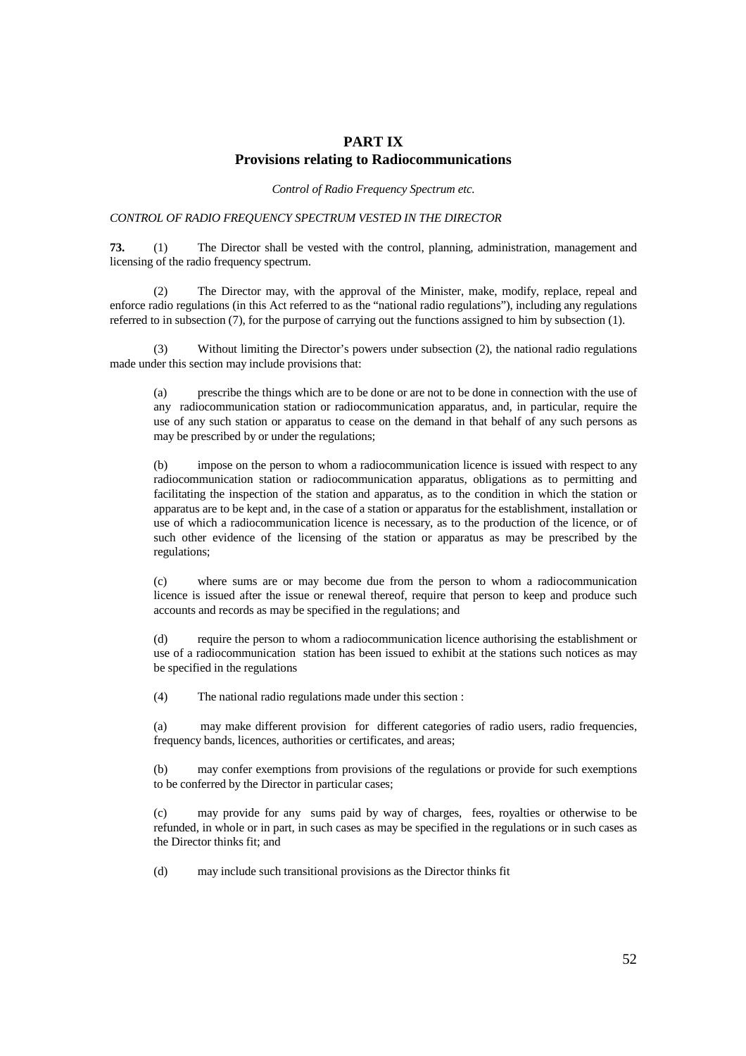# PART IX
## Provisions relating to Radiocommunications

*Control of Radio Frequency Spectrum etc.*

*CONTROL OF RADIO FREQUENCY SPECTRUM VESTED IN THE DIRECTOR*

**73.** (1) The Director shall be vested with the control, planning, administration, management and licensing of the radio frequency spectrum.

(2) The Director may, with the approval of the Minister, make, modify, replace, repeal and enforce radio regulations (in this Act referred to as the "national radio regulations"), including any regulations referred to in subsection (7), for the purpose of carrying out the functions assigned to him by subsection (1).

(3) Without limiting the Director's powers under subsection (2), the national radio regulations made under this section may include provisions that:

(a) prescribe the things which are to be done or are not to be done in connection with the use of any radiocommunication station or radiocommunication apparatus, and, in particular, require the use of any such station or apparatus to cease on the demand in that behalf of any such persons as may be prescribed by or under the regulations;

(b) impose on the person to whom a radiocommunication licence is issued with respect to any radiocommunication station or radiocommunication apparatus, obligations as to permitting and facilitating the inspection of the station and apparatus, as to the condition in which the station or apparatus are to be kept and, in the case of a station or apparatus for the establishment, installation or use of which a radiocommunication licence is necessary, as to the production of the licence, or of such other evidence of the licensing of the station or apparatus as may be prescribed by the regulations;

(c) where sums are or may become due from the person to whom a radiocommunication licence is issued after the issue or renewal thereof, require that person to keep and produce such accounts and records as may be specified in the regulations; and

(d) require the person to whom a radiocommunication licence authorising the establishment or use of a radiocommunication station has been issued to exhibit at the stations such notices as may be specified in the regulations

(4) The national radio regulations made under this section :

(a) may make different provision for different categories of radio users, radio frequencies, frequency bands, licences, authorities or certificates, and areas;

(b) may confer exemptions from provisions of the regulations or provide for such exemptions to be conferred by the Director in particular cases;

(c) may provide for any sums paid by way of charges, fees, royalties or otherwise to be refunded, in whole or in part, in such cases as may be specified in the regulations or in such cases as the Director thinks fit; and

(d) may include such transitional provisions as the Director thinks fit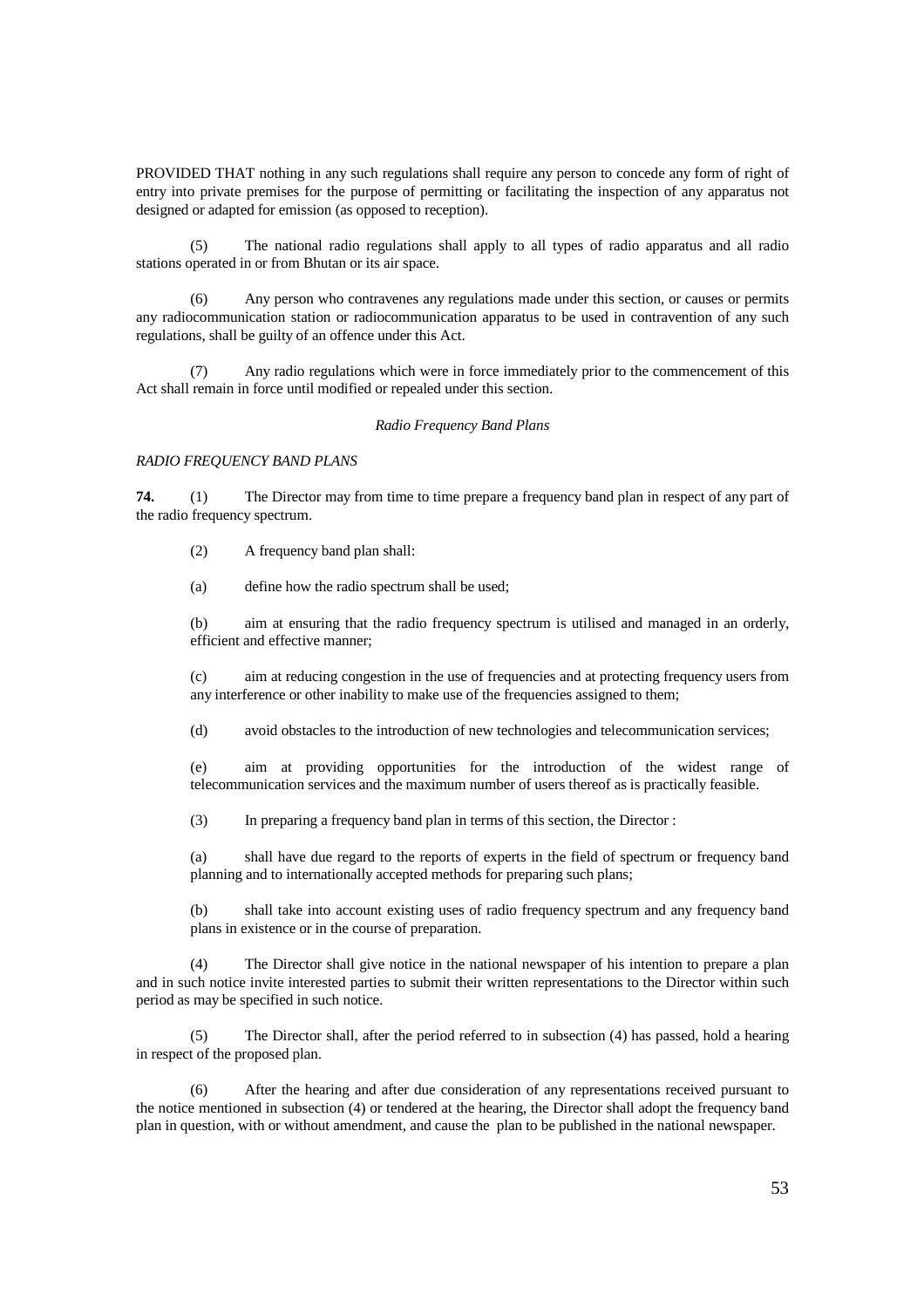PROVIDED THAT nothing in any such regulations shall require any person to concede any form of right of entry into private premises for the purpose of permitting or facilitating the inspection of any apparatus not designed or adapted for emission (as opposed to reception).

(5) The national radio regulations shall apply to all types of radio apparatus and all radio stations operated in or from Bhutan or its air space.

(6) Any person who contravenes any regulations made under this section, or causes or permits any radiocommunication station or radiocommunication apparatus to be used in contravention of any such regulations, shall be guilty of an offence under this Act.

(7) Any radio regulations which were in force immediately prior to the commencement of this Act shall remain in force until modified or repealed under this section.

*Radio Frequency Band Plans*

*RADIO FREQUENCY BAND PLANS*

**74.** (1) The Director may from time to time prepare a frequency band plan in respect of any part of the radio frequency spectrum.

(2) A frequency band plan shall:

(a) define how the radio spectrum shall be used;

(b) aim at ensuring that the radio frequency spectrum is utilised and managed in an orderly, efficient and effective manner;

(c) aim at reducing congestion in the use of frequencies and at protecting frequency users from any interference or other inability to make use of the frequencies assigned to them;

(d) avoid obstacles to the introduction of new technologies and telecommunication services;

(e) aim at providing opportunities for the introduction of the widest range of telecommunication services and the maximum number of users thereof as is practically feasible.

(3) In preparing a frequency band plan in terms of this section, the Director :

(a) shall have due regard to the reports of experts in the field of spectrum or frequency band planning and to internationally accepted methods for preparing such plans;

(b) shall take into account existing uses of radio frequency spectrum and any frequency band plans in existence or in the course of preparation.

(4) The Director shall give notice in the national newspaper of his intention to prepare a plan and in such notice invite interested parties to submit their written representations to the Director within such period as may be specified in such notice.

(5) The Director shall, after the period referred to in subsection (4) has passed, hold a hearing in respect of the proposed plan.

(6) After the hearing and after due consideration of any representations received pursuant to the notice mentioned in subsection (4) or tendered at the hearing, the Director shall adopt the frequency band plan in question, with or without amendment, and cause the plan to be published in the national newspaper.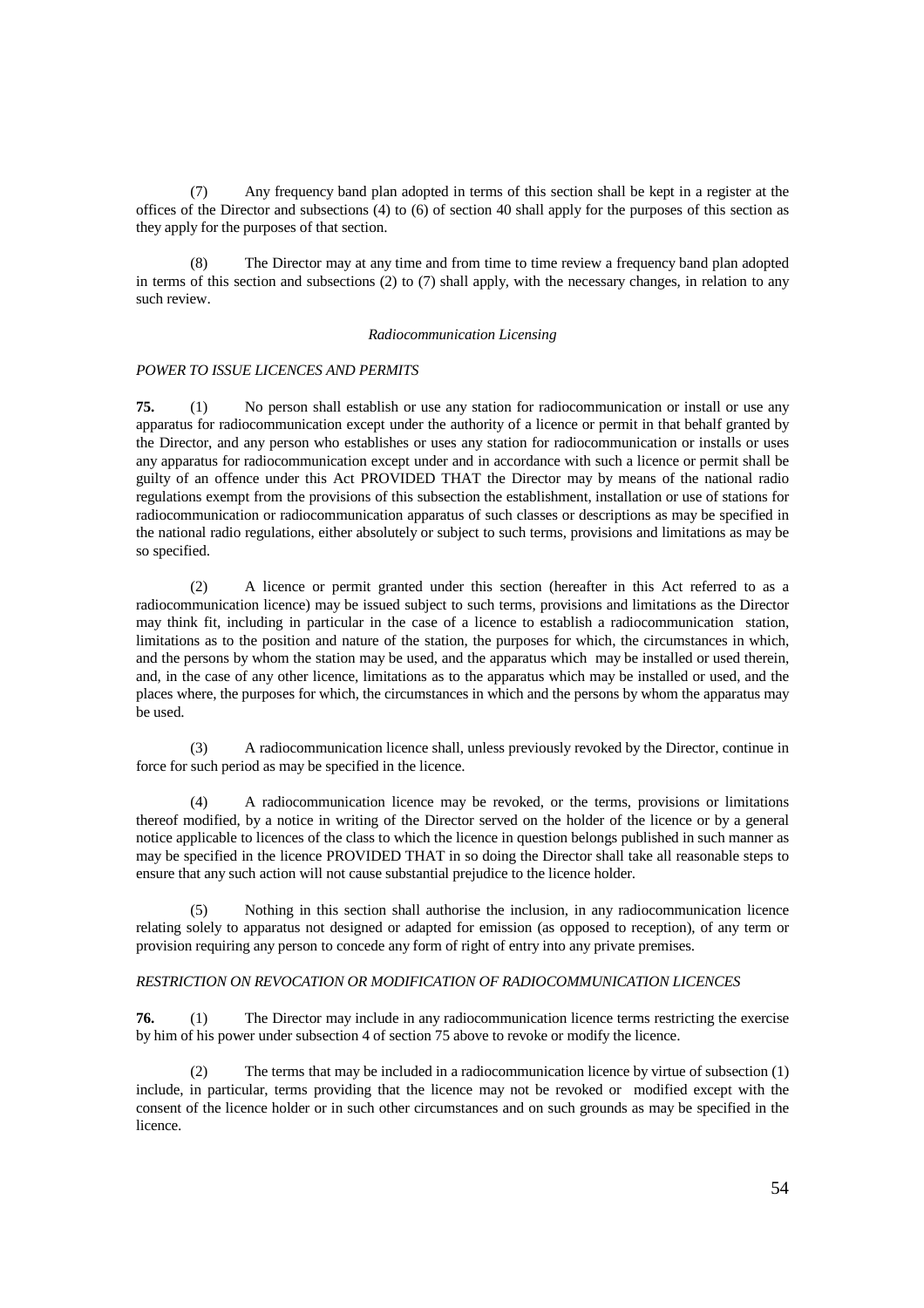(7) Any frequency band plan adopted in terms of this section shall be kept in a register at the offices of the Director and subsections (4) to (6) of section 40 shall apply for the purposes of this section as they apply for the purposes of that section.

(8) The Director may at any time and from time to time review a frequency band plan adopted in terms of this section and subsections (2) to (7) shall apply, with the necessary changes, in relation to any such review.

*Radiocommunication Licensing*

*POWER TO ISSUE LICENCES AND PERMITS*

**75.** (1) No person shall establish or use any station for radiocommunication or install or use any apparatus for radiocommunication except under the authority of a licence or permit in that behalf granted by the Director, and any person who establishes or uses any station for radiocommunication or installs or uses any apparatus for radiocommunication except under and in accordance with such a licence or permit shall be guilty of an offence under this Act PROVIDED THAT the Director may by means of the national radio regulations exempt from the provisions of this subsection the establishment, installation or use of stations for radiocommunication or radiocommunication apparatus of such classes or descriptions as may be specified in the national radio regulations, either absolutely or subject to such terms, provisions and limitations as may be so specified.

(2) A licence or permit granted under this section (hereafter in this Act referred to as a radiocommunication licence) may be issued subject to such terms, provisions and limitations as the Director may think fit, including in particular in the case of a licence to establish a radiocommunication station, limitations as to the position and nature of the station, the purposes for which, the circumstances in which, and the persons by whom the station may be used, and the apparatus which may be installed or used therein, and, in the case of any other licence, limitations as to the apparatus which may be installed or used, and the places where, the purposes for which, the circumstances in which and the persons by whom the apparatus may be used.

(3) A radiocommunication licence shall, unless previously revoked by the Director, continue in force for such period as may be specified in the licence.

(4) A radiocommunication licence may be revoked, or the terms, provisions or limitations thereof modified, by a notice in writing of the Director served on the holder of the licence or by a general notice applicable to licences of the class to which the licence in question belongs published in such manner as may be specified in the licence PROVIDED THAT in so doing the Director shall take all reasonable steps to ensure that any such action will not cause substantial prejudice to the licence holder.

(5) Nothing in this section shall authorise the inclusion, in any radiocommunication licence relating solely to apparatus not designed or adapted for emission (as opposed to reception), of any term or provision requiring any person to concede any form of right of entry into any private premises.

*RESTRICTION ON REVOCATION OR MODIFICATION OF RADIOCOMMUNICATION LICENCES*

**76.** (1) The Director may include in any radiocommunication licence terms restricting the exercise by him of his power under subsection 4 of section 75 above to revoke or modify the licence.

(2) The terms that may be included in a radiocommunication licence by virtue of subsection (1) include, in particular, terms providing that the licence may not be revoked or modified except with the consent of the licence holder or in such other circumstances and on such grounds as may be specified in the licence.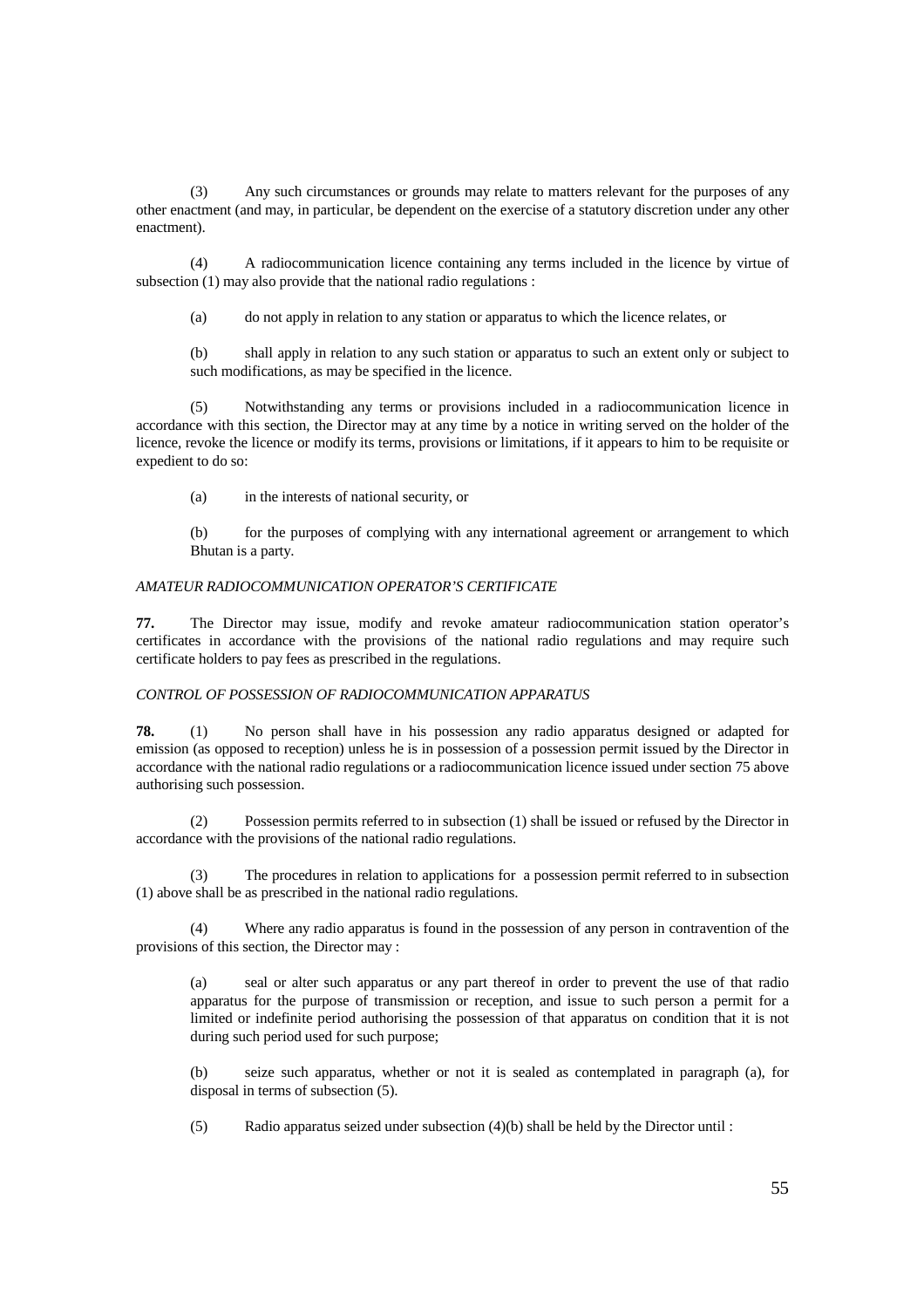(3) Any such circumstances or grounds may relate to matters relevant for the purposes of any other enactment (and may, in particular, be dependent on the exercise of a statutory discretion under any other enactment).

(4) A radiocommunication licence containing any terms included in the licence by virtue of subsection (1) may also provide that the national radio regulations :

(a) do not apply in relation to any station or apparatus to which the licence relates, or

(b) shall apply in relation to any such station or apparatus to such an extent only or subject to such modifications, as may be specified in the licence.

(5) Notwithstanding any terms or provisions included in a radiocommunication licence in accordance with this section, the Director may at any time by a notice in writing served on the holder of the licence, revoke the licence or modify its terms, provisions or limitations, if it appears to him to be requisite or expedient to do so:

(a) in the interests of national security, or

(b) for the purposes of complying with any international agreement or arrangement to which Bhutan is a party.

*AMATEUR RADIOCOMMUNICATION OPERATOR'S CERTIFICATE*

**77.** The Director may issue, modify and revoke amateur radiocommunication station operator's certificates in accordance with the provisions of the national radio regulations and may require such certificate holders to pay fees as prescribed in the regulations.

*CONTROL OF POSSESSION OF RADIOCOMMUNICATION APPARATUS*

**78.** (1) No person shall have in his possession any radio apparatus designed or adapted for emission (as opposed to reception) unless he is in possession of a possession permit issued by the Director in accordance with the national radio regulations or a radiocommunication licence issued under section 75 above authorising such possession.

(2) Possession permits referred to in subsection (1) shall be issued or refused by the Director in accordance with the provisions of the national radio regulations.

(3) The procedures in relation to applications for a possession permit referred to in subsection (1) above shall be as prescribed in the national radio regulations.

(4) Where any radio apparatus is found in the possession of any person in contravention of the provisions of this section, the Director may :

(a) seal or alter such apparatus or any part thereof in order to prevent the use of that radio apparatus for the purpose of transmission or reception, and issue to such person a permit for a limited or indefinite period authorising the possession of that apparatus on condition that it is not during such period used for such purpose;

(b) seize such apparatus, whether or not it is sealed as contemplated in paragraph (a), for disposal in terms of subsection (5).

(5) Radio apparatus seized under subsection (4)(b) shall be held by the Director until :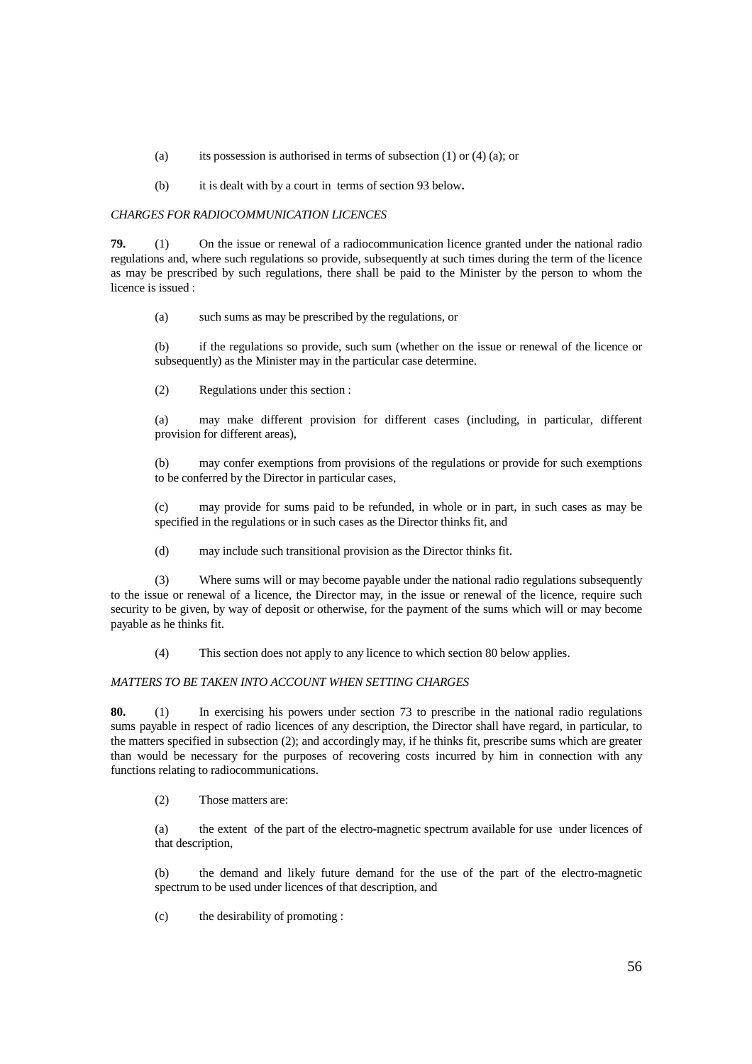(a) its possession is authorised in terms of subsection (1) or (4) (a); or

(b) it is dealt with by a court in terms of section 93 below**.**

*CHARGES FOR RADIOCOMMUNICATION LICENCES*

**79.** (1) On the issue or renewal of a radiocommunication licence granted under the national radio regulations and, where such regulations so provide, subsequently at such times during the term of the licence as may be prescribed by such regulations, there shall be paid to the Minister by the person to whom the licence is issued :

(a) such sums as may be prescribed by the regulations, or

(b) if the regulations so provide, such sum (whether on the issue or renewal of the licence or subsequently) as the Minister may in the particular case determine.

(2) Regulations under this section :

(a) may make different provision for different cases (including, in particular, different provision for different areas),

(b) may confer exemptions from provisions of the regulations or provide for such exemptions to be conferred by the Director in particular cases,

(c) may provide for sums paid to be refunded, in whole or in part, in such cases as may be specified in the regulations or in such cases as the Director thinks fit, and

(d) may include such transitional provision as the Director thinks fit.

(3) Where sums will or may become payable under the national radio regulations subsequently to the issue or renewal of a licence, the Director may, in the issue or renewal of the licence, require such security to be given, by way of deposit or otherwise, for the payment of the sums which will or may become payable as he thinks fit.

(4) This section does not apply to any licence to which section 80 below applies.

*MATTERS TO BE TAKEN INTO ACCOUNT WHEN SETTING CHARGES*

**80.** (1) In exercising his powers under section 73 to prescribe in the national radio regulations sums payable in respect of radio licences of any description, the Director shall have regard, in particular, to the matters specified in subsection (2); and accordingly may, if he thinks fit, prescribe sums which are greater than would be necessary for the purposes of recovering costs incurred by him in connection with any functions relating to radiocommunications.

(2) Those matters are:

(a) the extent of the part of the electro-magnetic spectrum available for use under licences of that description,

(b) the demand and likely future demand for the use of the part of the electro-magnetic spectrum to be used under licences of that description, and

(c) the desirability of promoting :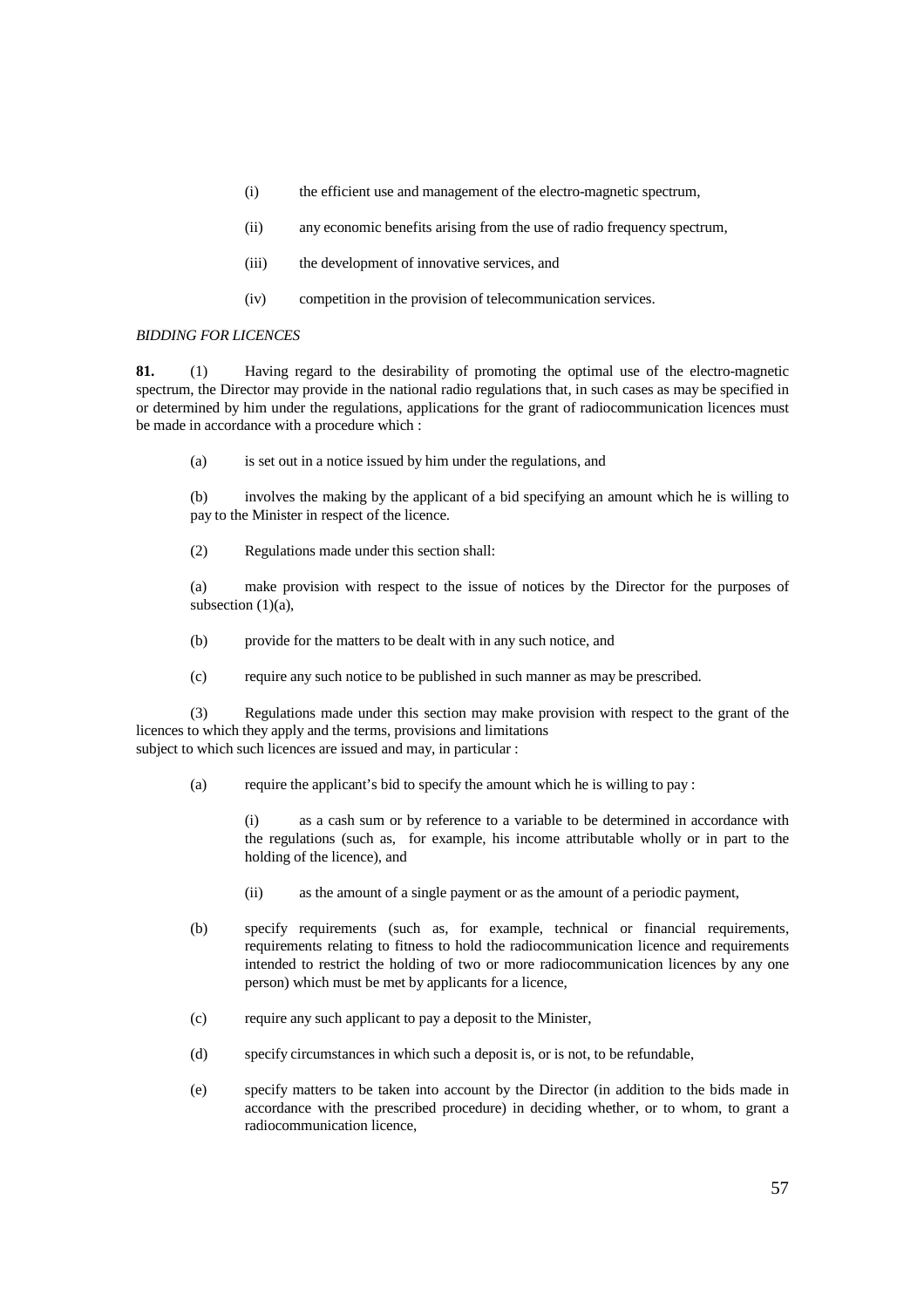(i) the efficient use and management of the electro-magnetic spectrum,

(ii) any economic benefits arising from the use of radio frequency spectrum,

(iii) the development of innovative services, and

(iv) competition in the provision of telecommunication services.

*BIDDING FOR LICENCES*

**81.** (1) Having regard to the desirability of promoting the optimal use of the electro-magnetic spectrum, the Director may provide in the national radio regulations that, in such cases as may be specified in or determined by him under the regulations, applications for the grant of radiocommunication licences must be made in accordance with a procedure which :

(a) is set out in a notice issued by him under the regulations, and

(b) involves the making by the applicant of a bid specifying an amount which he is willing to pay to the Minister in respect of the licence.

(2) Regulations made under this section shall:

(a) make provision with respect to the issue of notices by the Director for the purposes of subsection (1)(a),

(b) provide for the matters to be dealt with in any such notice, and

(c) require any such notice to be published in such manner as may be prescribed.

(3) Regulations made under this section may make provision with respect to the grant of the licences to which they apply and the terms, provisions and limitations subject to which such licences are issued and may, in particular :

(a) require the applicant's bid to specify the amount which he is willing to pay :

(i) as a cash sum or by reference to a variable to be determined in accordance with the regulations (such as, for example, his income attributable wholly or in part to the holding of the licence), and

(ii) as the amount of a single payment or as the amount of a periodic payment,

(b) specify requirements (such as, for example, technical or financial requirements, requirements relating to fitness to hold the radiocommunication licence and requirements intended to restrict the holding of two or more radiocommunication licences by any one person) which must be met by applicants for a licence,

(c) require any such applicant to pay a deposit to the Minister,

(d) specify circumstances in which such a deposit is, or is not, to be refundable,

(e) specify matters to be taken into account by the Director (in addition to the bids made in accordance with the prescribed procedure) in deciding whether, or to whom, to grant a radiocommunication licence,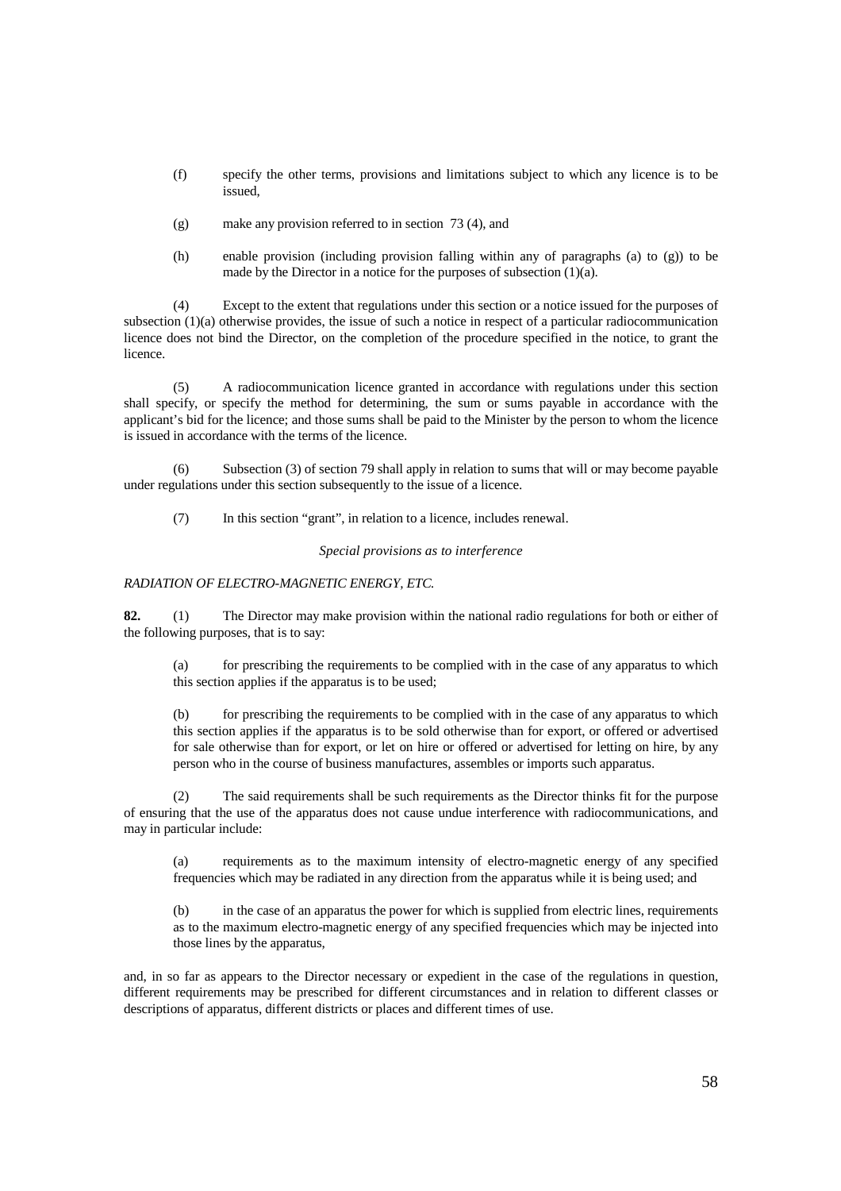(f) specify the other terms, provisions and limitations subject to which any licence is to be issued,

(g) make any provision referred to in section 73 (4), and

(h) enable provision (including provision falling within any of paragraphs (a) to (g)) to be made by the Director in a notice for the purposes of subsection (1)(a).

(4) Except to the extent that regulations under this section or a notice issued for the purposes of subsection (1)(a) otherwise provides, the issue of such a notice in respect of a particular radiocommunication licence does not bind the Director, on the completion of the procedure specified in the notice, to grant the licence.

(5) A radiocommunication licence granted in accordance with regulations under this section shall specify, or specify the method for determining, the sum or sums payable in accordance with the applicant's bid for the licence; and those sums shall be paid to the Minister by the person to whom the licence is issued in accordance with the terms of the licence.

(6) Subsection (3) of section 79 shall apply in relation to sums that will or may become payable under regulations under this section subsequently to the issue of a licence.

(7) In this section "grant", in relation to a licence, includes renewal.

*Special provisions as to interference*

*RADIATION OF ELECTRO-MAGNETIC ENERGY, ETC.*

**82.** (1) The Director may make provision within the national radio regulations for both or either of the following purposes, that is to say:

(a) for prescribing the requirements to be complied with in the case of any apparatus to which this section applies if the apparatus is to be used;

(b) for prescribing the requirements to be complied with in the case of any apparatus to which this section applies if the apparatus is to be sold otherwise than for export, or offered or advertised for sale otherwise than for export, or let on hire or offered or advertised for letting on hire, by any person who in the course of business manufactures, assembles or imports such apparatus.

(2) The said requirements shall be such requirements as the Director thinks fit for the purpose of ensuring that the use of the apparatus does not cause undue interference with radiocommunications, and may in particular include:

(a) requirements as to the maximum intensity of electro-magnetic energy of any specified frequencies which may be radiated in any direction from the apparatus while it is being used; and

(b) in the case of an apparatus the power for which is supplied from electric lines, requirements as to the maximum electro-magnetic energy of any specified frequencies which may be injected into those lines by the apparatus,

and, in so far as appears to the Director necessary or expedient in the case of the regulations in question, different requirements may be prescribed for different circumstances and in relation to different classes or descriptions of apparatus, different districts or places and different times of use.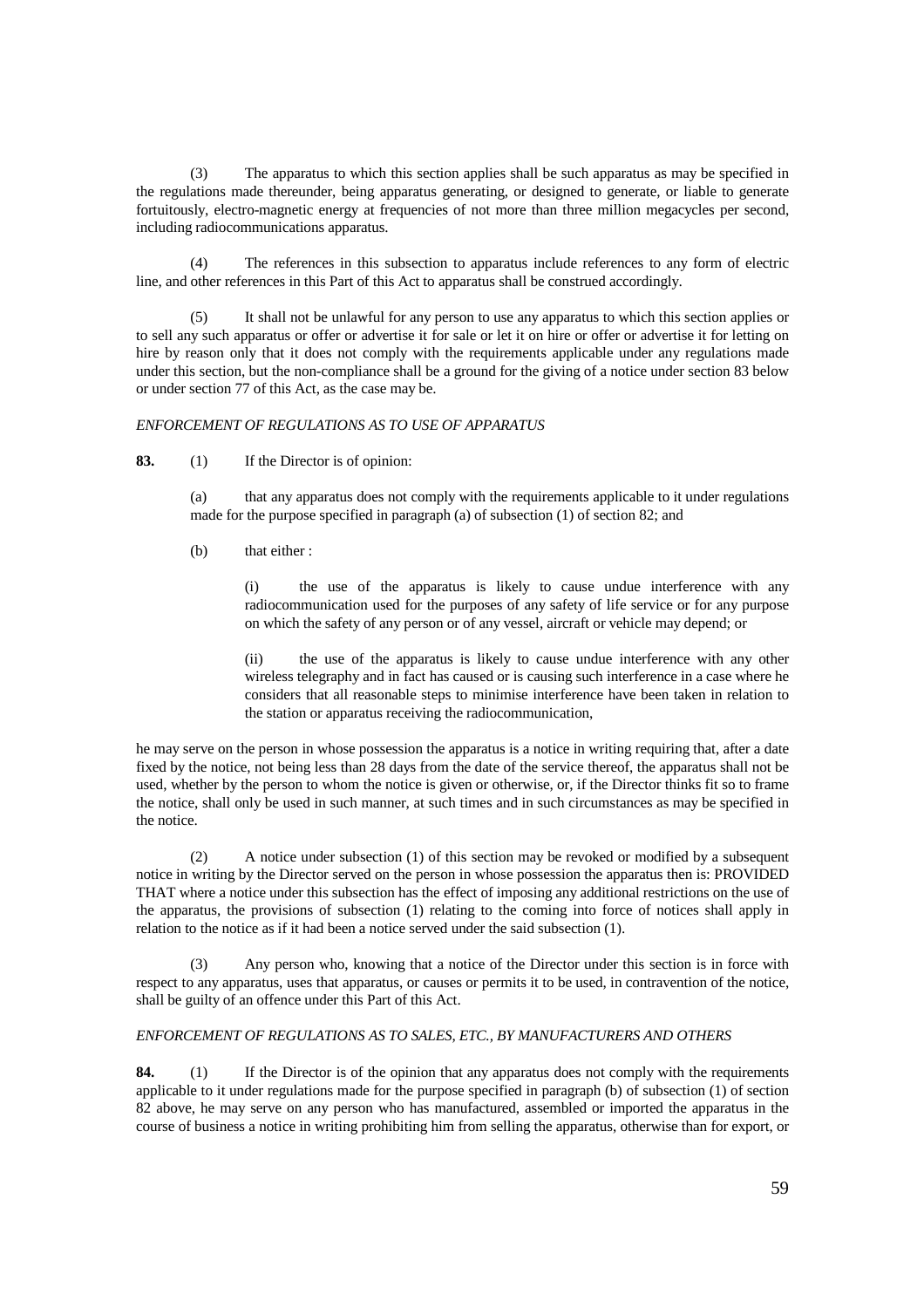(3) The apparatus to which this section applies shall be such apparatus as may be specified in the regulations made thereunder, being apparatus generating, or designed to generate, or liable to generate fortuitously, electro-magnetic energy at frequencies of not more than three million megacycles per second, including radiocommunications apparatus.

(4) The references in this subsection to apparatus include references to any form of electric line, and other references in this Part of this Act to apparatus shall be construed accordingly.

(5) It shall not be unlawful for any person to use any apparatus to which this section applies or to sell any such apparatus or offer or advertise it for sale or let it on hire or offer or advertise it for letting on hire by reason only that it does not comply with the requirements applicable under any regulations made under this section, but the non-compliance shall be a ground for the giving of a notice under section 83 below or under section 77 of this Act, as the case may be.

*ENFORCEMENT OF REGULATIONS AS TO USE OF APPARATUS*

**83.** (1) If the Director is of opinion:

(a) that any apparatus does not comply with the requirements applicable to it under regulations made for the purpose specified in paragraph (a) of subsection (1) of section 82; and

(b) that either :

(i) the use of the apparatus is likely to cause undue interference with any radiocommunication used for the purposes of any safety of life service or for any purpose on which the safety of any person or of any vessel, aircraft or vehicle may depend; or

(ii) the use of the apparatus is likely to cause undue interference with any other wireless telegraphy and in fact has caused or is causing such interference in a case where he considers that all reasonable steps to minimise interference have been taken in relation to the station or apparatus receiving the radiocommunication,

he may serve on the person in whose possession the apparatus is a notice in writing requiring that, after a date fixed by the notice, not being less than 28 days from the date of the service thereof, the apparatus shall not be used, whether by the person to whom the notice is given or otherwise, or, if the Director thinks fit so to frame the notice, shall only be used in such manner, at such times and in such circumstances as may be specified in the notice.

(2) A notice under subsection (1) of this section may be revoked or modified by a subsequent notice in writing by the Director served on the person in whose possession the apparatus then is: PROVIDED THAT where a notice under this subsection has the effect of imposing any additional restrictions on the use of the apparatus, the provisions of subsection (1) relating to the coming into force of notices shall apply in relation to the notice as if it had been a notice served under the said subsection (1).

(3) Any person who, knowing that a notice of the Director under this section is in force with respect to any apparatus, uses that apparatus, or causes or permits it to be used, in contravention of the notice, shall be guilty of an offence under this Part of this Act.

*ENFORCEMENT OF REGULATIONS AS TO SALES, ETC., BY MANUFACTURERS AND OTHERS*

**84.** (1) If the Director is of the opinion that any apparatus does not comply with the requirements applicable to it under regulations made for the purpose specified in paragraph (b) of subsection (1) of section 82 above, he may serve on any person who has manufactured, assembled or imported the apparatus in the course of business a notice in writing prohibiting him from selling the apparatus, otherwise than for export, or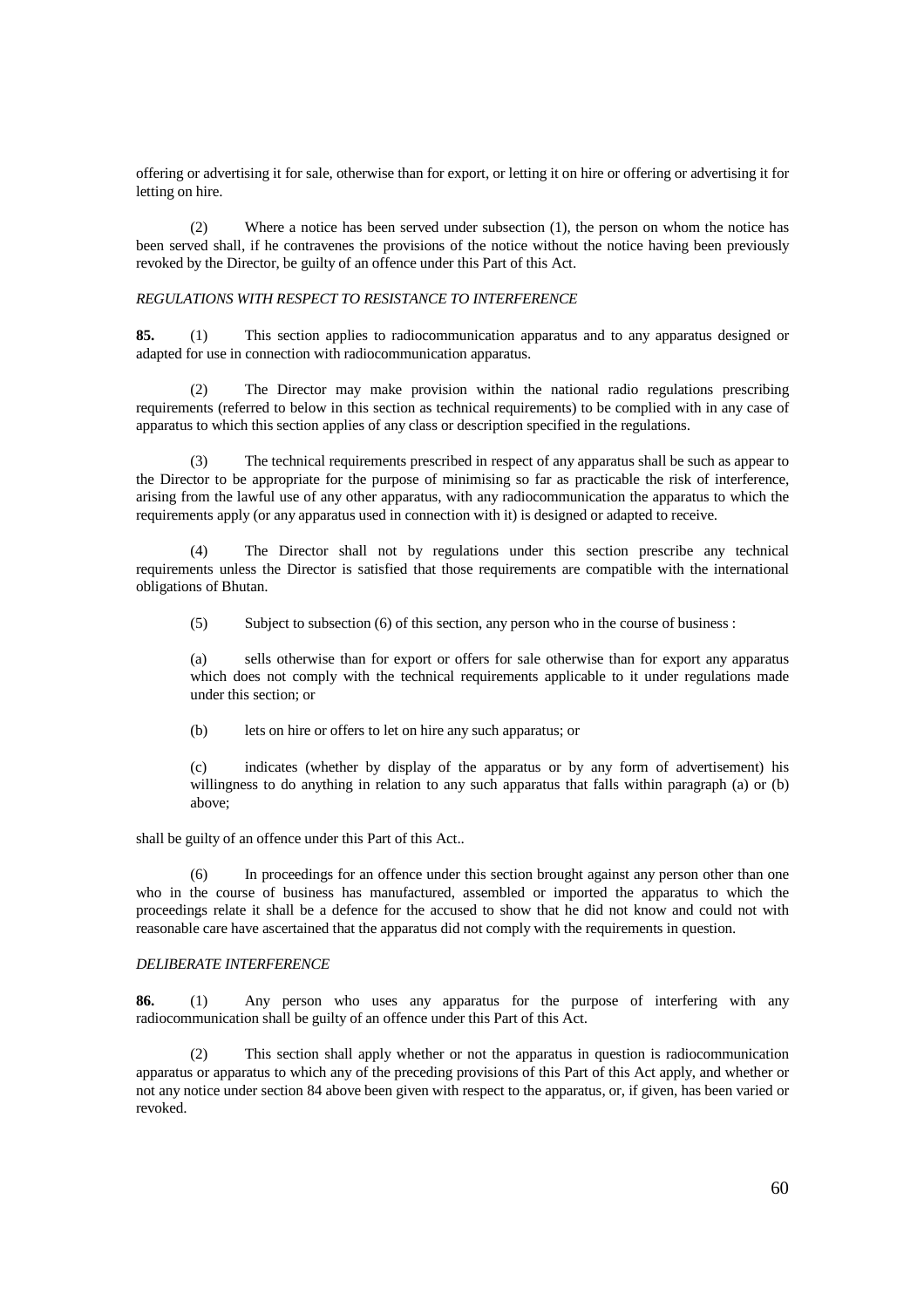offering or advertising it for sale, otherwise than for export, or letting it on hire or offering or advertising it for letting on hire.

(2) Where a notice has been served under subsection (1), the person on whom the notice has been served shall, if he contravenes the provisions of the notice without the notice having been previously revoked by the Director, be guilty of an offence under this Part of this Act.

*REGULATIONS WITH RESPECT TO RESISTANCE TO INTERFERENCE*

**85.** (1) This section applies to radiocommunication apparatus and to any apparatus designed or adapted for use in connection with radiocommunication apparatus.

(2) The Director may make provision within the national radio regulations prescribing requirements (referred to below in this section as technical requirements) to be complied with in any case of apparatus to which this section applies of any class or description specified in the regulations.

(3) The technical requirements prescribed in respect of any apparatus shall be such as appear to the Director to be appropriate for the purpose of minimising so far as practicable the risk of interference, arising from the lawful use of any other apparatus, with any radiocommunication the apparatus to which the requirements apply (or any apparatus used in connection with it) is designed or adapted to receive.

(4) The Director shall not by regulations under this section prescribe any technical requirements unless the Director is satisfied that those requirements are compatible with the international obligations of Bhutan.

(5) Subject to subsection (6) of this section, any person who in the course of business :

(a) sells otherwise than for export or offers for sale otherwise than for export any apparatus which does not comply with the technical requirements applicable to it under regulations made under this section; or

(b) lets on hire or offers to let on hire any such apparatus; or

(c) indicates (whether by display of the apparatus or by any form of advertisement) his willingness to do anything in relation to any such apparatus that falls within paragraph (a) or (b) above;

shall be guilty of an offence under this Part of this Act..

(6) In proceedings for an offence under this section brought against any person other than one who in the course of business has manufactured, assembled or imported the apparatus to which the proceedings relate it shall be a defence for the accused to show that he did not know and could not with reasonable care have ascertained that the apparatus did not comply with the requirements in question.

*DELIBERATE INTERFERENCE*

**86.** (1) Any person who uses any apparatus for the purpose of interfering with any radiocommunication shall be guilty of an offence under this Part of this Act.

(2) This section shall apply whether or not the apparatus in question is radiocommunication apparatus or apparatus to which any of the preceding provisions of this Part of this Act apply, and whether or not any notice under section 84 above been given with respect to the apparatus, or, if given, has been varied or revoked.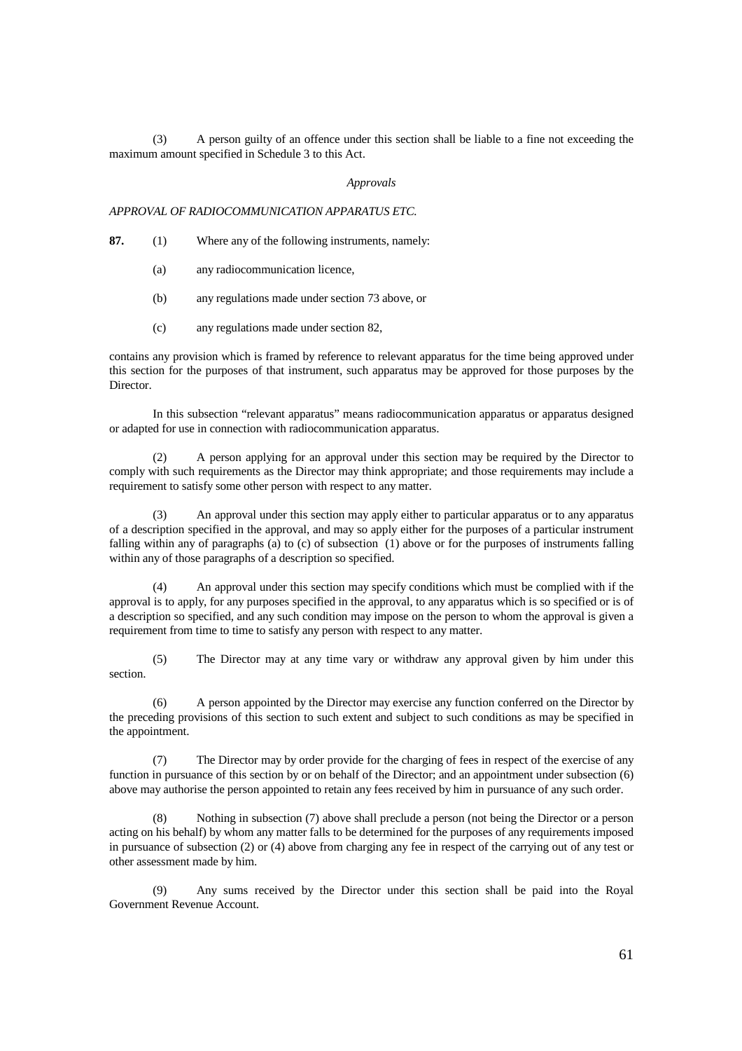(3) A person guilty of an offence under this section shall be liable to a fine not exceeding the maximum amount specified in Schedule 3 to this Act.

*Approvals*

*APPROVAL OF RADIOCOMMUNICATION APPARATUS ETC.*

**87.** (1) Where any of the following instruments, namely:

(a) any radiocommunication licence,

(b) any regulations made under section 73 above, or

(c) any regulations made under section 82,

contains any provision which is framed by reference to relevant apparatus for the time being approved under this section for the purposes of that instrument, such apparatus may be approved for those purposes by the Director.

In this subsection "relevant apparatus" means radiocommunication apparatus or apparatus designed or adapted for use in connection with radiocommunication apparatus.

(2) A person applying for an approval under this section may be required by the Director to comply with such requirements as the Director may think appropriate; and those requirements may include a requirement to satisfy some other person with respect to any matter.

(3) An approval under this section may apply either to particular apparatus or to any apparatus of a description specified in the approval, and may so apply either for the purposes of a particular instrument falling within any of paragraphs (a) to (c) of subsection (1) above or for the purposes of instruments falling within any of those paragraphs of a description so specified.

(4) An approval under this section may specify conditions which must be complied with if the approval is to apply, for any purposes specified in the approval, to any apparatus which is so specified or is of a description so specified, and any such condition may impose on the person to whom the approval is given a requirement from time to time to satisfy any person with respect to any matter.

(5) The Director may at any time vary or withdraw any approval given by him under this section.

(6) A person appointed by the Director may exercise any function conferred on the Director by the preceding provisions of this section to such extent and subject to such conditions as may be specified in the appointment.

(7) The Director may by order provide for the charging of fees in respect of the exercise of any function in pursuance of this section by or on behalf of the Director; and an appointment under subsection (6) above may authorise the person appointed to retain any fees received by him in pursuance of any such order.

(8) Nothing in subsection (7) above shall preclude a person (not being the Director or a person acting on his behalf) by whom any matter falls to be determined for the purposes of any requirements imposed in pursuance of subsection (2) or (4) above from charging any fee in respect of the carrying out of any test or other assessment made by him.

(9) Any sums received by the Director under this section shall be paid into the Royal Government Revenue Account.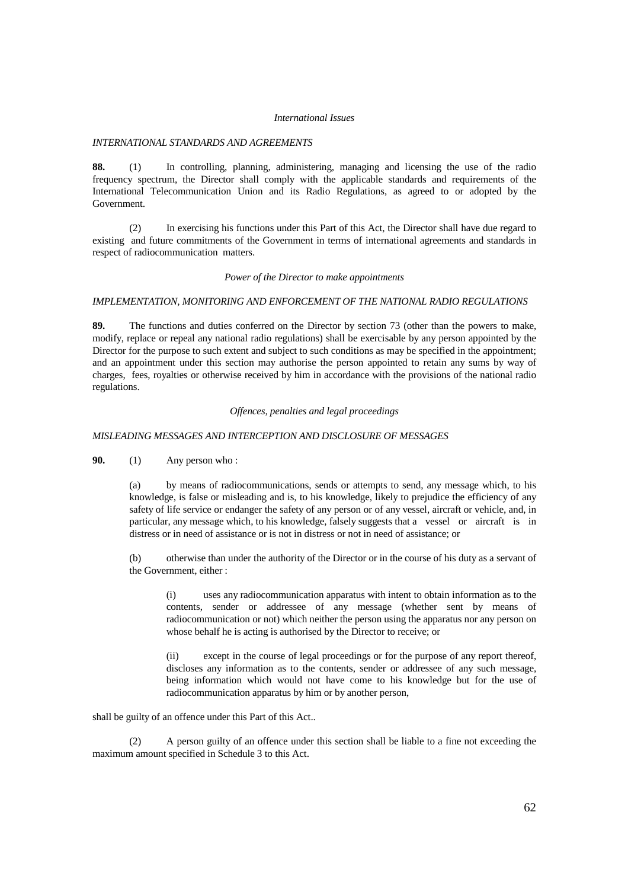*International Issues*

*INTERNATIONAL STANDARDS AND AGREEMENTS*

**88.** (1) In controlling, planning, administering, managing and licensing the use of the radio frequency spectrum, the Director shall comply with the applicable standards and requirements of the International Telecommunication Union and its Radio Regulations, as agreed to or adopted by the Government.

(2) In exercising his functions under this Part of this Act, the Director shall have due regard to existing and future commitments of the Government in terms of international agreements and standards in respect of radiocommunication matters.

*Power of the Director to make appointments*

*IMPLEMENTATION, MONITORING AND ENFORCEMENT OF THE NATIONAL RADIO REGULATIONS*

**89.** The functions and duties conferred on the Director by section 73 (other than the powers to make, modify, replace or repeal any national radio regulations) shall be exercisable by any person appointed by the Director for the purpose to such extent and subject to such conditions as may be specified in the appointment; and an appointment under this section may authorise the person appointed to retain any sums by way of charges, fees, royalties or otherwise received by him in accordance with the provisions of the national radio regulations.

*Offences, penalties and legal proceedings*

*MISLEADING MESSAGES AND INTERCEPTION AND DISCLOSURE OF MESSAGES*

**90.** (1) Any person who :

(a) by means of radiocommunications, sends or attempts to send, any message which, to his knowledge, is false or misleading and is, to his knowledge, likely to prejudice the efficiency of any safety of life service or endanger the safety of any person or of any vessel, aircraft or vehicle, and, in particular, any message which, to his knowledge, falsely suggests that a vessel or aircraft is in distress or in need of assistance or is not in distress or not in need of assistance; or

(b) otherwise than under the authority of the Director or in the course of his duty as a servant of the Government, either :

(i) uses any radiocommunication apparatus with intent to obtain information as to the contents, sender or addressee of any message (whether sent by means of radiocommunication or not) which neither the person using the apparatus nor any person on whose behalf he is acting is authorised by the Director to receive; or

(ii) except in the course of legal proceedings or for the purpose of any report thereof, discloses any information as to the contents, sender or addressee of any such message, being information which would not have come to his knowledge but for the use of radiocommunication apparatus by him or by another person,

shall be guilty of an offence under this Part of this Act..

(2) A person guilty of an offence under this section shall be liable to a fine not exceeding the maximum amount specified in Schedule 3 to this Act.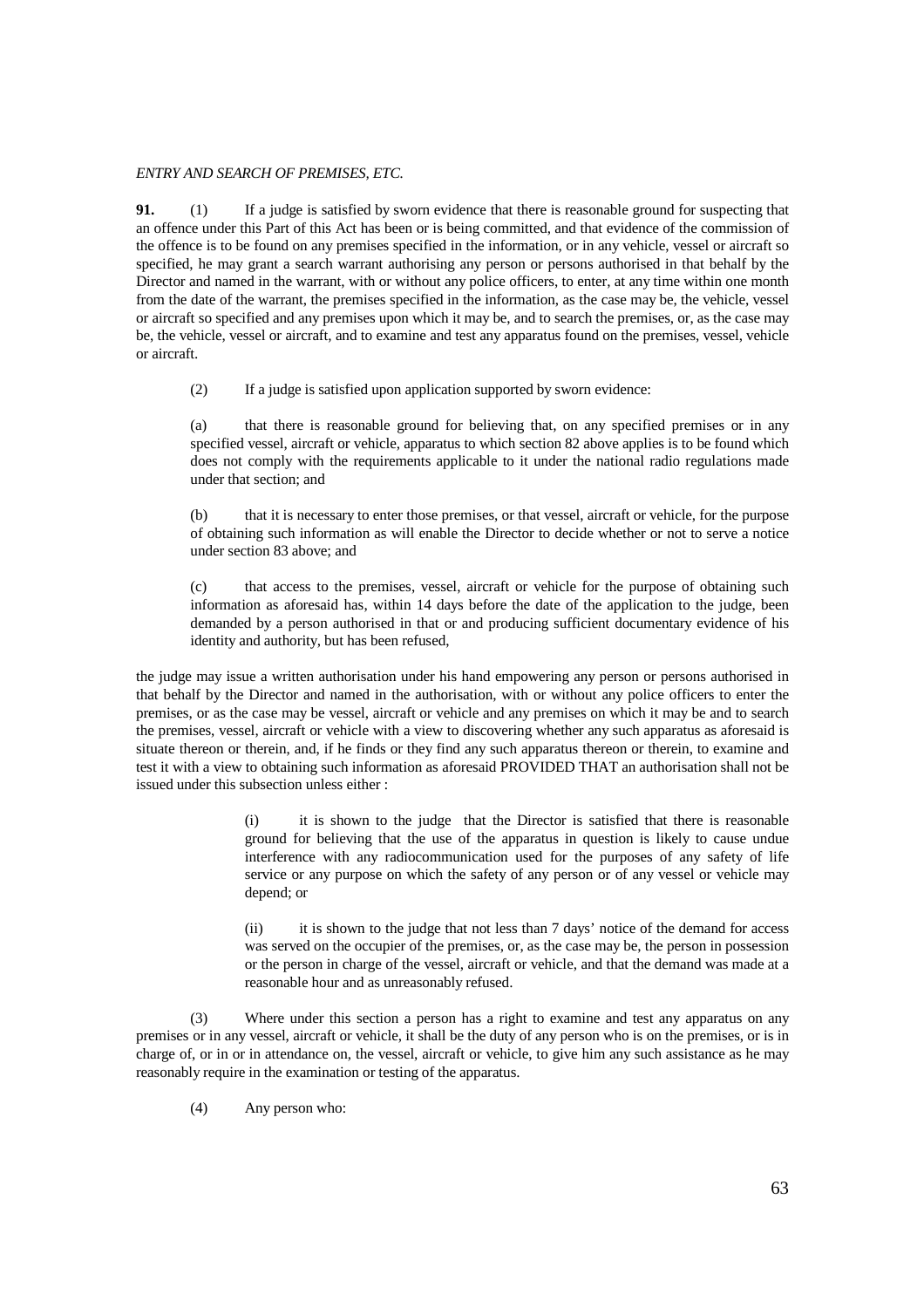*ENTRY AND SEARCH OF PREMISES, ETC.*

**91.** (1) If a judge is satisfied by sworn evidence that there is reasonable ground for suspecting that an offence under this Part of this Act has been or is being committed, and that evidence of the commission of the offence is to be found on any premises specified in the information, or in any vehicle, vessel or aircraft so specified, he may grant a search warrant authorising any person or persons authorised in that behalf by the Director and named in the warrant, with or without any police officers, to enter, at any time within one month from the date of the warrant, the premises specified in the information, as the case may be, the vehicle, vessel or aircraft so specified and any premises upon which it may be, and to search the premises, or, as the case may be, the vehicle, vessel or aircraft, and to examine and test any apparatus found on the premises, vessel, vehicle or aircraft.

(2) If a judge is satisfied upon application supported by sworn evidence:

(a) that there is reasonable ground for believing that, on any specified premises or in any specified vessel, aircraft or vehicle, apparatus to which section 82 above applies is to be found which does not comply with the requirements applicable to it under the national radio regulations made under that section; and

(b) that it is necessary to enter those premises, or that vessel, aircraft or vehicle, for the purpose of obtaining such information as will enable the Director to decide whether or not to serve a notice under section 83 above; and

(c) that access to the premises, vessel, aircraft or vehicle for the purpose of obtaining such information as aforesaid has, within 14 days before the date of the application to the judge, been demanded by a person authorised in that or and producing sufficient documentary evidence of his identity and authority, but has been refused,

the judge may issue a written authorisation under his hand empowering any person or persons authorised in that behalf by the Director and named in the authorisation, with or without any police officers to enter the premises, or as the case may be vessel, aircraft or vehicle and any premises on which it may be and to search the premises, vessel, aircraft or vehicle with a view to discovering whether any such apparatus as aforesaid is situate thereon or therein, and, if he finds or they find any such apparatus thereon or therein, to examine and test it with a view to obtaining such information as aforesaid PROVIDED THAT an authorisation shall not be issued under this subsection unless either :

> (i) it is shown to the judge that the Director is satisfied that there is reasonable ground for believing that the use of the apparatus in question is likely to cause undue interference with any radiocommunication used for the purposes of any safety of life service or any purpose on which the safety of any person or of any vessel or vehicle may depend; or
>
> (ii) it is shown to the judge that not less than 7 days' notice of the demand for access was served on the occupier of the premises, or, as the case may be, the person in possession or the person in charge of the vessel, aircraft or vehicle, and that the demand was made at a reasonable hour and as unreasonably refused.

(3) Where under this section a person has a right to examine and test any apparatus on any premises or in any vessel, aircraft or vehicle, it shall be the duty of any person who is on the premises, or is in charge of, or in or in attendance on, the vessel, aircraft or vehicle, to give him any such assistance as he may reasonably require in the examination or testing of the apparatus.

(4) Any person who: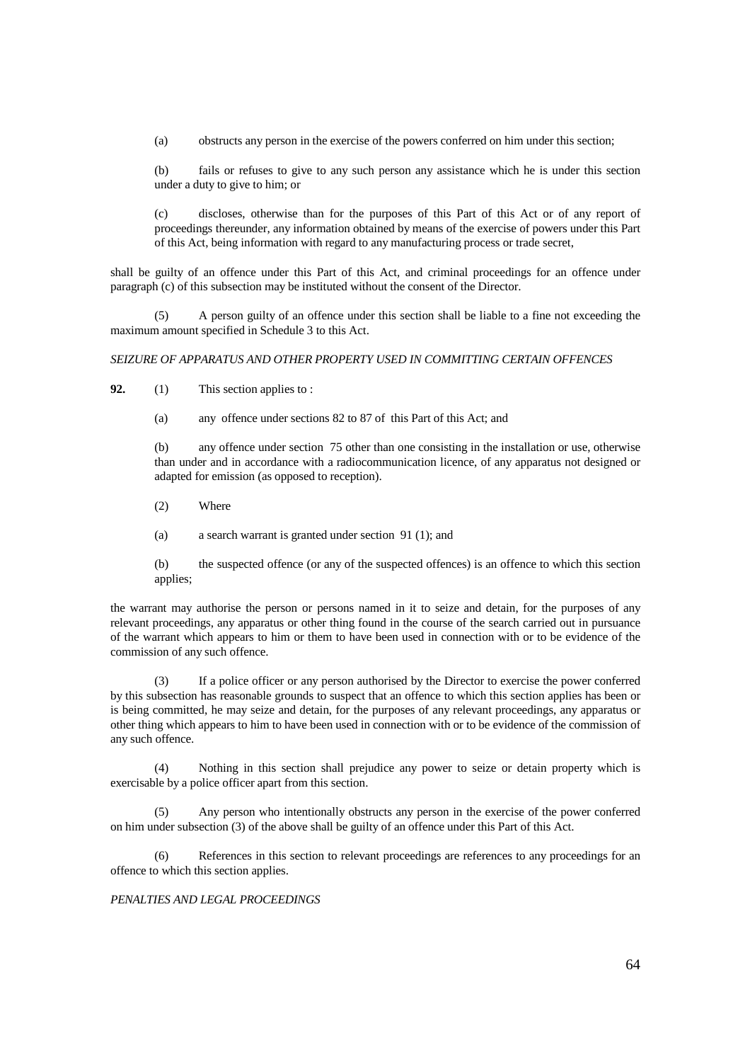(a) obstructs any person in the exercise of the powers conferred on him under this section;

(b) fails or refuses to give to any such person any assistance which he is under this section under a duty to give to him; or

(c) discloses, otherwise than for the purposes of this Part of this Act or of any report of proceedings thereunder, any information obtained by means of the exercise of powers under this Part of this Act, being information with regard to any manufacturing process or trade secret,

shall be guilty of an offence under this Part of this Act, and criminal proceedings for an offence under paragraph (c) of this subsection may be instituted without the consent of the Director.

(5) A person guilty of an offence under this section shall be liable to a fine not exceeding the maximum amount specified in Schedule 3 to this Act.

*SEIZURE OF APPARATUS AND OTHER PROPERTY USED IN COMMITTING CERTAIN OFFENCES*

**92.** (1) This section applies to :

(a) any offence under sections 82 to 87 of this Part of this Act; and

(b) any offence under section 75 other than one consisting in the installation or use, otherwise than under and in accordance with a radiocommunication licence, of any apparatus not designed or adapted for emission (as opposed to reception).

(2) Where

(a) a search warrant is granted under section 91 (1); and

(b) the suspected offence (or any of the suspected offences) is an offence to which this section applies;

the warrant may authorise the person or persons named in it to seize and detain, for the purposes of any relevant proceedings, any apparatus or other thing found in the course of the search carried out in pursuance of the warrant which appears to him or them to have been used in connection with or to be evidence of the commission of any such offence.

(3) If a police officer or any person authorised by the Director to exercise the power conferred by this subsection has reasonable grounds to suspect that an offence to which this section applies has been or is being committed, he may seize and detain, for the purposes of any relevant proceedings, any apparatus or other thing which appears to him to have been used in connection with or to be evidence of the commission of any such offence.

(4) Nothing in this section shall prejudice any power to seize or detain property which is exercisable by a police officer apart from this section.

(5) Any person who intentionally obstructs any person in the exercise of the power conferred on him under subsection (3) of the above shall be guilty of an offence under this Part of this Act.

(6) References in this section to relevant proceedings are references to any proceedings for an offence to which this section applies.

*PENALTIES AND LEGAL PROCEEDINGS*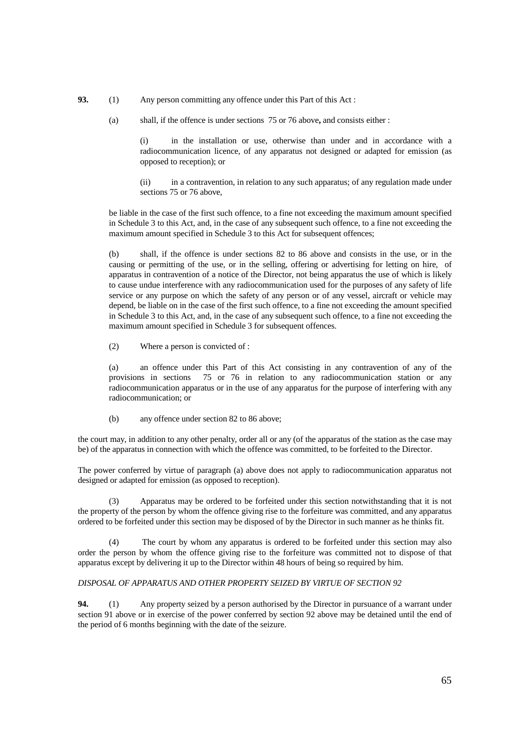**93.** (1) Any person committing any offence under this Part of this Act :

(a) shall, if the offence is under sections 75 or 76 above**,** and consists either :

(i) in the installation or use, otherwise than under and in accordance with a radiocommunication licence, of any apparatus not designed or adapted for emission (as opposed to reception); or

(ii) in a contravention, in relation to any such apparatus; of any regulation made under sections 75 or 76 above,

be liable in the case of the first such offence, to a fine not exceeding the maximum amount specified in Schedule 3 to this Act, and, in the case of any subsequent such offence, to a fine not exceeding the maximum amount specified in Schedule 3 to this Act for subsequent offences;

(b) shall, if the offence is under sections 82 to 86 above and consists in the use, or in the causing or permitting of the use, or in the selling, offering or advertising for letting on hire, of apparatus in contravention of a notice of the Director, not being apparatus the use of which is likely to cause undue interference with any radiocommunication used for the purposes of any safety of life service or any purpose on which the safety of any person or of any vessel, aircraft or vehicle may depend, be liable on in the case of the first such offence, to a fine not exceeding the amount specified in Schedule 3 to this Act, and, in the case of any subsequent such offence, to a fine not exceeding the maximum amount specified in Schedule 3 for subsequent offences.

(2) Where a person is convicted of :

(a) an offence under this Part of this Act consisting in any contravention of any of the provisions in sections 75 or 76 in relation to any radiocommunication station or any radiocommunication apparatus or in the use of any apparatus for the purpose of interfering with any radiocommunication; or

(b) any offence under section 82 to 86 above;

the court may, in addition to any other penalty, order all or any (of the apparatus of the station as the case may be) of the apparatus in connection with which the offence was committed, to be forfeited to the Director.

The power conferred by virtue of paragraph (a) above does not apply to radiocommunication apparatus not designed or adapted for emission (as opposed to reception).

(3) Apparatus may be ordered to be forfeited under this section notwithstanding that it is not the property of the person by whom the offence giving rise to the forfeiture was committed, and any apparatus ordered to be forfeited under this section may be disposed of by the Director in such manner as he thinks fit.

(4) The court by whom any apparatus is ordered to be forfeited under this section may also order the person by whom the offence giving rise to the forfeiture was committed not to dispose of that apparatus except by delivering it up to the Director within 48 hours of being so required by him.

*DISPOSAL OF APPARATUS AND OTHER PROPERTY SEIZED BY VIRTUE OF SECTION 92*

**94.** (1) Any property seized by a person authorised by the Director in pursuance of a warrant under section 91 above or in exercise of the power conferred by section 92 above may be detained until the end of the period of 6 months beginning with the date of the seizure.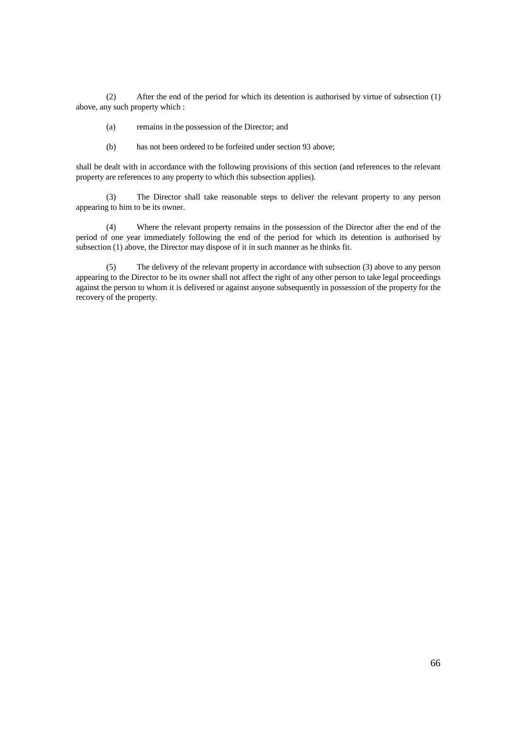(2) After the end of the period for which its detention is authorised by virtue of subsection (1) above, any such property which :

(a) remains in the possession of the Director; and

(b) has not been ordered to be forfeited under section 93 above;

shall be dealt with in accordance with the following provisions of this section (and references to the relevant property are references to any property to which this subsection applies).

(3) The Director shall take reasonable steps to deliver the relevant property to any person appearing to him to be its owner.

(4) Where the relevant property remains in the possession of the Director after the end of the period of one year immediately following the end of the period for which its detention is authorised by subsection (1) above, the Director may dispose of it in such manner as he thinks fit.

(5) The delivery of the relevant property in accordance with subsection (3) above to any person appearing to the Director to be its owner shall not affect the right of any other person to take legal proceedings against the person to whom it is delivered or against anyone subsequently in possession of the property for the recovery of the property.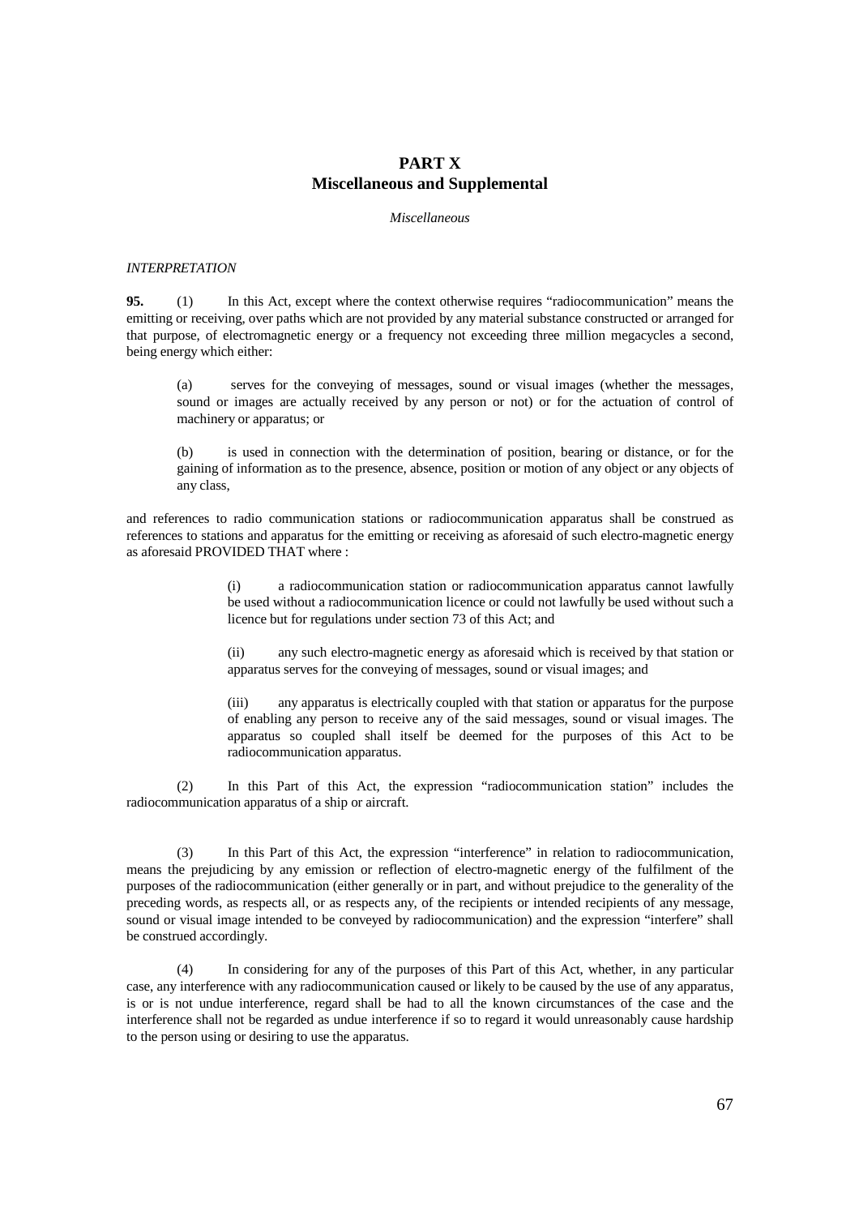# PART X
## Miscellaneous and Supplemental

*Miscellaneous*

*INTERPRETATION*

**95.** (1) In this Act, except where the context otherwise requires "radiocommunication" means the emitting or receiving, over paths which are not provided by any material substance constructed or arranged for that purpose, of electromagnetic energy or a frequency not exceeding three million megacycles a second, being energy which either:

(a) serves for the conveying of messages, sound or visual images (whether the messages, sound or images are actually received by any person or not) or for the actuation of control of machinery or apparatus; or

(b) is used in connection with the determination of position, bearing or distance, or for the gaining of information as to the presence, absence, position or motion of any object or any objects of any class,

and references to radio communication stations or radiocommunication apparatus shall be construed as references to stations and apparatus for the emitting or receiving as aforesaid of such electro-magnetic energy as aforesaid PROVIDED THAT where :

(i) a radiocommunication station or radiocommunication apparatus cannot lawfully be used without a radiocommunication licence or could not lawfully be used without such a licence but for regulations under section 73 of this Act; and

(ii) any such electro-magnetic energy as aforesaid which is received by that station or apparatus serves for the conveying of messages, sound or visual images; and

(iii) any apparatus is electrically coupled with that station or apparatus for the purpose of enabling any person to receive any of the said messages, sound or visual images. The apparatus so coupled shall itself be deemed for the purposes of this Act to be radiocommunication apparatus.

(2) In this Part of this Act, the expression "radiocommunication station" includes the radiocommunication apparatus of a ship or aircraft.

(3) In this Part of this Act, the expression "interference" in relation to radiocommunication, means the prejudicing by any emission or reflection of electro-magnetic energy of the fulfilment of the purposes of the radiocommunication (either generally or in part, and without prejudice to the generality of the preceding words, as respects all, or as respects any, of the recipients or intended recipients of any message, sound or visual image intended to be conveyed by radiocommunication) and the expression "interfere" shall be construed accordingly.

(4) In considering for any of the purposes of this Part of this Act, whether, in any particular case, any interference with any radiocommunication caused or likely to be caused by the use of any apparatus, is or is not undue interference, regard shall be had to all the known circumstances of the case and the interference shall not be regarded as undue interference if so to regard it would unreasonably cause hardship to the person using or desiring to use the apparatus.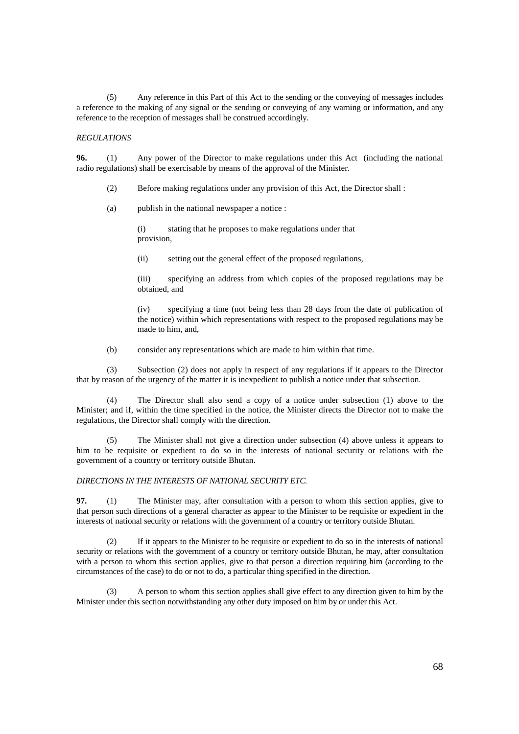(5) Any reference in this Part of this Act to the sending or the conveying of messages includes a reference to the making of any signal or the sending or conveying of any warning or information, and any reference to the reception of messages shall be construed accordingly.

*REGULATIONS*

**96.** (1) Any power of the Director to make regulations under this Act (including the national radio regulations) shall be exercisable by means of the approval of the Minister.

(2) Before making regulations under any provision of this Act, the Director shall :

(a) publish in the national newspaper a notice :

(i) stating that he proposes to make regulations under that provision,

(ii) setting out the general effect of the proposed regulations,

(iii) specifying an address from which copies of the proposed regulations may be obtained, and

(iv) specifying a time (not being less than 28 days from the date of publication of the notice) within which representations with respect to the proposed regulations may be made to him, and,

(b) consider any representations which are made to him within that time.

(3) Subsection (2) does not apply in respect of any regulations if it appears to the Director that by reason of the urgency of the matter it is inexpedient to publish a notice under that subsection.

(4) The Director shall also send a copy of a notice under subsection (1) above to the Minister; and if, within the time specified in the notice, the Minister directs the Director not to make the regulations, the Director shall comply with the direction.

(5) The Minister shall not give a direction under subsection (4) above unless it appears to him to be requisite or expedient to do so in the interests of national security or relations with the government of a country or territory outside Bhutan.

*DIRECTIONS IN THE INTERESTS OF NATIONAL SECURITY ETC.*

**97.** (1) The Minister may, after consultation with a person to whom this section applies, give to that person such directions of a general character as appear to the Minister to be requisite or expedient in the interests of national security or relations with the government of a country or territory outside Bhutan.

(2) If it appears to the Minister to be requisite or expedient to do so in the interests of national security or relations with the government of a country or territory outside Bhutan, he may, after consultation with a person to whom this section applies, give to that person a direction requiring him (according to the circumstances of the case) to do or not to do, a particular thing specified in the direction.

(3) A person to whom this section applies shall give effect to any direction given to him by the Minister under this section notwithstanding any other duty imposed on him by or under this Act.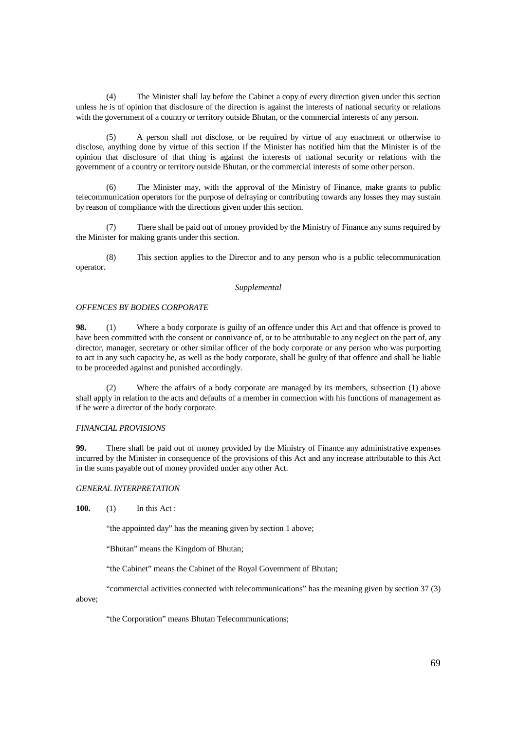(4) The Minister shall lay before the Cabinet a copy of every direction given under this section unless he is of opinion that disclosure of the direction is against the interests of national security or relations with the government of a country or territory outside Bhutan, or the commercial interests of any person.

(5) A person shall not disclose, or be required by virtue of any enactment or otherwise to disclose, anything done by virtue of this section if the Minister has notified him that the Minister is of the opinion that disclosure of that thing is against the interests of national security or relations with the government of a country or territory outside Bhutan, or the commercial interests of some other person.

(6) The Minister may, with the approval of the Ministry of Finance, make grants to public telecommunication operators for the purpose of defraying or contributing towards any losses they may sustain by reason of compliance with the directions given under this section.

(7) There shall be paid out of money provided by the Ministry of Finance any sums required by the Minister for making grants under this section.

(8) This section applies to the Director and to any person who is a public telecommunication operator.

*Supplemental*

*OFFENCES BY BODIES CORPORATE*

**98.** (1) Where a body corporate is guilty of an offence under this Act and that offence is proved to have been committed with the consent or connivance of, or to be attributable to any neglect on the part of, any director, manager, secretary or other similar officer of the body corporate or any person who was purporting to act in any such capacity he, as well as the body corporate, shall be guilty of that offence and shall be liable to be proceeded against and punished accordingly.

(2) Where the affairs of a body corporate are managed by its members, subsection (1) above shall apply in relation to the acts and defaults of a member in connection with his functions of management as if he were a director of the body corporate.

*FINANCIAL PROVISIONS*

**99.** There shall be paid out of money provided by the Ministry of Finance any administrative expenses incurred by the Minister in consequence of the provisions of this Act and any increase attributable to this Act in the sums payable out of money provided under any other Act.

*GENERAL INTERPRETATION*

**100.** (1) In this Act :

"the appointed day" has the meaning given by section 1 above;

"Bhutan" means the Kingdom of Bhutan;

"the Cabinet" means the Cabinet of the Royal Government of Bhutan;

"commercial activities connected with telecommunications" has the meaning given by section 37 (3) above;

"the Corporation" means Bhutan Telecommunications;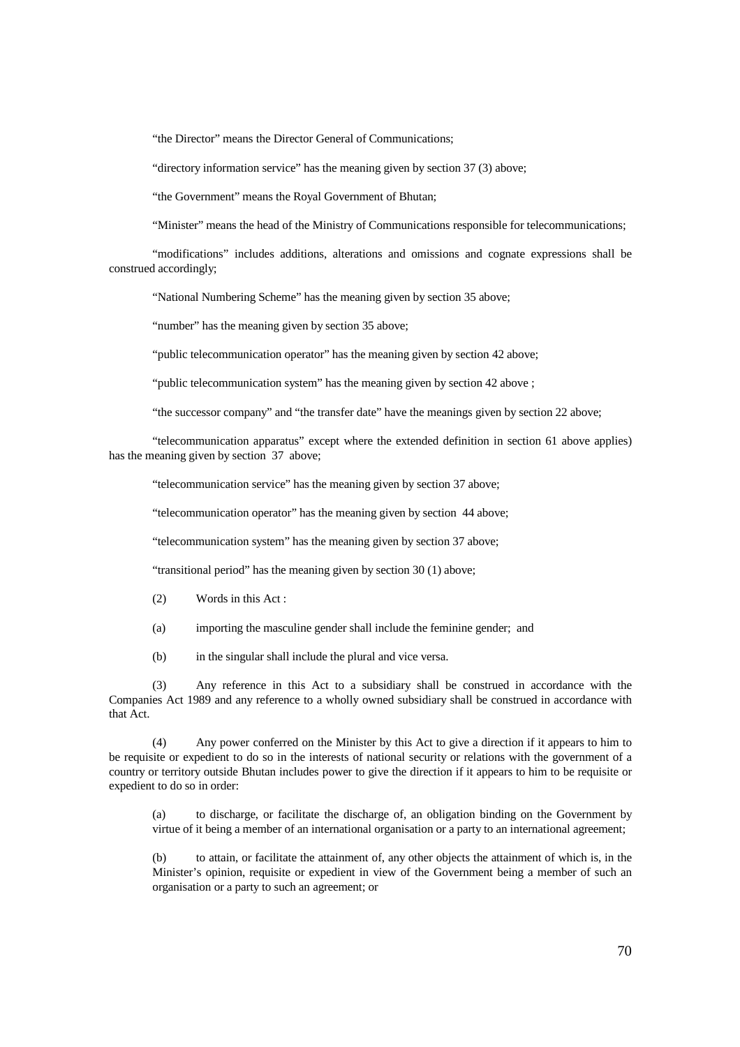"the Director" means the Director General of Communications;

"directory information service" has the meaning given by section 37 (3) above;

"the Government" means the Royal Government of Bhutan;

"Minister" means the head of the Ministry of Communications responsible for telecommunications;

"modifications" includes additions, alterations and omissions and cognate expressions shall be construed accordingly;

"National Numbering Scheme" has the meaning given by section 35 above;

"number" has the meaning given by section 35 above;

"public telecommunication operator" has the meaning given by section 42 above;

"public telecommunication system" has the meaning given by section 42 above ;

"the successor company" and "the transfer date" have the meanings given by section 22 above;

"telecommunication apparatus" except where the extended definition in section 61 above applies) has the meaning given by section 37 above;

"telecommunication service" has the meaning given by section 37 above;

"telecommunication operator" has the meaning given by section 44 above;

"telecommunication system" has the meaning given by section 37 above;

"transitional period" has the meaning given by section 30 (1) above;

(2) Words in this Act :

(a) importing the masculine gender shall include the feminine gender; and

(b) in the singular shall include the plural and vice versa.

(3) Any reference in this Act to a subsidiary shall be construed in accordance with the Companies Act 1989 and any reference to a wholly owned subsidiary shall be construed in accordance with that Act.

(4) Any power conferred on the Minister by this Act to give a direction if it appears to him to be requisite or expedient to do so in the interests of national security or relations with the government of a country or territory outside Bhutan includes power to give the direction if it appears to him to be requisite or expedient to do so in order:

(a) to discharge, or facilitate the discharge of, an obligation binding on the Government by virtue of it being a member of an international organisation or a party to an international agreement;

(b) to attain, or facilitate the attainment of, any other objects the attainment of which is, in the Minister's opinion, requisite or expedient in view of the Government being a member of such an organisation or a party to such an agreement; or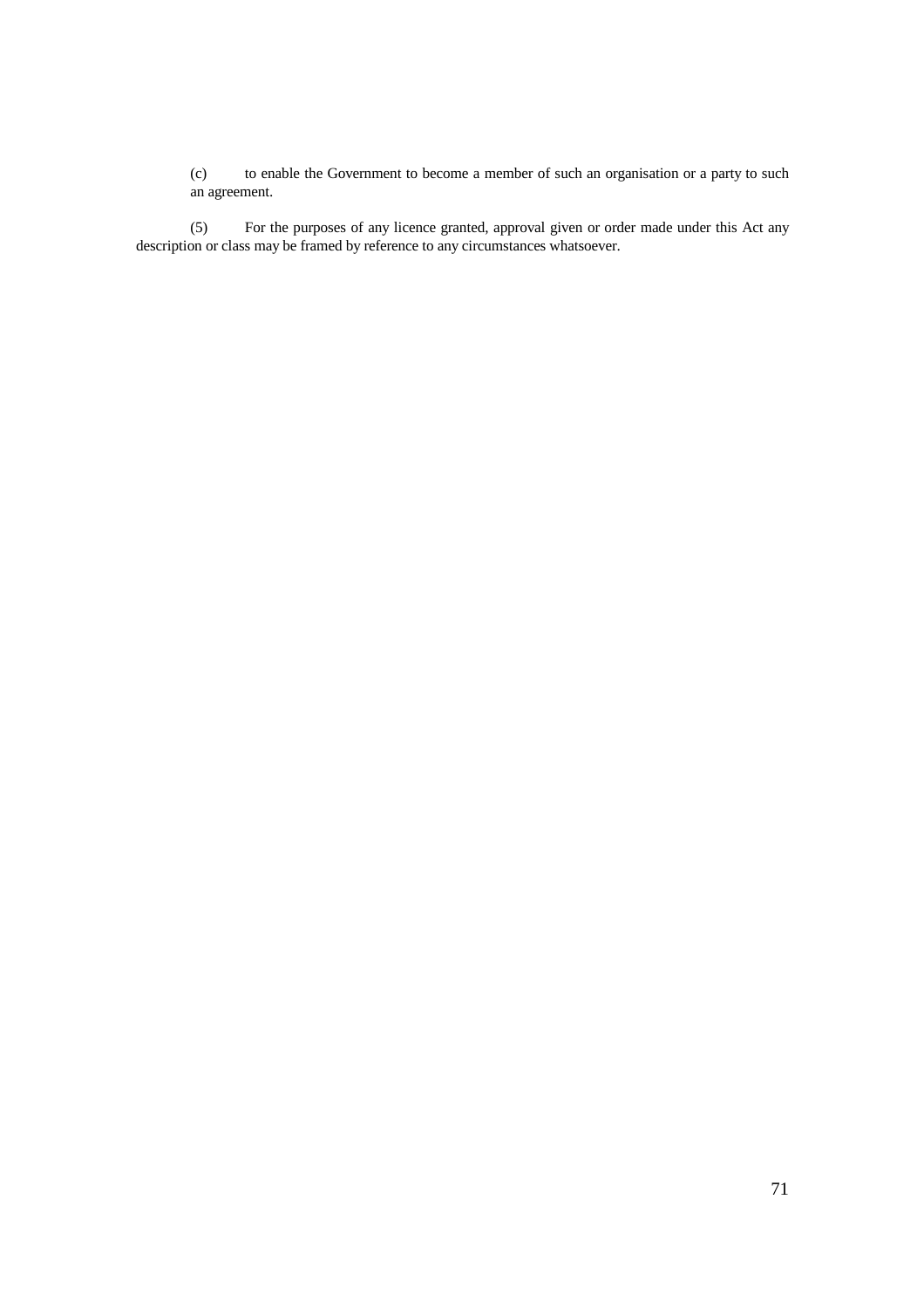(c) to enable the Government to become a member of such an organisation or a party to such an agreement.

(5) For the purposes of any licence granted, approval given or order made under this Act any description or class may be framed by reference to any circumstances whatsoever.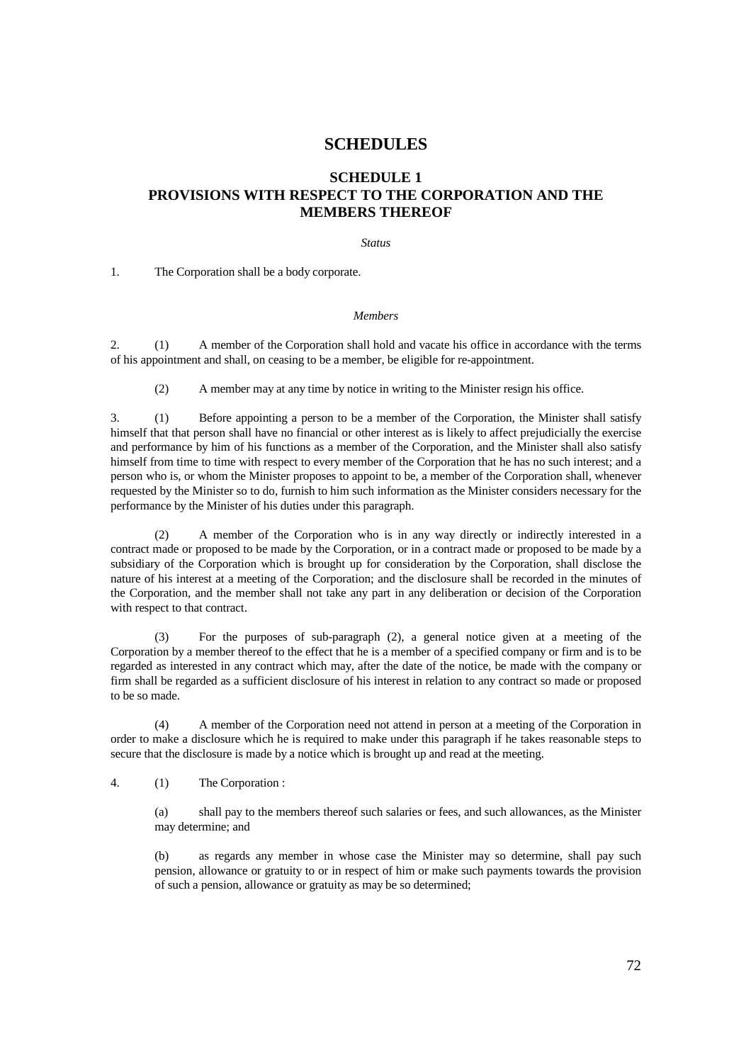# SCHEDULES

## SCHEDULE 1
## PROVISIONS WITH RESPECT TO THE CORPORATION AND THE MEMBERS THEREOF

*Status*

1. The Corporation shall be a body corporate.

*Members*

2. (1) A member of the Corporation shall hold and vacate his office in accordance with the terms of his appointment and shall, on ceasing to be a member, be eligible for re-appointment.

(2) A member may at any time by notice in writing to the Minister resign his office.

3. (1) Before appointing a person to be a member of the Corporation, the Minister shall satisfy himself that that person shall have no financial or other interest as is likely to affect prejudicially the exercise and performance by him of his functions as a member of the Corporation, and the Minister shall also satisfy himself from time to time with respect to every member of the Corporation that he has no such interest; and a person who is, or whom the Minister proposes to appoint to be, a member of the Corporation shall, whenever requested by the Minister so to do, furnish to him such information as the Minister considers necessary for the performance by the Minister of his duties under this paragraph.

(2) A member of the Corporation who is in any way directly or indirectly interested in a contract made or proposed to be made by the Corporation, or in a contract made or proposed to be made by a subsidiary of the Corporation which is brought up for consideration by the Corporation, shall disclose the nature of his interest at a meeting of the Corporation; and the disclosure shall be recorded in the minutes of the Corporation, and the member shall not take any part in any deliberation or decision of the Corporation with respect to that contract.

(3) For the purposes of sub-paragraph (2), a general notice given at a meeting of the Corporation by a member thereof to the effect that he is a member of a specified company or firm and is to be regarded as interested in any contract which may, after the date of the notice, be made with the company or firm shall be regarded as a sufficient disclosure of his interest in relation to any contract so made or proposed to be so made.

(4) A member of the Corporation need not attend in person at a meeting of the Corporation in order to make a disclosure which he is required to make under this paragraph if he takes reasonable steps to secure that the disclosure is made by a notice which is brought up and read at the meeting.

4. (1) The Corporation :

(a) shall pay to the members thereof such salaries or fees, and such allowances, as the Minister may determine; and

(b) as regards any member in whose case the Minister may so determine, shall pay such pension, allowance or gratuity to or in respect of him or make such payments towards the provision of such a pension, allowance or gratuity as may be so determined;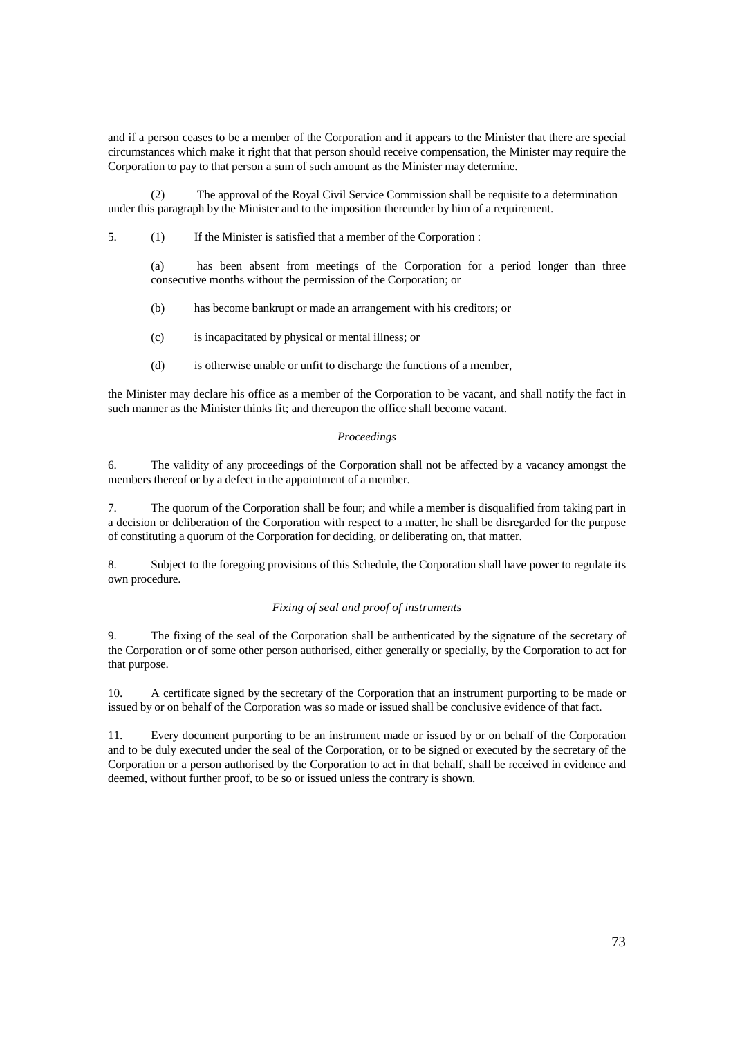and if a person ceases to be a member of the Corporation and it appears to the Minister that there are special circumstances which make it right that that person should receive compensation, the Minister may require the Corporation to pay to that person a sum of such amount as the Minister may determine.

(2) The approval of the Royal Civil Service Commission shall be requisite to a determination under this paragraph by the Minister and to the imposition thereunder by him of a requirement.

5. (1) If the Minister is satisfied that a member of the Corporation :

(a) has been absent from meetings of the Corporation for a period longer than three consecutive months without the permission of the Corporation; or

(b) has become bankrupt or made an arrangement with his creditors; or

(c) is incapacitated by physical or mental illness; or

(d) is otherwise unable or unfit to discharge the functions of a member,

the Minister may declare his office as a member of the Corporation to be vacant, and shall notify the fact in such manner as the Minister thinks fit; and thereupon the office shall become vacant.

*Proceedings*

6. The validity of any proceedings of the Corporation shall not be affected by a vacancy amongst the members thereof or by a defect in the appointment of a member.

7. The quorum of the Corporation shall be four; and while a member is disqualified from taking part in a decision or deliberation of the Corporation with respect to a matter, he shall be disregarded for the purpose of constituting a quorum of the Corporation for deciding, or deliberating on, that matter.

8. Subject to the foregoing provisions of this Schedule, the Corporation shall have power to regulate its own procedure.

*Fixing of seal and proof of instruments*

9. The fixing of the seal of the Corporation shall be authenticated by the signature of the secretary of the Corporation or of some other person authorised, either generally or specially, by the Corporation to act for that purpose.

10. A certificate signed by the secretary of the Corporation that an instrument purporting to be made or issued by or on behalf of the Corporation was so made or issued shall be conclusive evidence of that fact.

11. Every document purporting to be an instrument made or issued by or on behalf of the Corporation and to be duly executed under the seal of the Corporation, or to be signed or executed by the secretary of the Corporation or a person authorised by the Corporation to act in that behalf, shall be received in evidence and deemed, without further proof, to be so or issued unless the contrary is shown.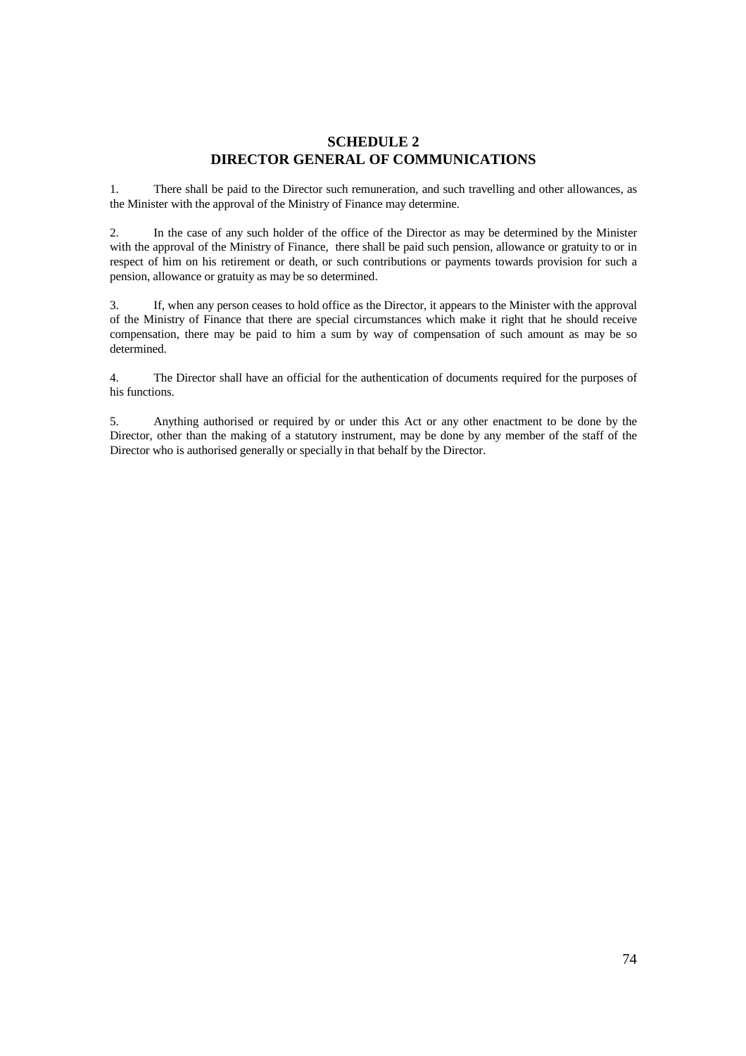## SCHEDULE 2
## DIRECTOR GENERAL OF COMMUNICATIONS

1. There shall be paid to the Director such remuneration, and such travelling and other allowances, as the Minister with the approval of the Ministry of Finance may determine.

2. In the case of any such holder of the office of the Director as may be determined by the Minister with the approval of the Ministry of Finance, there shall be paid such pension, allowance or gratuity to or in respect of him on his retirement or death, or such contributions or payments towards provision for such a pension, allowance or gratuity as may be so determined.

3. If, when any person ceases to hold office as the Director, it appears to the Minister with the approval of the Ministry of Finance that there are special circumstances which make it right that he should receive compensation, there may be paid to him a sum by way of compensation of such amount as may be so determined.

4. The Director shall have an official for the authentication of documents required for the purposes of his functions.

5. Anything authorised or required by or under this Act or any other enactment to be done by the Director, other than the making of a statutory instrument, may be done by any member of the staff of the Director who is authorised generally or specially in that behalf by the Director.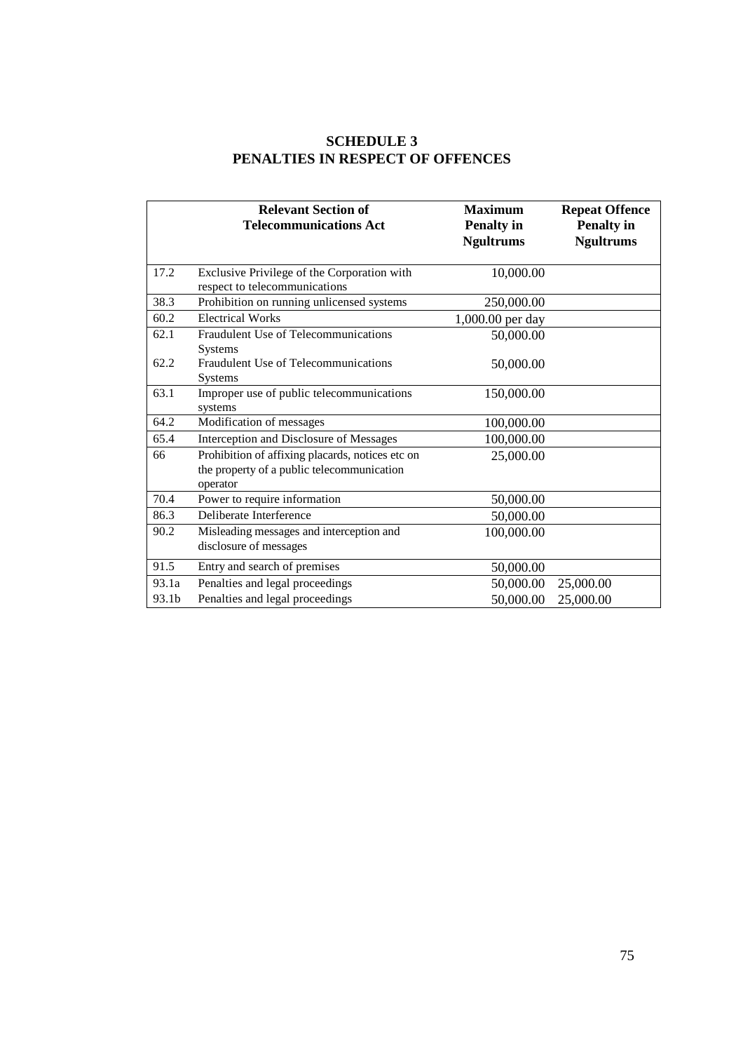# SCHEDULE 3
# PENALTIES IN RESPECT OF OFFENCES

| | Relevant Section of Telecommunications Act | Maximum Penalty in Ngultrums | Repeat Offence Penalty in Ngultrums |
|---|---|---|---|
| 17.2 | Exclusive Privilege of the Corporation with respect to telecommunications | 10,000.00 | |
| 38.3 | Prohibition on running unlicensed systems | 250,000.00 | |
| 60.2 | Electrical Works | 1,000.00 per day | |
| 62.1 | Fraudulent Use of Telecommunications Systems | 50,000.00 | |
| 62.2 | Fraudulent Use of Telecommunications Systems | 50,000.00 | |
| 63.1 | Improper use of public telecommunications systems | 150,000.00 | |
| 64.2 | Modification of messages | 100,000.00 | |
| 65.4 | Interception and Disclosure of Messages | 100,000.00 | |
| 66 | Prohibition of affixing placards, notices etc on the property of a public telecommunication operator | 25,000.00 | |
| 70.4 | Power to require information | 50,000.00 | |
| 86.3 | Deliberate Interference | 50,000.00 | |
| 90.2 | Misleading messages and interception and disclosure of messages | 100,000.00 | |
| 91.5 | Entry and search of premises | 50,000.00 | |
| 93.1a | Penalties and legal proceedings | 50,000.00 | 25,000.00 |
| 93.1b | Penalties and legal proceedings | 50,000.00 | 25,000.00 |